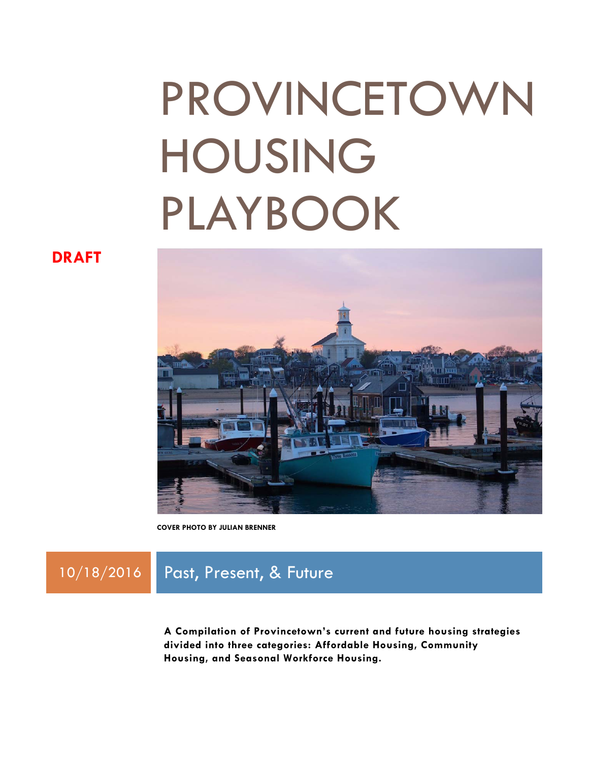# PROVINCETOWN HOUSING PLAYBOOK

**DRAFT**

COVER PHOTO BY JULIAN BRENNER

10/18/2016

## Past, Present, & Future

**A Compilation of Provincetown's current and future housing strategies divided into three categories: Affordable Housing, Community Housing, and Seasonal Workforce Housing.**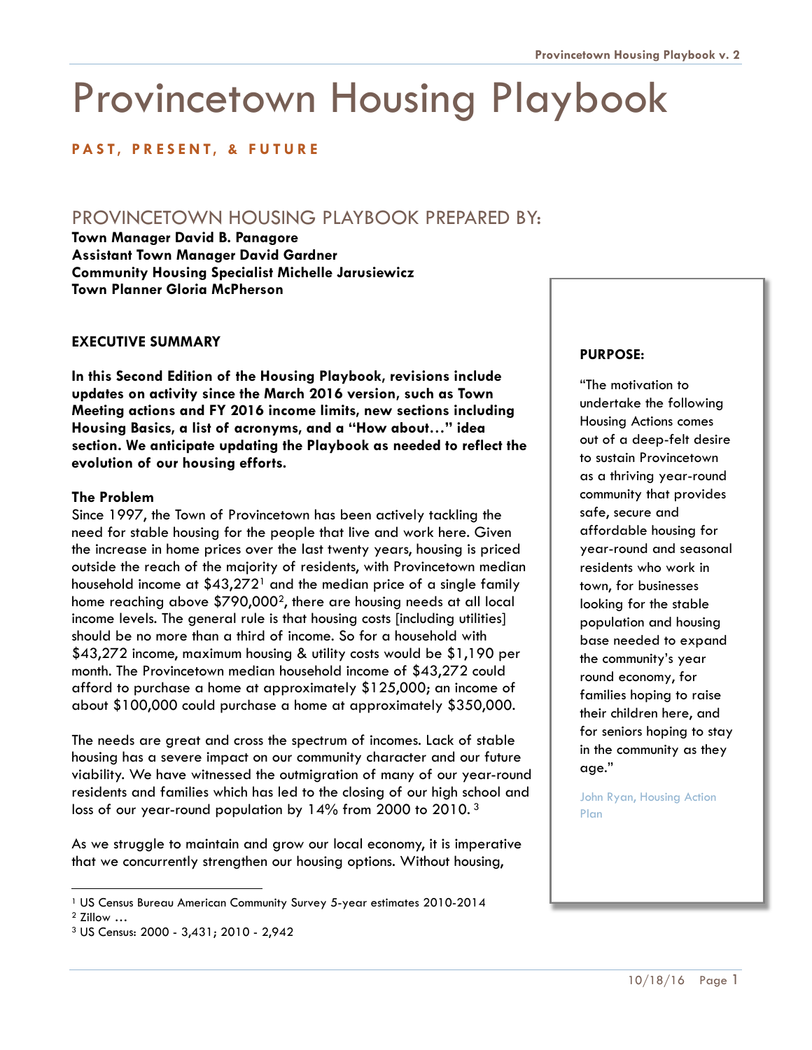# Provincetown Housing Playbook

**PAST, PRESENT, & FUTURE**

## PROVINCETOWN HOUSING PLAYBOOK PREPARED BY:

**Town Manager David B. Panagore**
**Assistant Town Manager David Gardner**
**Community Housing Specialist Michelle Jarusiewicz**
**Town Planner Gloria McPherson**

### EXECUTIVE SUMMARY

**In this Second Edition of the Housing Playbook, revisions include updates on activity since the March 2016 version, such as Town Meeting actions and FY 2016 income limits, new sections including Housing Basics, a list of acronyms, and a "How about…" idea section. We anticipate updating the Playbook as needed to reflect the evolution of our housing efforts.**

**The Problem**

Since 1997, the Town of Provincetown has been actively tackling the need for stable housing for the people that live and work here. Given the increase in home prices over the last twenty years, housing is priced outside the reach of the majority of residents, with Provincetown median household income at $43,272[1] and the median price of a single family home reaching above $790,000[2], there are housing needs at all local income levels. The general rule is that housing costs [including utilities] should be no more than a third of income. So for a household with $43,272 income, maximum housing & utility costs would be $1,190 per month. The Provincetown median household income of $43,272 could afford to purchase a home at approximately $125,000; an income of about $100,000 could purchase a home at approximately $350,000.

The needs are great and cross the spectrum of incomes. Lack of stable housing has a severe impact on our community character and our future viability. We have witnessed the outmigration of many of our year-round residents and families which has led to the closing of our high school and loss of our year-round population by 14% from 2000 to 2010. [3]

As we struggle to maintain and grow our local economy, it is imperative that we concurrently strengthen our housing options. Without housing,

**PURPOSE:**

"The motivation to undertake the following Housing Actions comes out of a deep-felt desire to sustain Provincetown as a thriving year-round community that provides safe, secure and affordable housing for year-round and seasonal residents who work in town, for businesses looking for the stable population and housing base needed to expand the community's year round economy, for families hoping to raise their children here, and for seniors hoping to stay in the community as they age."

John Ryan, Housing Action Plan

---

[1] US Census Bureau American Community Survey 5-year estimates 2010-2014
[2] Zillow …
[3] US Census: 2000 - 3,431; 2010 - 2,942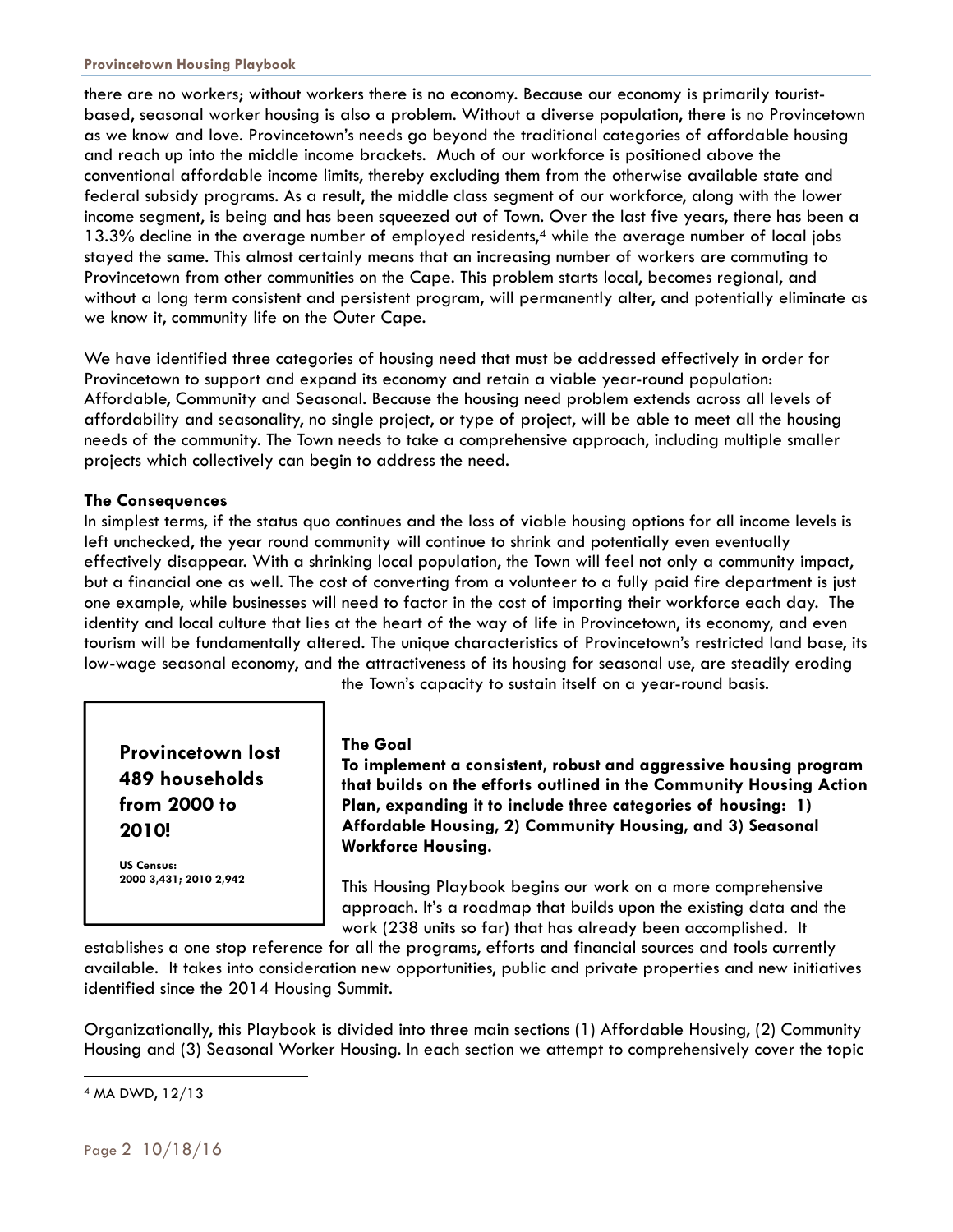there are no workers; without workers there is no economy. Because our economy is primarily tourist-based, seasonal worker housing is also a problem. Without a diverse population, there is no Provincetown as we know and love. Provincetown's needs go beyond the traditional categories of affordable housing and reach up into the middle income brackets. Much of our workforce is positioned above the conventional affordable income limits, thereby excluding them from the otherwise available state and federal subsidy programs. As a result, the middle class segment of our workforce, along with the lower income segment, is being and has been squeezed out of Town. Over the last five years, there has been a 13.3% decline in the average number of employed residents,[4] while the average number of local jobs stayed the same. This almost certainly means that an increasing number of workers are commuting to Provincetown from other communities on the Cape. This problem starts local, becomes regional, and without a long term consistent and persistent program, will permanently alter, and potentially eliminate as we know it, community life on the Outer Cape.

We have identified three categories of housing need that must be addressed effectively in order for Provincetown to support and expand its economy and retain a viable year-round population: Affordable, Community and Seasonal. Because the housing need problem extends across all levels of affordability and seasonality, no single project, or type of project, will be able to meet all the housing needs of the community. The Town needs to take a comprehensive approach, including multiple smaller projects which collectively can begin to address the need.

**The Consequences**

In simplest terms, if the status quo continues and the loss of viable housing options for all income levels is left unchecked, the year round community will continue to shrink and potentially even eventually effectively disappear. With a shrinking local population, the Town will feel not only a community impact, but a financial one as well. The cost of converting from a volunteer to a fully paid fire department is just one example, while businesses will need to factor in the cost of importing their workforce each day. The identity and local culture that lies at the heart of the way of life in Provincetown, its economy, and even tourism will be fundamentally altered. The unique characteristics of Provincetown's restricted land base, its low-wage seasonal economy, and the attractiveness of its housing for seasonal use, are steadily eroding the Town's capacity to sustain itself on a year-round basis.

> **Provincetown lost 489 households from 2000 to 2010!**
>
> **US Census: 2000 3,431; 2010 2,942**

**The Goal**

**To implement a consistent, robust and aggressive housing program that builds on the efforts outlined in the Community Housing Action Plan, expanding it to include three categories of housing: 1) Affordable Housing, 2) Community Housing, and 3) Seasonal Workforce Housing.**

This Housing Playbook begins our work on a more comprehensive approach. It's a roadmap that builds upon the existing data and the work (238 units so far) that has already been accomplished. It establishes a one stop reference for all the programs, efforts and financial sources and tools currently available. It takes into consideration new opportunities, public and private properties and new initiatives identified since the 2014 Housing Summit.

Organizationally, this Playbook is divided into three main sections (1) Affordable Housing, (2) Community Housing and (3) Seasonal Worker Housing. In each section we attempt to comprehensively cover the topic

---

[4] MA DWD, 12/13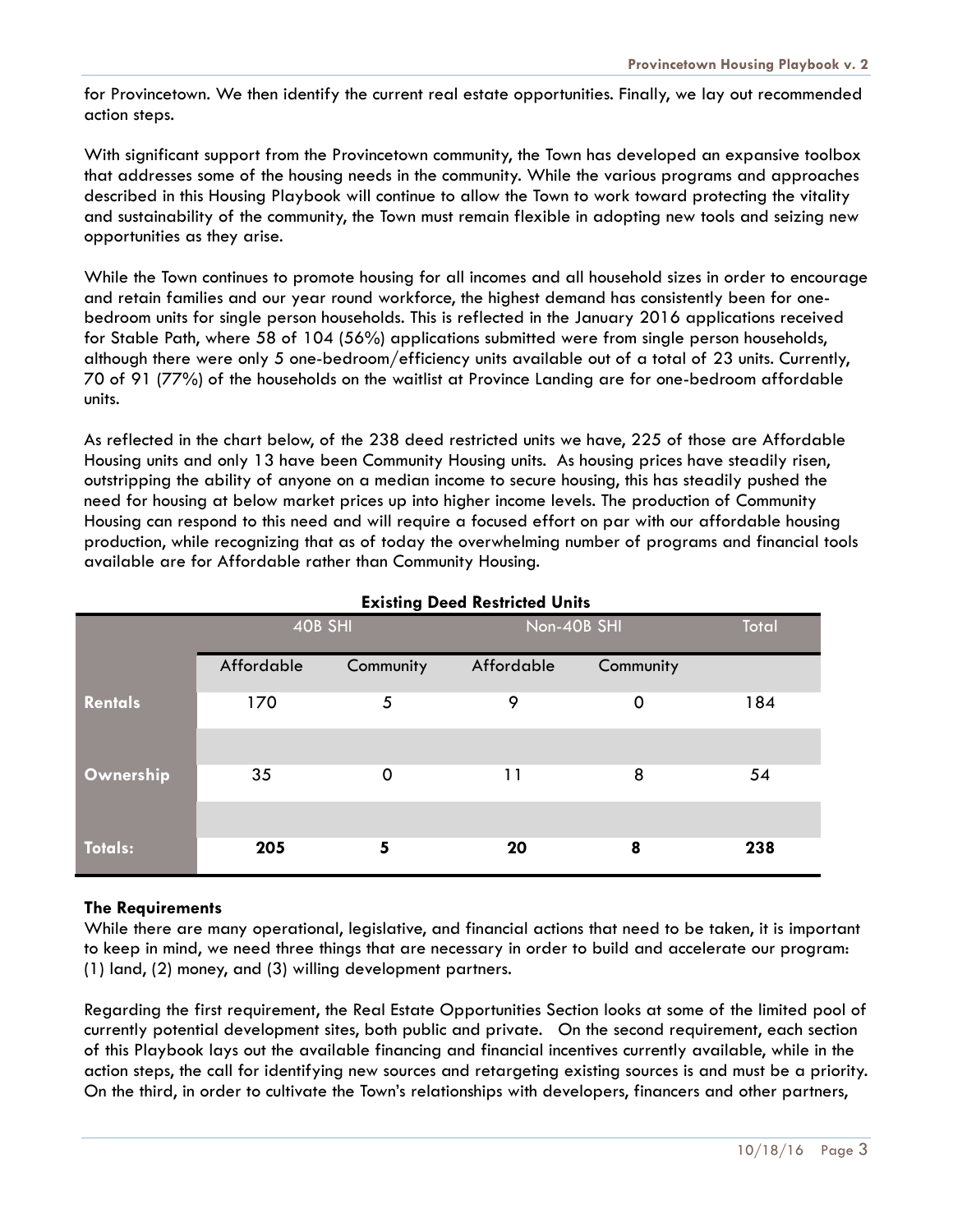for Provincetown. We then identify the current real estate opportunities. Finally, we lay out recommended action steps.

With significant support from the Provincetown community, the Town has developed an expansive toolbox that addresses some of the housing needs in the community. While the various programs and approaches described in this Housing Playbook will continue to allow the Town to work toward protecting the vitality and sustainability of the community, the Town must remain flexible in adopting new tools and seizing new opportunities as they arise.

While the Town continues to promote housing for all incomes and all household sizes in order to encourage and retain families and our year round workforce, the highest demand has consistently been for one-bedroom units for single person households. This is reflected in the January 2016 applications received for Stable Path, where 58 of 104 (56%) applications submitted were from single person households, although there were only 5 one-bedroom/efficiency units available out of a total of 23 units. Currently, 70 of 91 (77%) of the households on the waitlist at Province Landing are for one-bedroom affordable units.

As reflected in the chart below, of the 238 deed restricted units we have, 225 of those are Affordable Housing units and only 13 have been Community Housing units. As housing prices have steadily risen, outstripping the ability of anyone on a median income to secure housing, this has steadily pushed the need for housing at below market prices up into higher income levels. The production of Community Housing can respond to this need and will require a focused effort on par with our affordable housing production, while recognizing that as of today the overwhelming number of programs and financial tools available are for Affordable rather than Community Housing.

**Existing Deed Restricted Units**

| | 40B SHI | | Non-40B SHI | | Total |
|---|---|---|---|---|---|
| | Affordable | Community | Affordable | Community | |
| **Rentals** | 170 | 5 | 9 | 0 | 184 |
| **Ownership** | 35 | 0 | 11 | 8 | 54 |
| **Totals:** | **205** | **5** | **20** | **8** | **238** |

### The Requirements

While there are many operational, legislative, and financial actions that need to be taken, it is important to keep in mind, we need three things that are necessary in order to build and accelerate our program: (1) land, (2) money, and (3) willing development partners.

Regarding the first requirement, the Real Estate Opportunities Section looks at some of the limited pool of currently potential development sites, both public and private. On the second requirement, each section of this Playbook lays out the available financing and financial incentives currently available, while in the action steps, the call for identifying new sources and retargeting existing sources is and must be a priority. On the third, in order to cultivate the Town's relationships with developers, financers and other partners,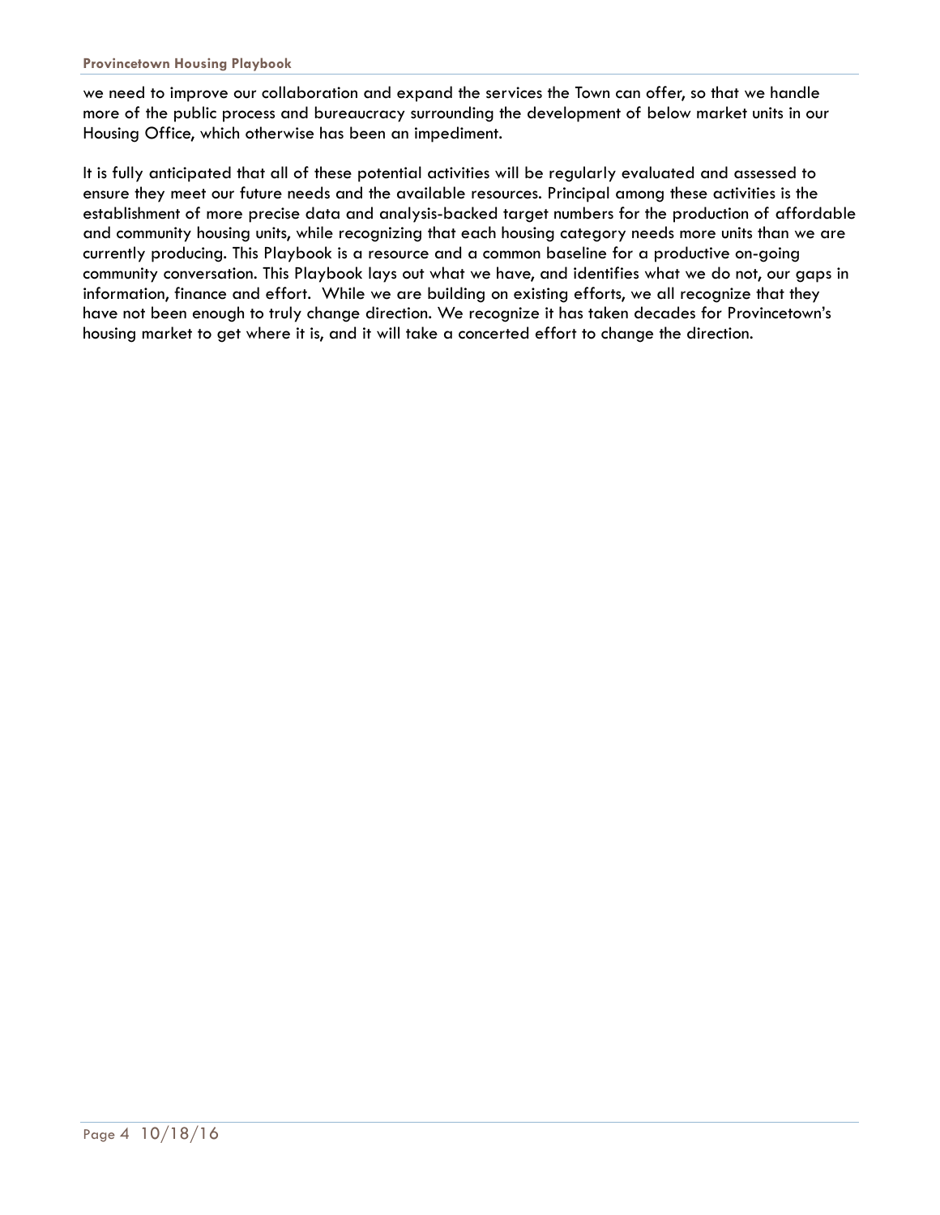we need to improve our collaboration and expand the services the Town can offer, so that we handle more of the public process and bureaucracy surrounding the development of below market units in our Housing Office, which otherwise has been an impediment.

It is fully anticipated that all of these potential activities will be regularly evaluated and assessed to ensure they meet our future needs and the available resources. Principal among these activities is the establishment of more precise data and analysis-backed target numbers for the production of affordable and community housing units, while recognizing that each housing category needs more units than we are currently producing. This Playbook is a resource and a common baseline for a productive on-going community conversation. This Playbook lays out what we have, and identifies what we do not, our gaps in information, finance and effort. While we are building on existing efforts, we all recognize that they have not been enough to truly change direction. We recognize it has taken decades for Provincetown's housing market to get where it is, and it will take a concerted effort to change the direction.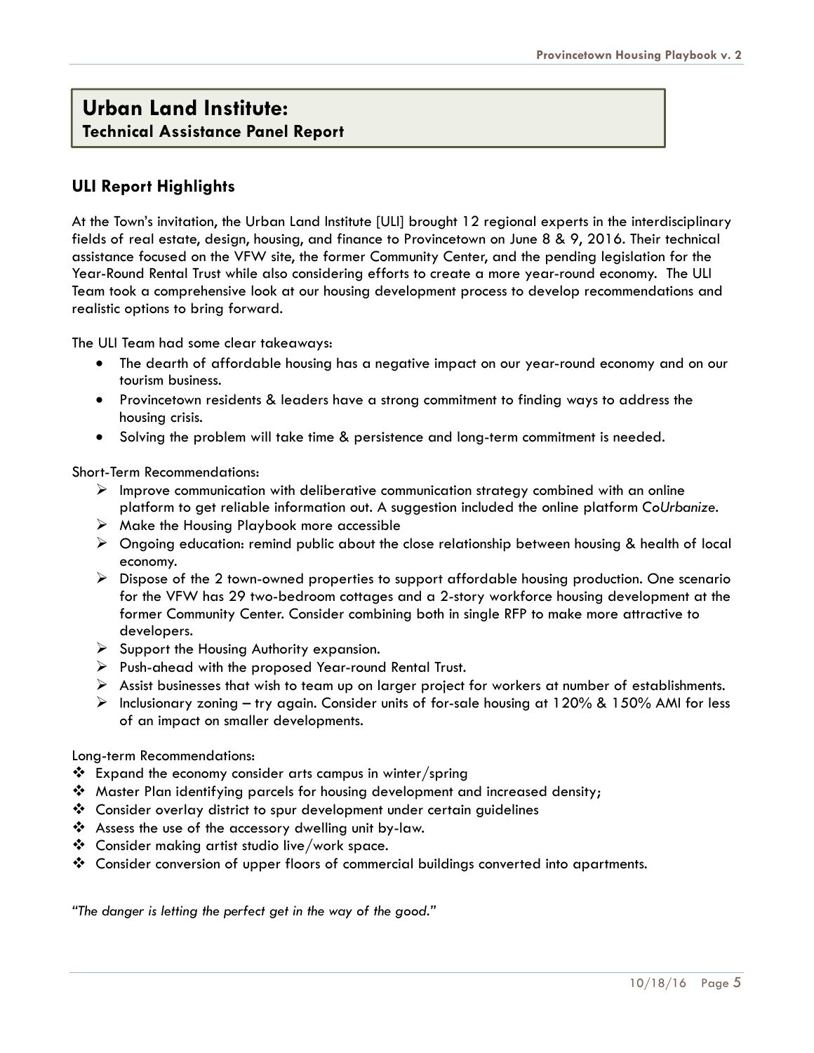## Urban Land Institute:

### Technical Assistance Panel Report

### ULI Report Highlights

At the Town's invitation, the Urban Land Institute [ULI] brought 12 regional experts in the interdisciplinary fields of real estate, design, housing, and finance to Provincetown on June 8 & 9, 2016. Their technical assistance focused on the VFW site, the former Community Center, and the pending legislation for the Year-Round Rental Trust while also considering efforts to create a more year-round economy. The ULI Team took a comprehensive look at our housing development process to develop recommendations and realistic options to bring forward.

The ULI Team had some clear takeaways:

- The dearth of affordable housing has a negative impact on our year-round economy and on our tourism business.
- Provincetown residents & leaders have a strong commitment to finding ways to address the housing crisis.
- Solving the problem will take time & persistence and long-term commitment is needed.

Short-Term Recommendations:

- Improve communication with deliberative communication strategy combined with an online platform to get reliable information out. A suggestion included the online platform Co*Urbanize*.
- Make the Housing Playbook more accessible
- Ongoing education: remind public about the close relationship between housing & health of local economy.
- Dispose of the 2 town-owned properties to support affordable housing production. One scenario for the VFW has 29 two-bedroom cottages and a 2-story workforce housing development at the former Community Center. Consider combining both in single RFP to make more attractive to developers.
- Support the Housing Authority expansion.
- Push-ahead with the proposed Year-round Rental Trust.
- Assist businesses that wish to team up on larger project for workers at number of establishments.
- Inclusionary zoning – try again. Consider units of for-sale housing at 120% & 150% AMI for less of an impact on smaller developments.

Long-term Recommendations:

- Expand the economy consider arts campus in winter/spring
- Master Plan identifying parcels for housing development and increased density;
- Consider overlay district to spur development under certain guidelines
- Assess the use of the accessory dwelling unit by-law.
- Consider making artist studio live/work space.
- Consider conversion of upper floors of commercial buildings converted into apartments.

*"The danger is letting the perfect get in the way of the good."*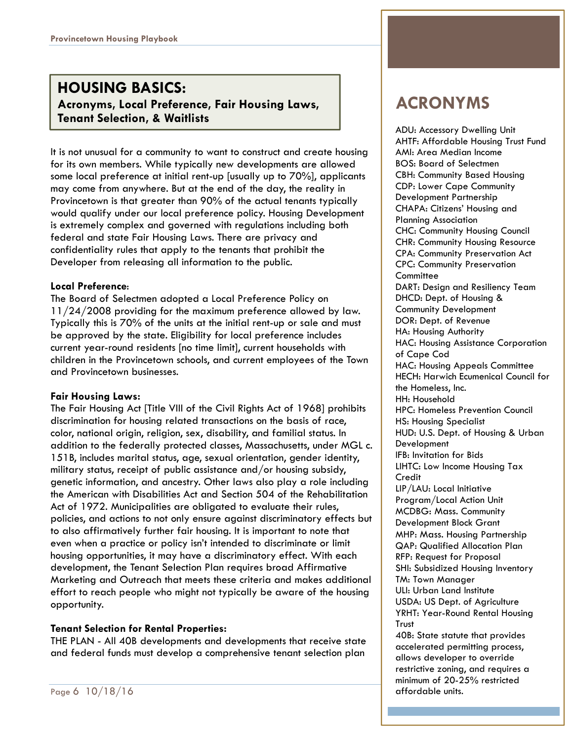## HOUSING BASICS:

### Acronyms, Local Preference, Fair Housing Laws, Tenant Selection, & Waitlists

It is not unusual for a community to want to construct and create housing for its own members. While typically new developments are allowed some local preference at initial rent-up [usually up to 70%], applicants may come from anywhere. But at the end of the day, the reality in Provincetown is that greater than 90% of the actual tenants typically would qualify under our local preference policy. Housing Development is extremely complex and governed with regulations including both federal and state Fair Housing Laws. There are privacy and confidentiality rules that apply to the tenants that prohibit the Developer from releasing all information to the public.

**Local Preference**:
The Board of Selectmen adopted a Local Preference Policy on 11/24/2008 providing for the maximum preference allowed by law. Typically this is 70% of the units at the initial rent-up or sale and must be approved by the state. Eligibility for local preference includes current year-round residents [no time limit], current households with children in the Provincetown schools, and current employees of the Town and Provincetown businesses.

**Fair Housing Laws:**
The Fair Housing Act [Title VIII of the Civil Rights Act of 1968] prohibits discrimination for housing related transactions on the basis of race, color, national origin, religion, sex, disability, and familial status. In addition to the federally protected classes, Massachusetts, under MGL c. 151B, includes marital status, age, sexual orientation, gender identity, military status, receipt of public assistance and/or housing subsidy, genetic information, and ancestry. Other laws also play a role including the American with Disabilities Act and Section 504 of the Rehabilitation Act of 1972. Municipalities are obligated to evaluate their rules, policies, and actions to not only ensure against discriminatory effects but to also affirmatively further fair housing. It is important to note that even when a practice or policy isn't intended to discriminate or limit housing opportunities, it may have a discriminatory effect. With each development, the Tenant Selection Plan requires broad Affirmative Marketing and Outreach that meets these criteria and makes additional effort to reach people who might not typically be aware of the housing opportunity.

**Tenant Selection for Rental Properties:**
THE PLAN - All 40B developments and developments that receive state and federal funds must develop a comprehensive tenant selection plan

## ACRONYMS

ADU: Accessory Dwelling Unit
AHTF: Affordable Housing Trust Fund
AMI: Area Median Income
BOS: Board of Selectmen
CBH: Community Based Housing
CDP: Lower Cape Community Development Partnership
CHAPA: Citizens' Housing and Planning Association
CHC: Community Housing Council
CHR: Community Housing Resource
CPA: Community Preservation Act
CPC: Community Preservation Committee
DART: Design and Resiliency Team
DHCD: Dept. of Housing & Community Development
DOR: Dept. of Revenue
HA: Housing Authority
HAC: Housing Assistance Corporation of Cape Cod
HAC: Housing Appeals Committee
HECH: Harwich Ecumenical Council for the Homeless, Inc.
HH: Household
HPC: Homeless Prevention Council
HS: Housing Specialist
HUD: U.S. Dept. of Housing & Urban Development
IFB: Invitation for Bids
LIHTC: Low Income Housing Tax Credit
LIP/LAU: Local Initiative Program/Local Action Unit
MCDBG: Mass. Community Development Block Grant
MHP: Mass. Housing Partnership
QAP: Qualified Allocation Plan
RFP: Request for Proposal
SHI: Subsidized Housing Inventory
TM: Town Manager
ULI: Urban Land Institute
USDA: US Dept. of Agriculture
YRHT: Year-Round Rental Housing Trust
40B: State statute that provides accelerated permitting process, allows developer to override restrictive zoning, and requires a minimum of 20-25% restricted affordable units.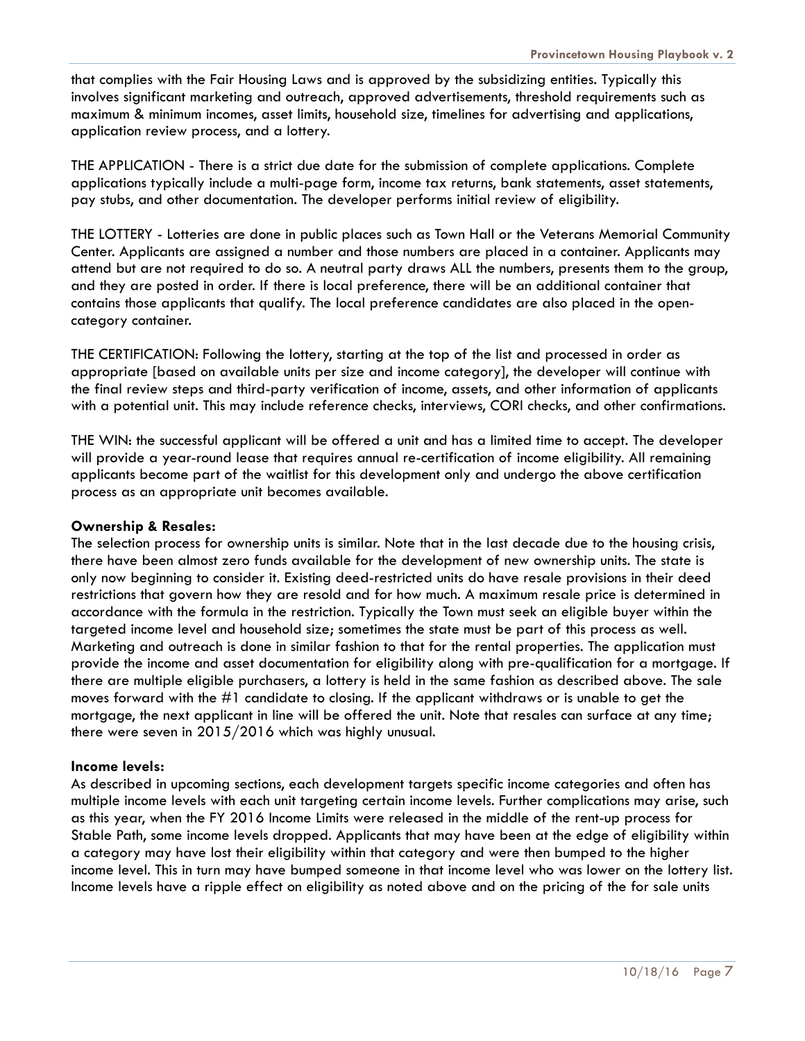that complies with the Fair Housing Laws and is approved by the subsidizing entities. Typically this involves significant marketing and outreach, approved advertisements, threshold requirements such as maximum & minimum incomes, asset limits, household size, timelines for advertising and applications, application review process, and a lottery.

THE APPLICATION - There is a strict due date for the submission of complete applications. Complete applications typically include a multi-page form, income tax returns, bank statements, asset statements, pay stubs, and other documentation. The developer performs initial review of eligibility.

THE LOTTERY - Lotteries are done in public places such as Town Hall or the Veterans Memorial Community Center. Applicants are assigned a number and those numbers are placed in a container. Applicants may attend but are not required to do so. A neutral party draws ALL the numbers, presents them to the group, and they are posted in order. If there is local preference, there will be an additional container that contains those applicants that qualify. The local preference candidates are also placed in the open-category container.

THE CERTIFICATION: Following the lottery, starting at the top of the list and processed in order as appropriate [based on available units per size and income category], the developer will continue with the final review steps and third-party verification of income, assets, and other information of applicants with a potential unit. This may include reference checks, interviews, CORI checks, and other confirmations.

THE WIN: the successful applicant will be offered a unit and has a limited time to accept. The developer will provide a year-round lease that requires annual re-certification of income eligibility. All remaining applicants become part of the waitlist for this development only and undergo the above certification process as an appropriate unit becomes available.

**Ownership & Resales:**

The selection process for ownership units is similar. Note that in the last decade due to the housing crisis, there have been almost zero funds available for the development of new ownership units. The state is only now beginning to consider it. Existing deed-restricted units do have resale provisions in their deed restrictions that govern how they are resold and for how much. A maximum resale price is determined in accordance with the formula in the restriction. Typically the Town must seek an eligible buyer within the targeted income level and household size; sometimes the state must be part of this process as well. Marketing and outreach is done in similar fashion to that for the rental properties. The application must provide the income and asset documentation for eligibility along with pre-qualification for a mortgage. If there are multiple eligible purchasers, a lottery is held in the same fashion as described above. The sale moves forward with the #1 candidate to closing. If the applicant withdraws or is unable to get the mortgage, the next applicant in line will be offered the unit. Note that resales can surface at any time; there were seven in 2015/2016 which was highly unusual.

**Income levels:**

As described in upcoming sections, each development targets specific income categories and often has multiple income levels with each unit targeting certain income levels. Further complications may arise, such as this year, when the FY 2016 Income Limits were released in the middle of the rent-up process for Stable Path, some income levels dropped. Applicants that may have been at the edge of eligibility within a category may have lost their eligibility within that category and were then bumped to the higher income level. This in turn may have bumped someone in that income level who was lower on the lottery list. Income levels have a ripple effect on eligibility as noted above and on the pricing of the for sale units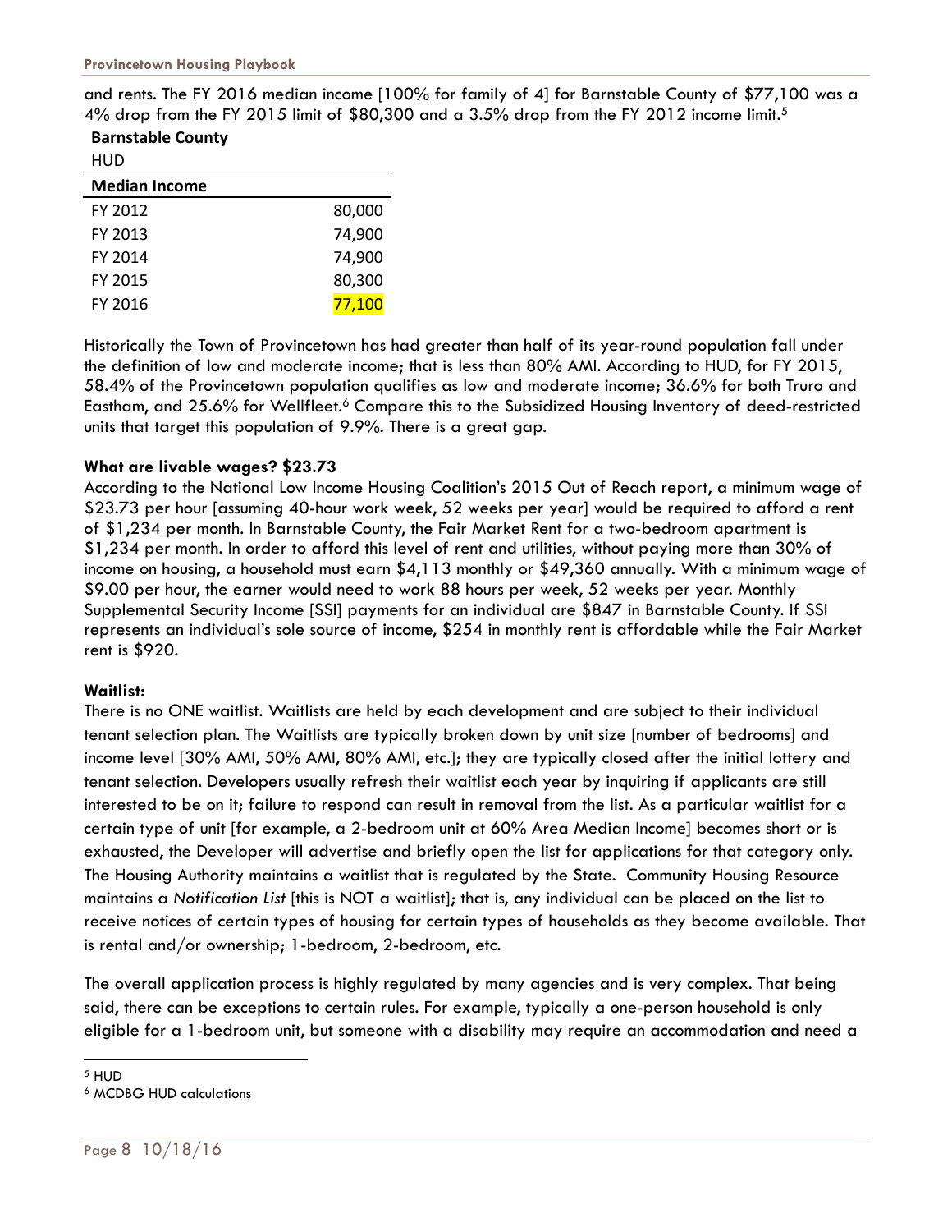and rents. The FY 2016 median income [100% for family of 4] for Barnstable County of $77,100 was a 4% drop from the FY 2015 limit of $80,300 and a 3.5% drop from the FY 2012 income limit.[5]

**Barnstable County**

HUD

| **Median Income** | |
|---|---|
| FY 2012 | 80,000 |
| FY 2013 | 74,900 |
| FY 2014 | 74,900 |
| FY 2015 | 80,300 |
| FY 2016 | 77,100 |

Historically the Town of Provincetown has had greater than half of its year-round population fall under the definition of low and moderate income; that is less than 80% AMI. According to HUD, for FY 2015, 58.4% of the Provincetown population qualifies as low and moderate income; 36.6% for both Truro and Eastham, and 25.6% for Wellfleet.[6] Compare this to the Subsidized Housing Inventory of deed-restricted units that target this population of 9.9%. There is a great gap.

**What are livable wages? $23.73**

According to the National Low Income Housing Coalition's 2015 Out of Reach report, a minimum wage of $23.73 per hour [assuming 40-hour work week, 52 weeks per year] would be required to afford a rent of $1,234 per month. In Barnstable County, the Fair Market Rent for a two-bedroom apartment is $1,234 per month. In order to afford this level of rent and utilities, without paying more than 30% of income on housing, a household must earn $4,113 monthly or $49,360 annually. With a minimum wage of $9.00 per hour, the earner would need to work 88 hours per week, 52 weeks per year. Monthly Supplemental Security Income [SSI] payments for an individual are $847 in Barnstable County. If SSI represents an individual's sole source of income, $254 in monthly rent is affordable while the Fair Market rent is $920.

**Waitlist:**

There is no ONE waitlist. Waitlists are held by each development and are subject to their individual tenant selection plan. The Waitlists are typically broken down by unit size [number of bedrooms] and income level [30% AMI, 50% AMI, 80% AMI, etc.]; they are typically closed after the initial lottery and tenant selection. Developers usually refresh their waitlist each year by inquiring if applicants are still interested to be on it; failure to respond can result in removal from the list. As a particular waitlist for a certain type of unit [for example, a 2-bedroom unit at 60% Area Median Income] becomes short or is exhausted, the Developer will advertise and briefly open the list for applications for that category only. The Housing Authority maintains a waitlist that is regulated by the State. Community Housing Resource maintains a *Notification List* [this is NOT a waitlist]; that is, any individual can be placed on the list to receive notices of certain types of housing for certain types of households as they become available. That is rental and/or ownership; 1-bedroom, 2-bedroom, etc.

The overall application process is highly regulated by many agencies and is very complex. That being said, there can be exceptions to certain rules. For example, typically a one-person household is only eligible for a 1-bedroom unit, but someone with a disability may require an accommodation and need a

[5] HUD

[6] MCDBG HUD calculations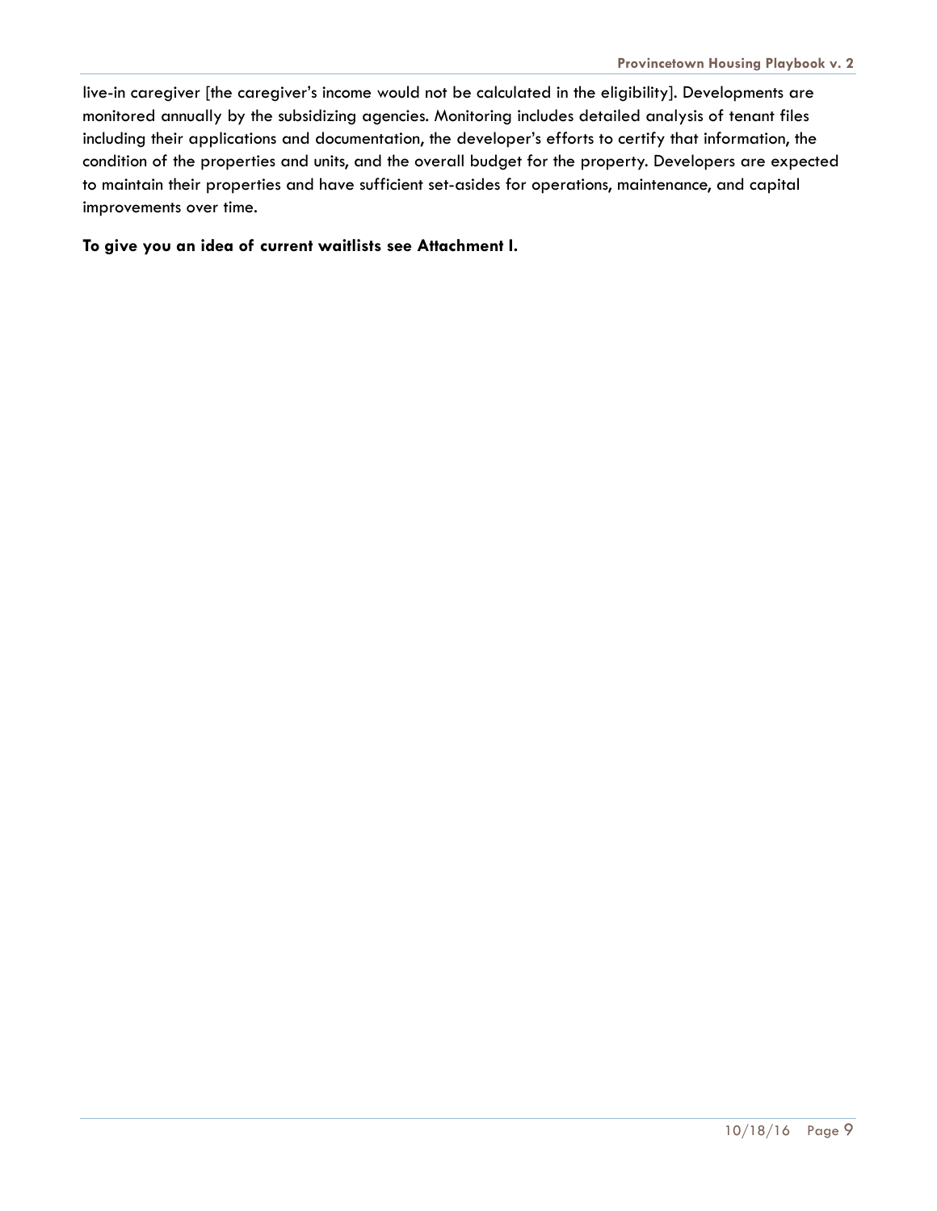live-in caregiver [the caregiver's income would not be calculated in the eligibility]. Developments are monitored annually by the subsidizing agencies. Monitoring includes detailed analysis of tenant files including their applications and documentation, the developer's efforts to certify that information, the condition of the properties and units, and the overall budget for the property. Developers are expected to maintain their properties and have sufficient set-asides for operations, maintenance, and capital improvements over time.

**To give you an idea of current waitlists see Attachment I.**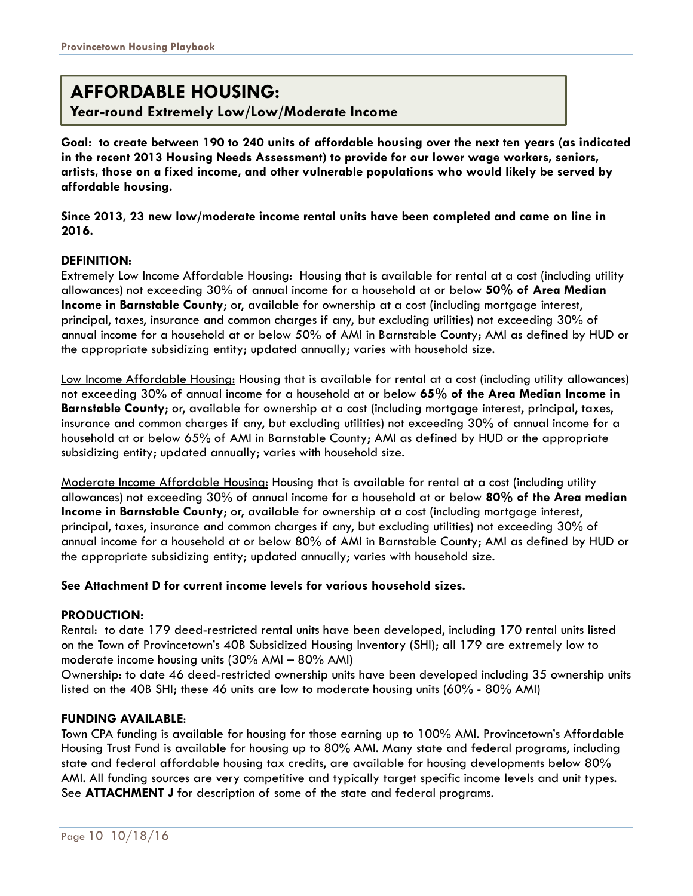# AFFORDABLE HOUSING:

## Year-round Extremely Low/Low/Moderate Income

**Goal: to create between 190 to 240 units of affordable housing over the next ten years (as indicated in the recent 2013 Housing Needs Assessment) to provide for our lower wage workers, seniors, artists, those on a fixed income, and other vulnerable populations who would likely be served by affordable housing.**

**Since 2013, 23 new low/moderate income rental units have been completed and came on line in 2016.**

**DEFINITION**:

Extremely Low Income Affordable Housing: Housing that is available for rental at a cost (including utility allowances) not exceeding 30% of annual income for a household at or below **50% of Area Median Income in Barnstable County**; or, available for ownership at a cost (including mortgage interest, principal, taxes, insurance and common charges if any, but excluding utilities) not exceeding 30% of annual income for a household at or below 50% of AMI in Barnstable County; AMI as defined by HUD or the appropriate subsidizing entity; updated annually; varies with household size.

Low Income Affordable Housing: Housing that is available for rental at a cost (including utility allowances) not exceeding 30% of annual income for a household at or below **65% of the Area Median Income in Barnstable County**; or, available for ownership at a cost (including mortgage interest, principal, taxes, insurance and common charges if any, but excluding utilities) not exceeding 30% of annual income for a household at or below 65% of AMI in Barnstable County; AMI as defined by HUD or the appropriate subsidizing entity; updated annually; varies with household size.

Moderate Income Affordable Housing: Housing that is available for rental at a cost (including utility allowances) not exceeding 30% of annual income for a household at or below **80% of the Area median Income in Barnstable County**; or, available for ownership at a cost (including mortgage interest, principal, taxes, insurance and common charges if any, but excluding utilities) not exceeding 30% of annual income for a household at or below 80% of AMI in Barnstable County; AMI as defined by HUD or the appropriate subsidizing entity; updated annually; varies with household size.

**See Attachment D for current income levels for various household sizes.**

**PRODUCTION:**

Rental: to date 179 deed-restricted rental units have been developed, including 170 rental units listed on the Town of Provincetown's 40B Subsidized Housing Inventory (SHI); all 179 are extremely low to moderate income housing units (30% AMI – 80% AMI)

Ownership: to date 46 deed-restricted ownership units have been developed including 35 ownership units listed on the 40B SHI; these 46 units are low to moderate housing units (60% - 80% AMI)

**FUNDING AVAILABLE**:

Town CPA funding is available for housing for those earning up to 100% AMI. Provincetown's Affordable Housing Trust Fund is available for housing up to 80% AMI. Many state and federal programs, including state and federal affordable housing tax credits, are available for housing developments below 80% AMI. All funding sources are very competitive and typically target specific income levels and unit types. See **ATTACHMENT J** for description of some of the state and federal programs.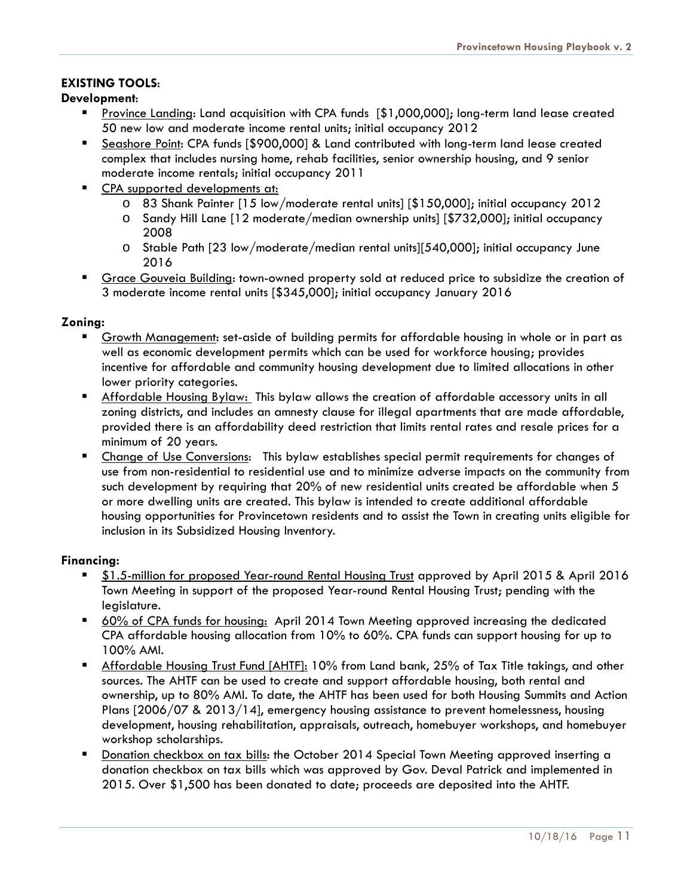## EXISTING TOOLS:

### Development:

- Province Landing: Land acquisition with CPA funds [$1,000,000]; long-term land lease created 50 new low and moderate income rental units; initial occupancy 2012
- Seashore Point: CPA funds [$900,000] & Land contributed with long-term land lease created complex that includes nursing home, rehab facilities, senior ownership housing, and 9 senior moderate income rentals; initial occupancy 2011
- CPA supported developments at:
  - 83 Shank Painter [15 low/moderate rental units] [$150,000]; initial occupancy 2012
  - Sandy Hill Lane [12 moderate/median ownership units] [$732,000]; initial occupancy 2008
  - Stable Path [23 low/moderate/median rental units][540,000]; initial occupancy June 2016
- Grace Gouveia Building: town-owned property sold at reduced price to subsidize the creation of 3 moderate income rental units [$345,000]; initial occupancy January 2016

### Zoning:

- Growth Management: set-aside of building permits for affordable housing in whole or in part as well as economic development permits which can be used for workforce housing; provides incentive for affordable and community housing development due to limited allocations in other lower priority categories.
- Affordable Housing Bylaw: This bylaw allows the creation of affordable accessory units in all zoning districts, and includes an amnesty clause for illegal apartments that are made affordable, provided there is an affordability deed restriction that limits rental rates and resale prices for a minimum of 20 years.
- Change of Use Conversions: This bylaw establishes special permit requirements for changes of use from non-residential to residential use and to minimize adverse impacts on the community from such development by requiring that 20% of new residential units created be affordable when 5 or more dwelling units are created. This bylaw is intended to create additional affordable housing opportunities for Provincetown residents and to assist the Town in creating units eligible for inclusion in its Subsidized Housing Inventory.

### Financing:

- $1.5-million for proposed Year-round Rental Housing Trust approved by April 2015 & April 2016 Town Meeting in support of the proposed Year-round Rental Housing Trust; pending with the legislature.
- 60% of CPA funds for housing: April 2014 Town Meeting approved increasing the dedicated CPA affordable housing allocation from 10% to 60%. CPA funds can support housing for up to 100% AMI.
- Affordable Housing Trust Fund [AHTF]: 10% from Land bank, 25% of Tax Title takings, and other sources. The AHTF can be used to create and support affordable housing, both rental and ownership, up to 80% AMI. To date, the AHTF has been used for both Housing Summits and Action Plans [2006/07 & 2013/14], emergency housing assistance to prevent homelessness, housing development, housing rehabilitation, appraisals, outreach, homebuyer workshops, and homebuyer workshop scholarships.
- Donation checkbox on tax bills: the October 2014 Special Town Meeting approved inserting a donation checkbox on tax bills which was approved by Gov. Deval Patrick and implemented in 2015. Over $1,500 has been donated to date; proceeds are deposited into the AHTF.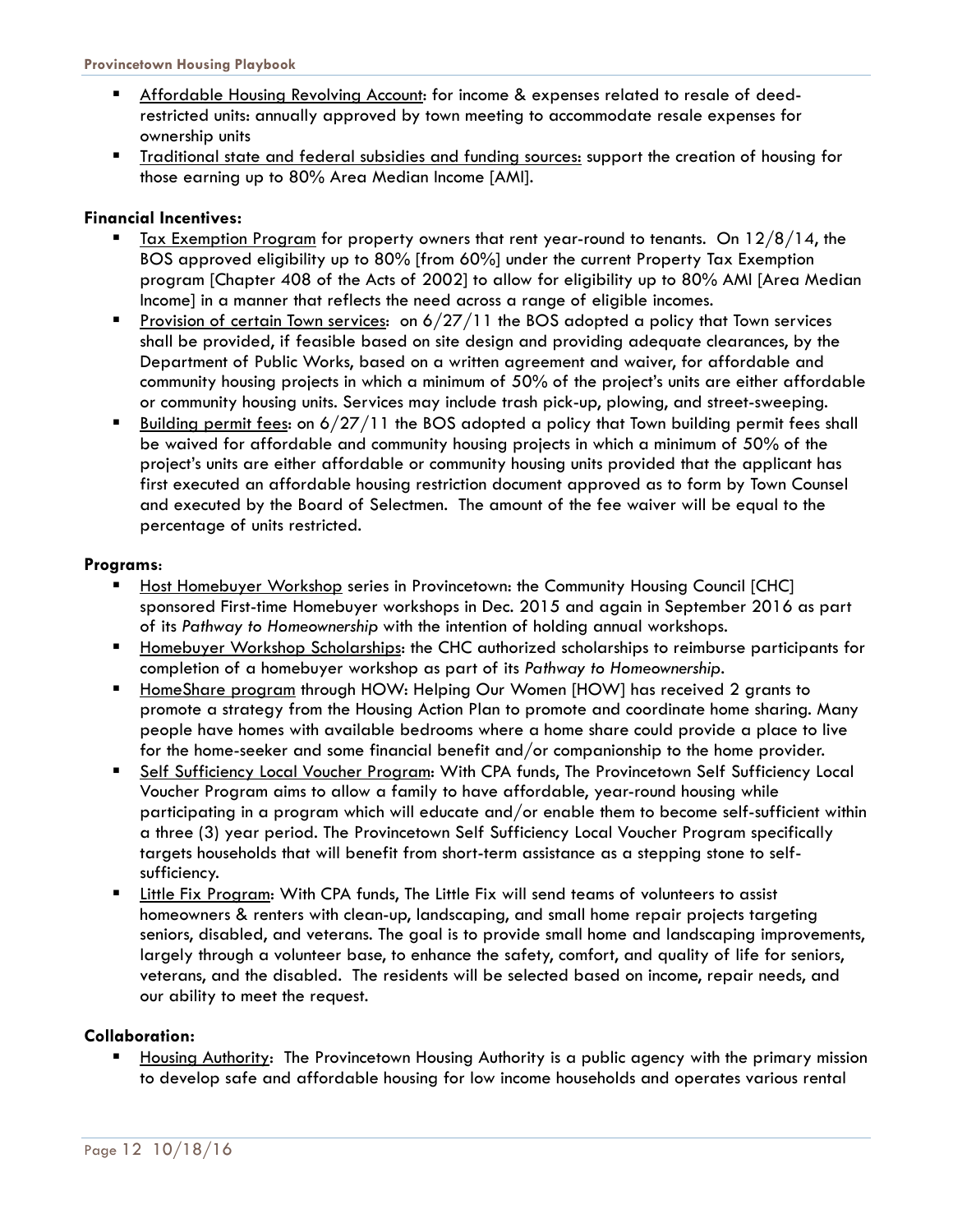- Affordable Housing Revolving Account: for income & expenses related to resale of deed-restricted units: annually approved by town meeting to accommodate resale expenses for ownership units
- Traditional state and federal subsidies and funding sources: support the creation of housing for those earning up to 80% Area Median Income [AMI].

**Financial Incentives:**

- Tax Exemption Program for property owners that rent year-round to tenants. On 12/8/14, the BOS approved eligibility up to 80% [from 60%] under the current Property Tax Exemption program [Chapter 408 of the Acts of 2002] to allow for eligibility up to 80% AMI [Area Median Income] in a manner that reflects the need across a range of eligible incomes.
- Provision of certain Town services: on 6/27/11 the BOS adopted a policy that Town services shall be provided, if feasible based on site design and providing adequate clearances, by the Department of Public Works, based on a written agreement and waiver, for affordable and community housing projects in which a minimum of 50% of the project's units are either affordable or community housing units. Services may include trash pick-up, plowing, and street-sweeping.
- Building permit fees: on 6/27/11 the BOS adopted a policy that Town building permit fees shall be waived for affordable and community housing projects in which a minimum of 50% of the project's units are either affordable or community housing units provided that the applicant has first executed an affordable housing restriction document approved as to form by Town Counsel and executed by the Board of Selectmen. The amount of the fee waiver will be equal to the percentage of units restricted.

**Programs:**

- Host Homebuyer Workshop series in Provincetown: the Community Housing Council [CHC] sponsored First-time Homebuyer workshops in Dec. 2015 and again in September 2016 as part of its *Pathway to Homeownership* with the intention of holding annual workshops.
- Homebuyer Workshop Scholarships: the CHC authorized scholarships to reimburse participants for completion of a homebuyer workshop as part of its *Pathway to Homeownership*.
- HomeShare program through HOW: Helping Our Women [HOW] has received 2 grants to promote a strategy from the Housing Action Plan to promote and coordinate home sharing. Many people have homes with available bedrooms where a home share could provide a place to live for the home-seeker and some financial benefit and/or companionship to the home provider.
- Self Sufficiency Local Voucher Program: With CPA funds, The Provincetown Self Sufficiency Local Voucher Program aims to allow a family to have affordable, year-round housing while participating in a program which will educate and/or enable them to become self-sufficient within a three (3) year period. The Provincetown Self Sufficiency Local Voucher Program specifically targets households that will benefit from short-term assistance as a stepping stone to self-sufficiency.
- Little Fix Program: With CPA funds, The Little Fix will send teams of volunteers to assist homeowners & renters with clean-up, landscaping, and small home repair projects targeting seniors, disabled, and veterans. The goal is to provide small home and landscaping improvements, largely through a volunteer base, to enhance the safety, comfort, and quality of life for seniors, veterans, and the disabled. The residents will be selected based on income, repair needs, and our ability to meet the request.

**Collaboration:**

- Housing Authority: The Provincetown Housing Authority is a public agency with the primary mission to develop safe and affordable housing for low income households and operates various rental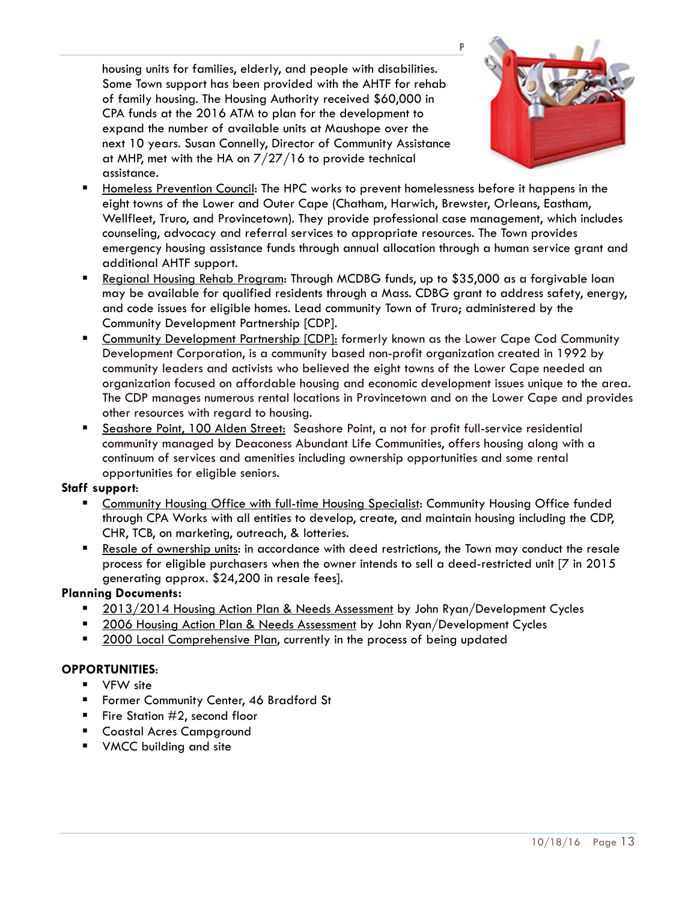housing units for families, elderly, and people with disabilities. Some Town support has been provided with the AHTF for rehab of family housing. The Housing Authority received $60,000 in CPA funds at the 2016 ATM to plan for the development to expand the number of available units at Maushope over the next 10 years. Susan Connelly, Director of Community Assistance at MHP, met with the HA on 7/27/16 to provide technical assistance.

- Homeless Prevention Council: The HPC works to prevent homelessness before it happens in the eight towns of the Lower and Outer Cape (Chatham, Harwich, Brewster, Orleans, Eastham, Wellfleet, Truro, and Provincetown). They provide professional case management, which includes counseling, advocacy and referral services to appropriate resources. The Town provides emergency housing assistance funds through annual allocation through a human service grant and additional AHTF support.
- Regional Housing Rehab Program: Through MCDBG funds, up to $35,000 as a forgivable loan may be available for qualified residents through a Mass. CDBG grant to address safety, energy, and code issues for eligible homes. Lead community Town of Truro; administered by the Community Development Partnership [CDP].
- Community Development Partnership [CDP]: formerly known as the Lower Cape Cod Community Development Corporation, is a community based non-profit organization created in 1992 by community leaders and activists who believed the eight towns of the Lower Cape needed an organization focused on affordable housing and economic development issues unique to the area. The CDP manages numerous rental locations in Provincetown and on the Lower Cape and provides other resources with regard to housing.
- Seashore Point, 100 Alden Street: Seashore Point, a not for profit full-service residential community managed by Deaconess Abundant Life Communities, offers housing along with a continuum of services and amenities including ownership opportunities and some rental opportunities for eligible seniors.

**Staff support:**

- Community Housing Office with full-time Housing Specialist: Community Housing Office funded through CPA Works with all entities to develop, create, and maintain housing including the CDP, CHR, TCB, on marketing, outreach, & lotteries.
- Resale of ownership units: in accordance with deed restrictions, the Town may conduct the resale process for eligible purchasers when the owner intends to sell a deed-restricted unit [7 in 2015 generating approx. $24,200 in resale fees].

**Planning Documents:**

- 2013/2014 Housing Action Plan & Needs Assessment by John Ryan/Development Cycles
- 2006 Housing Action Plan & Needs Assessment by John Ryan/Development Cycles
- 2000 Local Comprehensive Plan, currently in the process of being updated

**OPPORTUNITIES:**

- VFW site
- Former Community Center, 46 Bradford St
- Fire Station #2, second floor
- Coastal Acres Campground
- VMCC building and site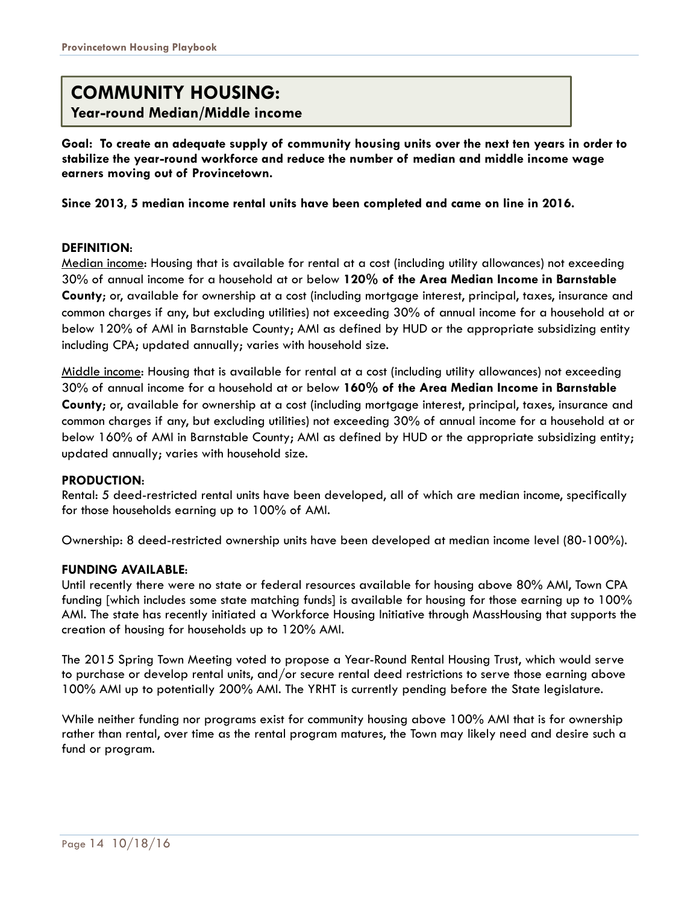# COMMUNITY HOUSING:

## Year-round Median/Middle income

**Goal: To create an adequate supply of community housing units over the next ten years in order to stabilize the year-round workforce and reduce the number of median and middle income wage earners moving out of Provincetown.**

**Since 2013, 5 median income rental units have been completed and came on line in 2016.**

**DEFINITION**:

Median income: Housing that is available for rental at a cost (including utility allowances) not exceeding 30% of annual income for a household at or below **120% of the Area Median Income in Barnstable County**; or, available for ownership at a cost (including mortgage interest, principal, taxes, insurance and common charges if any, but excluding utilities) not exceeding 30% of annual income for a household at or below 120% of AMI in Barnstable County; AMI as defined by HUD or the appropriate subsidizing entity including CPA; updated annually; varies with household size.

Middle income: Housing that is available for rental at a cost (including utility allowances) not exceeding 30% of annual income for a household at or below **160% of the Area Median Income in Barnstable County**; or, available for ownership at a cost (including mortgage interest, principal, taxes, insurance and common charges if any, but excluding utilities) not exceeding 30% of annual income for a household at or below 160% of AMI in Barnstable County; AMI as defined by HUD or the appropriate subsidizing entity; updated annually; varies with household size.

**PRODUCTION**:

Rental: 5 deed-restricted rental units have been developed, all of which are median income, specifically for those households earning up to 100% of AMI.

Ownership: 8 deed-restricted ownership units have been developed at median income level (80-100%).

**FUNDING AVAILABLE**:

Until recently there were no state or federal resources available for housing above 80% AMI, Town CPA funding [which includes some state matching funds] is available for housing for those earning up to 100% AMI. The state has recently initiated a Workforce Housing Initiative through MassHousing that supports the creation of housing for households up to 120% AMI.

The 2015 Spring Town Meeting voted to propose a Year-Round Rental Housing Trust, which would serve to purchase or develop rental units, and/or secure rental deed restrictions to serve those earning above 100% AMI up to potentially 200% AMI. The YRHT is currently pending before the State legislature.

While neither funding nor programs exist for community housing above 100% AMI that is for ownership rather than rental, over time as the rental program matures, the Town may likely need and desire such a fund or program.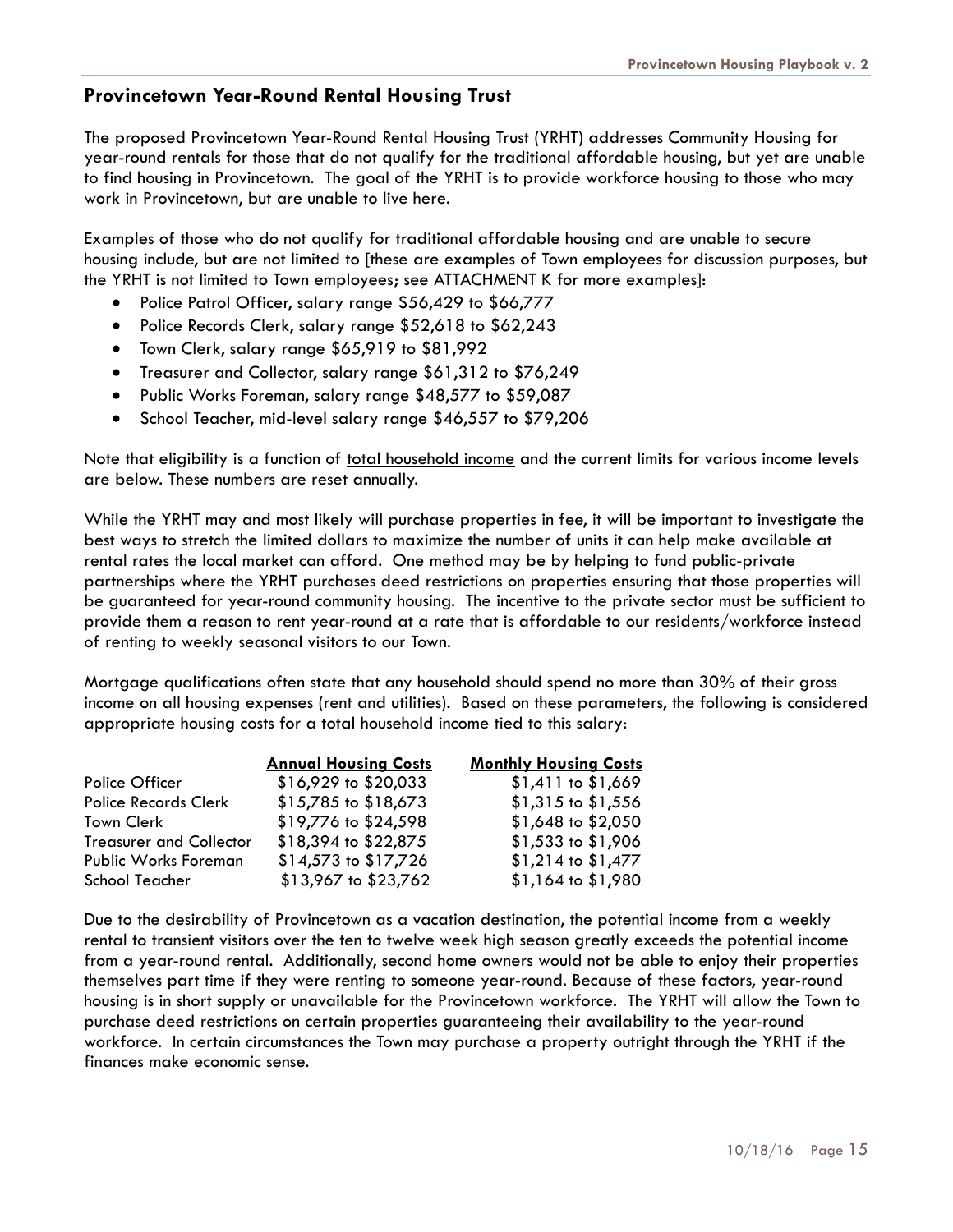## Provincetown Year-Round Rental Housing Trust

The proposed Provincetown Year-Round Rental Housing Trust (YRHT) addresses Community Housing for year-round rentals for those that do not qualify for the traditional affordable housing, but yet are unable to find housing in Provincetown. The goal of the YRHT is to provide workforce housing to those who may work in Provincetown, but are unable to live here.

Examples of those who do not qualify for traditional affordable housing and are unable to secure housing include, but are not limited to [these are examples of Town employees for discussion purposes, but the YRHT is not limited to Town employees; see ATTACHMENT K for more examples]:

- Police Patrol Officer, salary range $56,429 to $66,777
- Police Records Clerk, salary range $52,618 to $62,243
- Town Clerk, salary range $65,919 to $81,992
- Treasurer and Collector, salary range $61,312 to $76,249
- Public Works Foreman, salary range $48,577 to $59,087
- School Teacher, mid-level salary range $46,557 to $79,206

Note that eligibility is a function of total household income and the current limits for various income levels are below. These numbers are reset annually.

While the YRHT may and most likely will purchase properties in fee, it will be important to investigate the best ways to stretch the limited dollars to maximize the number of units it can help make available at rental rates the local market can afford. One method may be by helping to fund public-private partnerships where the YRHT purchases deed restrictions on properties ensuring that those properties will be guaranteed for year-round community housing. The incentive to the private sector must be sufficient to provide them a reason to rent year-round at a rate that is affordable to our residents/workforce instead of renting to weekly seasonal visitors to our Town.

Mortgage qualifications often state that any household should spend no more than 30% of their gross income on all housing expenses (rent and utilities). Based on these parameters, the following is considered appropriate housing costs for a total household income tied to this salary:

| | Annual Housing Costs | Monthly Housing Costs |
|---|---|---|
| Police Officer | $16,929 to $20,033 | $1,411 to $1,669 |
| Police Records Clerk | $15,785 to $18,673 | $1,315 to $1,556 |
| Town Clerk | $19,776 to $24,598 | $1,648 to $2,050 |
| Treasurer and Collector | $18,394 to $22,875 | $1,533 to $1,906 |
| Public Works Foreman | $14,573 to $17,726 | $1,214 to $1,477 |
| School Teacher | $13,967 to $23,762 | $1,164 to $1,980 |

Due to the desirability of Provincetown as a vacation destination, the potential income from a weekly rental to transient visitors over the ten to twelve week high season greatly exceeds the potential income from a year-round rental. Additionally, second home owners would not be able to enjoy their properties themselves part time if they were renting to someone year-round. Because of these factors, year-round housing is in short supply or unavailable for the Provincetown workforce. The YRHT will allow the Town to purchase deed restrictions on certain properties guaranteeing their availability to the year-round workforce. In certain circumstances the Town may purchase a property outright through the YRHT if the finances make economic sense.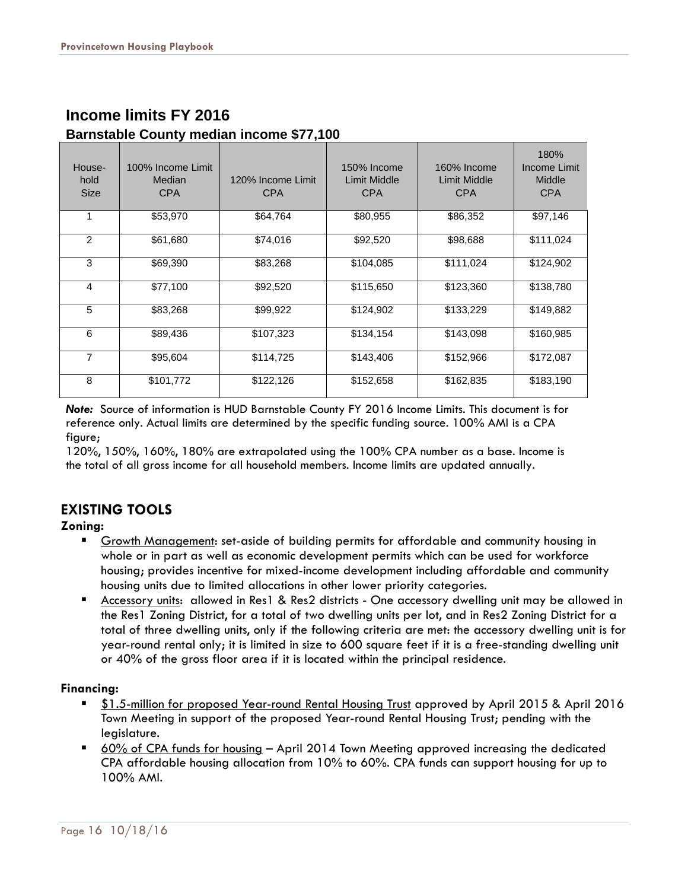## Income limits FY 2016

### Barnstable County median income $77,100

| House-hold Size | 100% Income Limit Median CPA | 120% Income Limit CPA | 150% Income Limit Middle CPA | 160% Income Limit Middle CPA | 180% Income Limit Middle CPA |
|---|---|---|---|---|---|
| 1 | $53,970 | $64,764 | $80,955 | $86,352 | $97,146 |
| 2 | $61,680 | $74,016 | $92,520 | $98,688 | $111,024 |
| 3 | $69,390 | $83,268 | $104,085 | $111,024 | $124,902 |
| 4 | $77,100 | $92,520 | $115,650 | $123,360 | $138,780 |
| 5 | $83,268 | $99,922 | $124,902 | $133,229 | $149,882 |
| 6 | $89,436 | $107,323 | $134,154 | $143,098 | $160,985 |
| 7 | $95,604 | $114,725 | $143,406 | $152,966 | $172,087 |
| 8 | $101,772 | $122,126 | $152,658 | $162,835 | $183,190 |

***Note:*** Source of information is HUD Barnstable County FY 2016 Income Limits. This document is for reference only. Actual limits are determined by the specific funding source. 100% AMI is a CPA figure;
120%, 150%, 160%, 180% are extrapolated using the 100% CPA number as a base. Income is the total of all gross income for all household members. Income limits are updated annually.

## EXISTING TOOLS

**Zoning:**

- Growth Management: set-aside of building permits for affordable and community housing in whole or in part as well as economic development permits which can be used for workforce housing; provides incentive for mixed-income development including affordable and community housing units due to limited allocations in other lower priority categories.
- Accessory units: allowed in Res1 & Res2 districts - One accessory dwelling unit may be allowed in the Res1 Zoning District, for a total of two dwelling units per lot, and in Res2 Zoning District for a total of three dwelling units, only if the following criteria are met: the accessory dwelling unit is for year-round rental only; it is limited in size to 600 square feet if it is a free-standing dwelling unit or 40% of the gross floor area if it is located within the principal residence.

**Financing:**

- $1.5-million for proposed Year-round Rental Housing Trust approved by April 2015 & April 2016 Town Meeting in support of the proposed Year-round Rental Housing Trust; pending with the legislature.
- 60% of CPA funds for housing – April 2014 Town Meeting approved increasing the dedicated CPA affordable housing allocation from 10% to 60%. CPA funds can support housing for up to 100% AMI.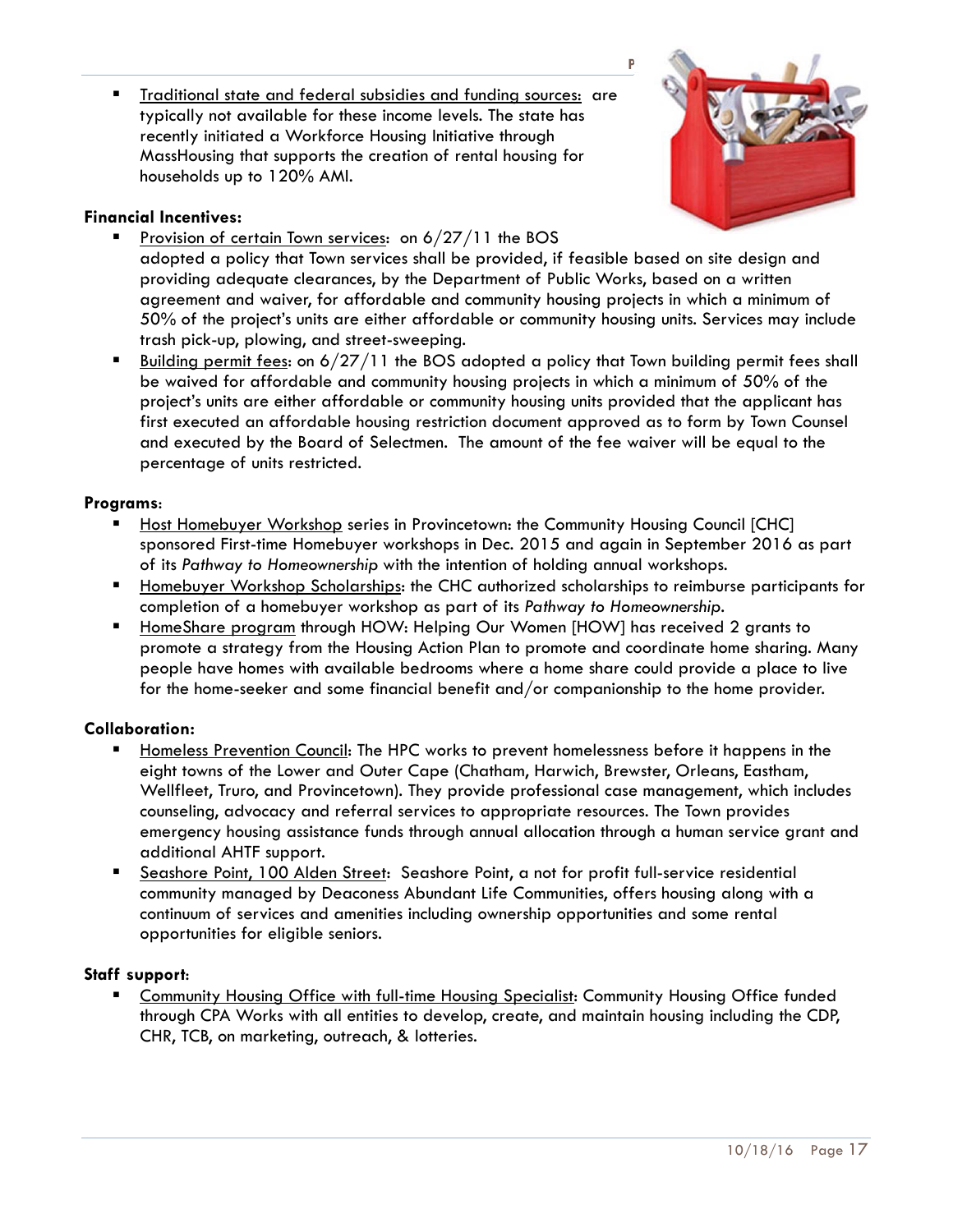- Traditional state and federal subsidies and funding sources: are typically not available for these income levels. The state has recently initiated a Workforce Housing Initiative through MassHousing that supports the creation of rental housing for households up to 120% AMI.

**Financial Incentives:**

- Provision of certain Town services: on 6/27/11 the BOS adopted a policy that Town services shall be provided, if feasible based on site design and providing adequate clearances, by the Department of Public Works, based on a written agreement and waiver, for affordable and community housing projects in which a minimum of 50% of the project's units are either affordable or community housing units. Services may include trash pick-up, plowing, and street-sweeping.
- Building permit fees: on 6/27/11 the BOS adopted a policy that Town building permit fees shall be waived for affordable and community housing projects in which a minimum of 50% of the project's units are either affordable or community housing units provided that the applicant has first executed an affordable housing restriction document approved as to form by Town Counsel and executed by the Board of Selectmen. The amount of the fee waiver will be equal to the percentage of units restricted.

**Programs:**

- Host Homebuyer Workshop series in Provincetown: the Community Housing Council [CHC] sponsored First-time Homebuyer workshops in Dec. 2015 and again in September 2016 as part of its *Pathway to Homeownership* with the intention of holding annual workshops.
- Homebuyer Workshop Scholarships: the CHC authorized scholarships to reimburse participants for completion of a homebuyer workshop as part of its *Pathway to Homeownership*.
- HomeShare program through HOW: Helping Our Women [HOW] has received 2 grants to promote a strategy from the Housing Action Plan to promote and coordinate home sharing. Many people have homes with available bedrooms where a home share could provide a place to live for the home-seeker and some financial benefit and/or companionship to the home provider.

**Collaboration:**

- Homeless Prevention Council: The HPC works to prevent homelessness before it happens in the eight towns of the Lower and Outer Cape (Chatham, Harwich, Brewster, Orleans, Eastham, Wellfleet, Truro, and Provincetown). They provide professional case management, which includes counseling, advocacy and referral services to appropriate resources. The Town provides emergency housing assistance funds through annual allocation through a human service grant and additional AHTF support.
- Seashore Point, 100 Alden Street: Seashore Point, a not for profit full-service residential community managed by Deaconess Abundant Life Communities, offers housing along with a continuum of services and amenities including ownership opportunities and some rental opportunities for eligible seniors.

**Staff support:**

- Community Housing Office with full-time Housing Specialist: Community Housing Office funded through CPA Works with all entities to develop, create, and maintain housing including the CDP, CHR, TCB, on marketing, outreach, & lotteries.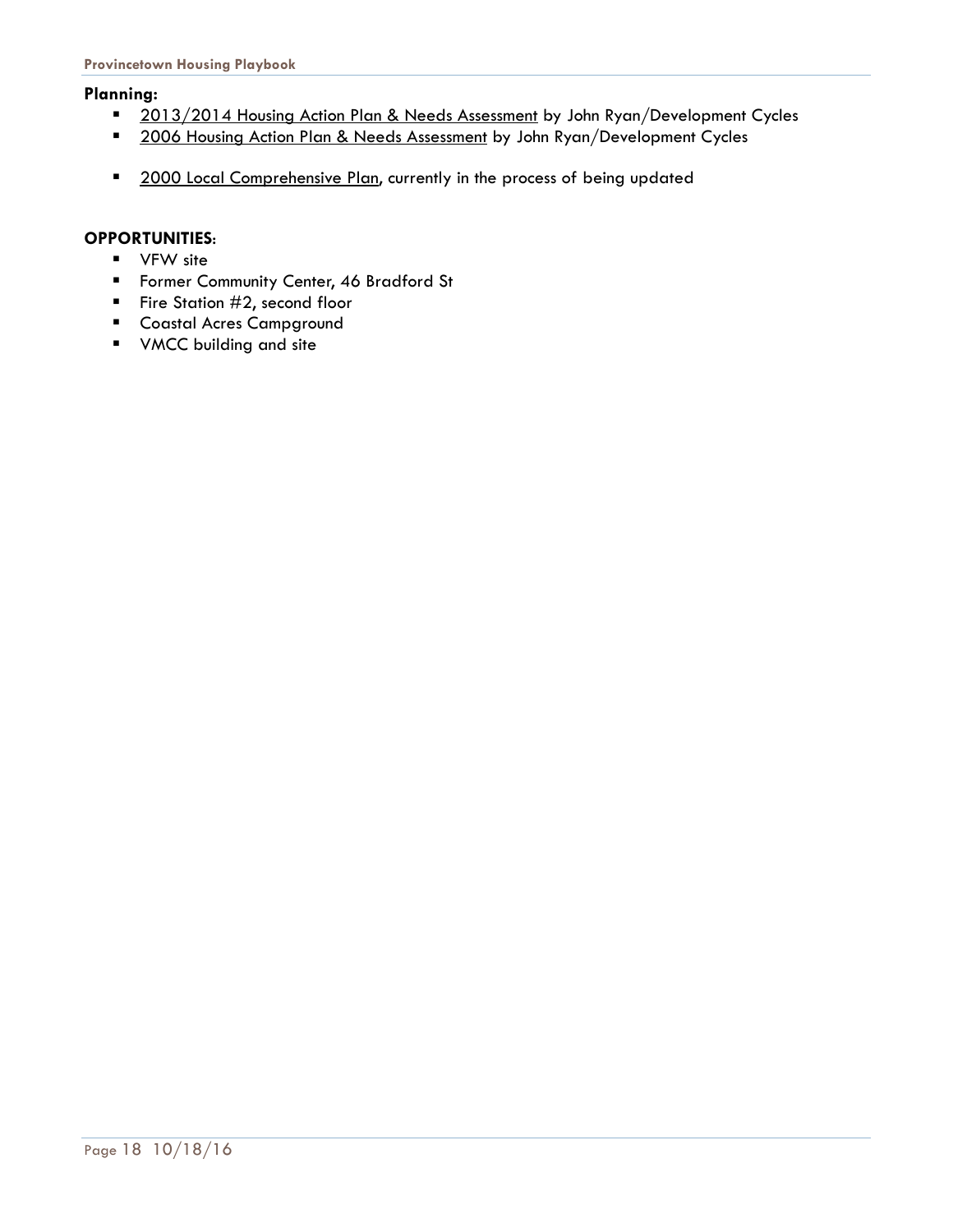**Planning:**

- 2013/2014 Housing Action Plan & Needs Assessment by John Ryan/Development Cycles
- 2006 Housing Action Plan & Needs Assessment by John Ryan/Development Cycles
- 2000 Local Comprehensive Plan, currently in the process of being updated

**OPPORTUNITIES**:

- VFW site
- Former Community Center, 46 Bradford St
- Fire Station #2, second floor
- Coastal Acres Campground
- VMCC building and site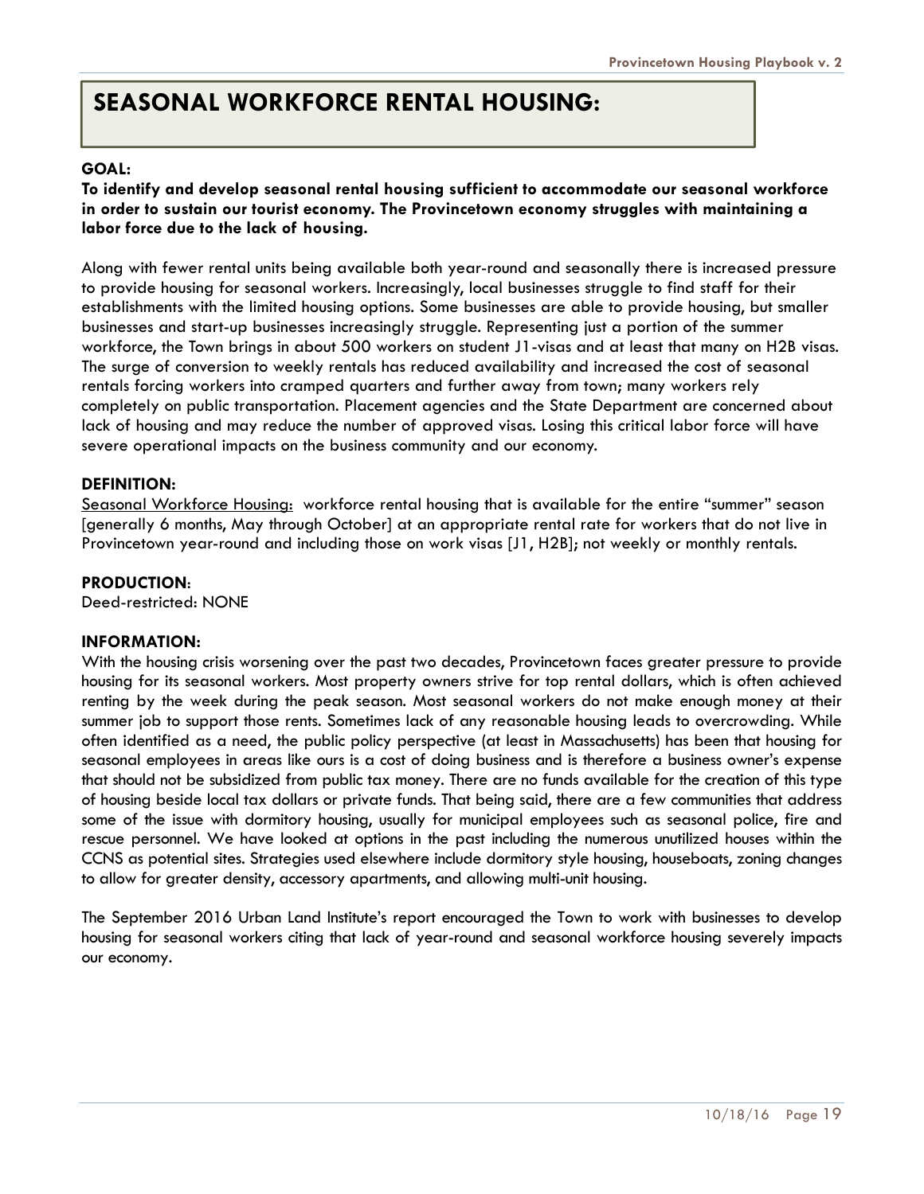# SEASONAL WORKFORCE RENTAL HOUSING:

**GOAL:**

**To identify and develop seasonal rental housing sufficient to accommodate our seasonal workforce in order to sustain our tourist economy. The Provincetown economy struggles with maintaining a labor force due to the lack of housing.**

Along with fewer rental units being available both year-round and seasonally there is increased pressure to provide housing for seasonal workers. Increasingly, local businesses struggle to find staff for their establishments with the limited housing options. Some businesses are able to provide housing, but smaller businesses and start-up businesses increasingly struggle. Representing just a portion of the summer workforce, the Town brings in about 500 workers on student J1-visas and at least that many on H2B visas. The surge of conversion to weekly rentals has reduced availability and increased the cost of seasonal rentals forcing workers into cramped quarters and further away from town; many workers rely completely on public transportation. Placement agencies and the State Department are concerned about lack of housing and may reduce the number of approved visas. Losing this critical labor force will have severe operational impacts on the business community and our economy.

**DEFINITION:**

Seasonal Workforce Housing: workforce rental housing that is available for the entire "summer" season [generally 6 months, May through October] at an appropriate rental rate for workers that do not live in Provincetown year-round and including those on work visas [J1, H2B]; not weekly or monthly rentals.

**PRODUCTION:**

Deed-restricted: NONE

**INFORMATION:**

With the housing crisis worsening over the past two decades, Provincetown faces greater pressure to provide housing for its seasonal workers. Most property owners strive for top rental dollars, which is often achieved renting by the week during the peak season. Most seasonal workers do not make enough money at their summer job to support those rents. Sometimes lack of any reasonable housing leads to overcrowding. While often identified as a need, the public policy perspective (at least in Massachusetts) has been that housing for seasonal employees in areas like ours is a cost of doing business and is therefore a business owner's expense that should not be subsidized from public tax money. There are no funds available for the creation of this type of housing beside local tax dollars or private funds. That being said, there are a few communities that address some of the issue with dormitory housing, usually for municipal employees such as seasonal police, fire and rescue personnel. We have looked at options in the past including the numerous unutilized houses within the CCNS as potential sites. Strategies used elsewhere include dormitory style housing, houseboats, zoning changes to allow for greater density, accessory apartments, and allowing multi-unit housing.

The September 2016 Urban Land Institute's report encouraged the Town to work with businesses to develop housing for seasonal workers citing that lack of year-round and seasonal workforce housing severely impacts our economy.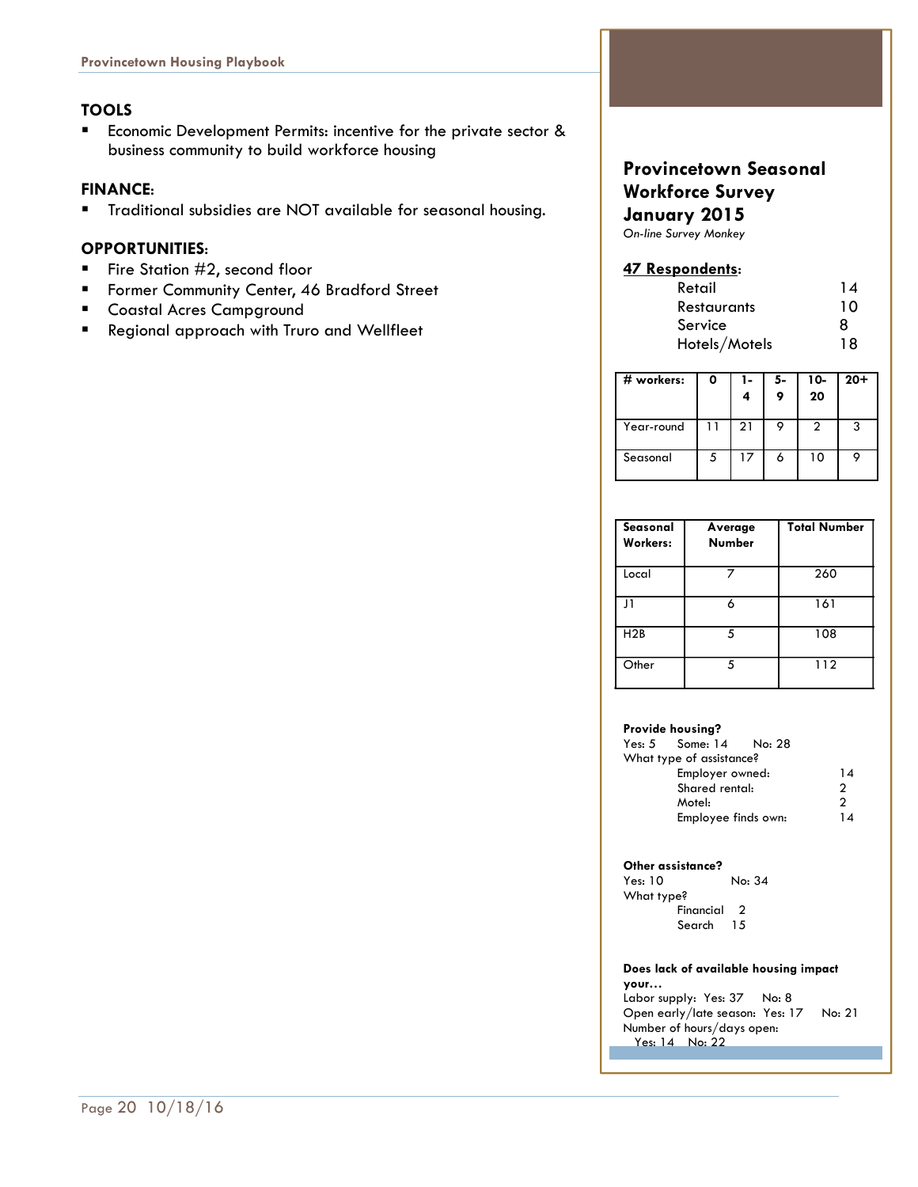### TOOLS

- Economic Development Permits: incentive for the private sector & business community to build workforce housing

### FINANCE:

- Traditional subsidies are NOT available for seasonal housing.

### OPPORTUNITIES:

- Fire Station #2, second floor
- Former Community Center, 46 Bradford Street
- Coastal Acres Campground
- Regional approach with Truro and Wellfleet

## Provincetown Seasonal Workforce Survey January 2015

*On-line Survey Monkey*

**47 Respondents:**

| | |
|---|---|
| Retail | 14 |
| Restaurants | 10 |
| Service | 8 |
| Hotels/Motels | 18 |

| # workers: | 0 | 1-4 | 5-9 | 10-20 | 20+ |
|---|---|---|---|---|---|
| Year-round | 11 | 21 | 9 | 2 | 3 |
| Seasonal | 5 | 17 | 6 | 10 | 9 |

| Seasonal Workers: | Average Number | Total Number |
|---|---|---|
| Local | 7 | 260 |
| J1 | 6 | 161 |
| H2B | 5 | 108 |
| Other | 5 | 112 |

**Provide housing?**
Yes: 5 Some: 14 No: 28
What type of assistance?

| | |
|---|---|
| Employer owned: | 14 |
| Shared rental: | 2 |
| Motel: | 2 |
| Employee finds own: | 14 |

**Other assistance?**
Yes: 10 No: 34
What type?

| | |
|---|---|
| Financial | 2 |
| Search | 15 |

**Does lack of available housing impact your…**
Labor supply: Yes: 37 No: 8
Open early/late season: Yes: 17 No: 21
Number of hours/days open:
Yes: 14 No: 22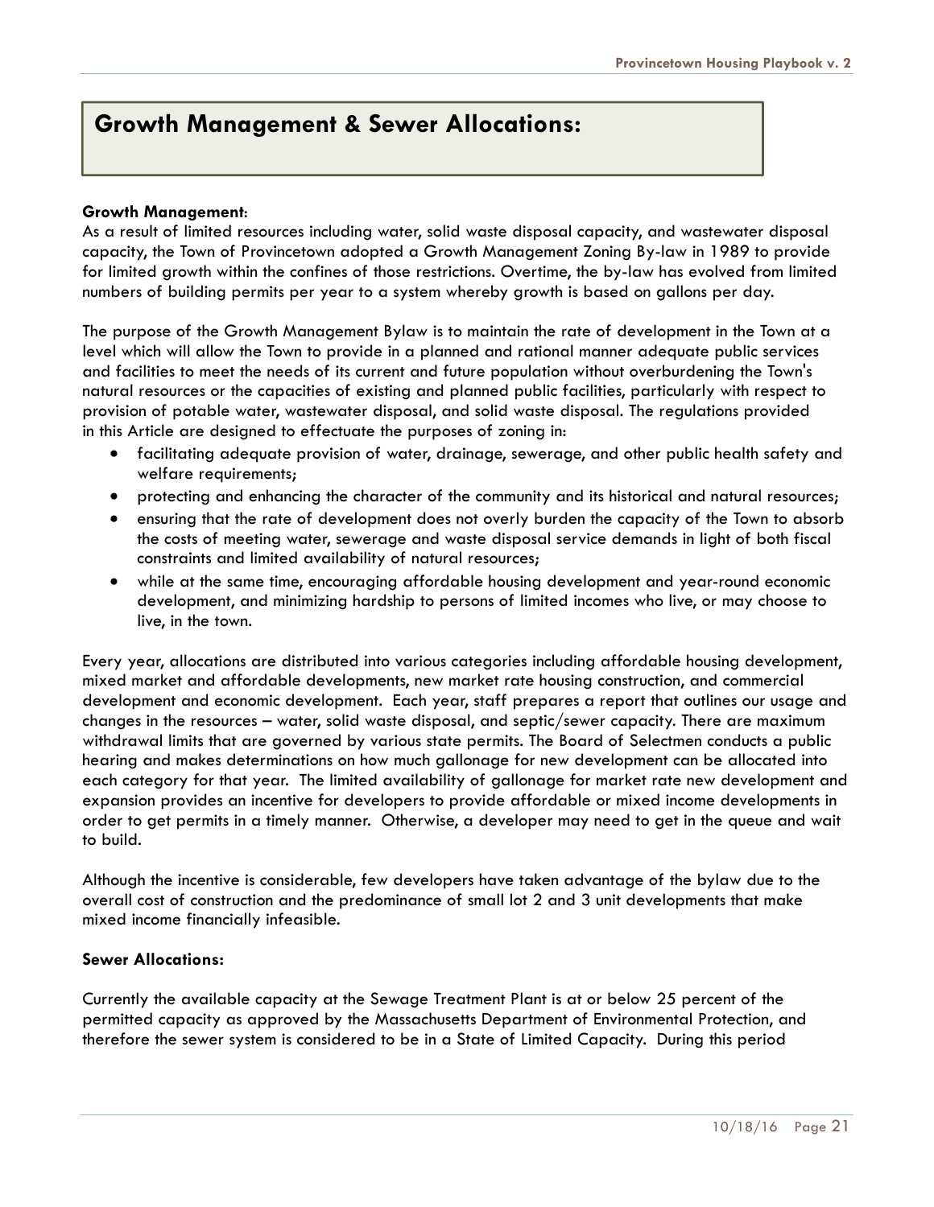## Growth Management & Sewer Allocations:

**Growth Management:**
As a result of limited resources including water, solid waste disposal capacity, and wastewater disposal capacity, the Town of Provincetown adopted a Growth Management Zoning By-law in 1989 to provide for limited growth within the confines of those restrictions. Overtime, the by-law has evolved from limited numbers of building permits per year to a system whereby growth is based on gallons per day.

The purpose of the Growth Management Bylaw is to maintain the rate of development in the Town at a level which will allow the Town to provide in a planned and rational manner adequate public services and facilities to meet the needs of its current and future population without overburdening the Town's natural resources or the capacities of existing and planned public facilities, particularly with respect to provision of potable water, wastewater disposal, and solid waste disposal. The regulations provided in this Article are designed to effectuate the purposes of zoning in:

- facilitating adequate provision of water, drainage, sewerage, and other public health safety and welfare requirements;
- protecting and enhancing the character of the community and its historical and natural resources;
- ensuring that the rate of development does not overly burden the capacity of the Town to absorb the costs of meeting water, sewerage and waste disposal service demands in light of both fiscal constraints and limited availability of natural resources;
- while at the same time, encouraging affordable housing development and year-round economic development, and minimizing hardship to persons of limited incomes who live, or may choose to live, in the town.

Every year, allocations are distributed into various categories including affordable housing development, mixed market and affordable developments, new market rate housing construction, and commercial development and economic development. Each year, staff prepares a report that outlines our usage and changes in the resources – water, solid waste disposal, and septic/sewer capacity. There are maximum withdrawal limits that are governed by various state permits. The Board of Selectmen conducts a public hearing and makes determinations on how much gallonage for new development can be allocated into each category for that year. The limited availability of gallonage for market rate new development and expansion provides an incentive for developers to provide affordable or mixed income developments in order to get permits in a timely manner. Otherwise, a developer may need to get in the queue and wait to build.

Although the incentive is considerable, few developers have taken advantage of the bylaw due to the overall cost of construction and the predominance of small lot 2 and 3 unit developments that make mixed income financially infeasible.

**Sewer Allocations:**

Currently the available capacity at the Sewage Treatment Plant is at or below 25 percent of the permitted capacity as approved by the Massachusetts Department of Environmental Protection, and therefore the sewer system is considered to be in a State of Limited Capacity. During this period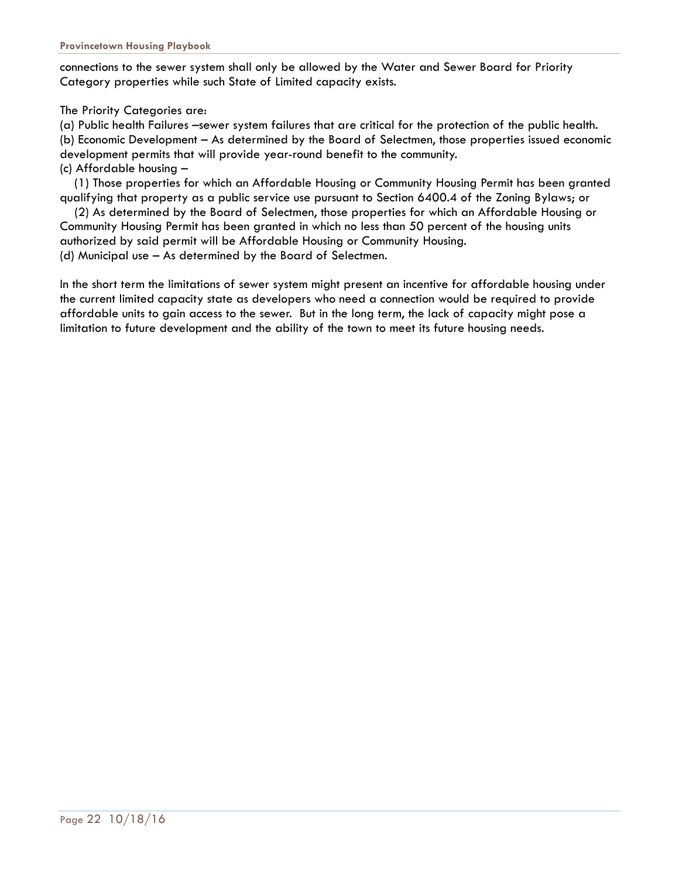connections to the sewer system shall only be allowed by the Water and Sewer Board for Priority Category properties while such State of Limited capacity exists.

The Priority Categories are:

(a) Public health Failures –sewer system failures that are critical for the protection of the public health.

(b) Economic Development – As determined by the Board of Selectmen, those properties issued economic development permits that will provide year-round benefit to the community.

(c) Affordable housing –

(1) Those properties for which an Affordable Housing or Community Housing Permit has been granted qualifying that property as a public service use pursuant to Section 6400.4 of the Zoning Bylaws; or

(2) As determined by the Board of Selectmen, those properties for which an Affordable Housing or Community Housing Permit has been granted in which no less than 50 percent of the housing units authorized by said permit will be Affordable Housing or Community Housing.

(d) Municipal use – As determined by the Board of Selectmen.

In the short term the limitations of sewer system might present an incentive for affordable housing under the current limited capacity state as developers who need a connection would be required to provide affordable units to gain access to the sewer. But in the long term, the lack of capacity might pose a limitation to future development and the ability of the town to meet its future housing needs.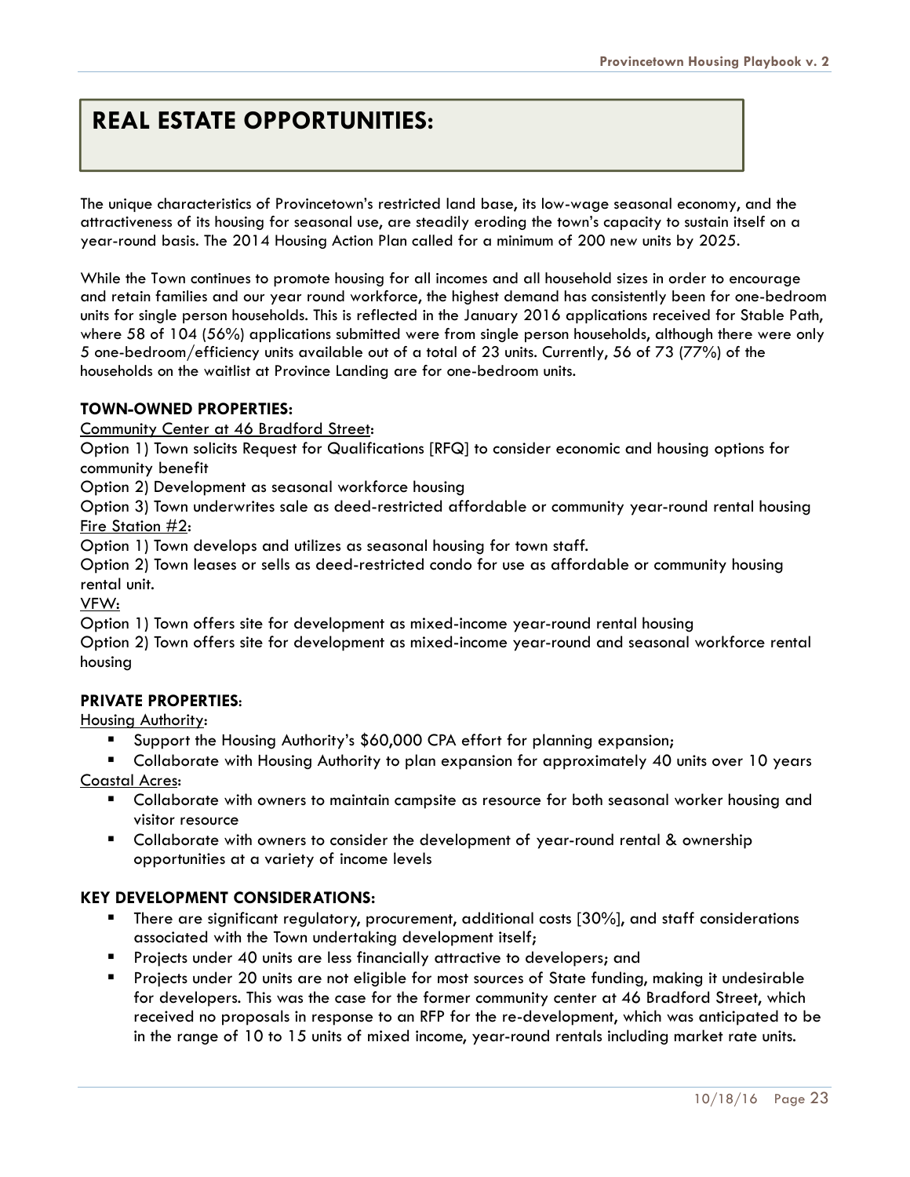# REAL ESTATE OPPORTUNITIES:

The unique characteristics of Provincetown's restricted land base, its low-wage seasonal economy, and the attractiveness of its housing for seasonal use, are steadily eroding the town's capacity to sustain itself on a year-round basis. The 2014 Housing Action Plan called for a minimum of 200 new units by 2025.

While the Town continues to promote housing for all incomes and all household sizes in order to encourage and retain families and our year round workforce, the highest demand has consistently been for one-bedroom units for single person households. This is reflected in the January 2016 applications received for Stable Path, where 58 of 104 (56%) applications submitted were from single person households, although there were only 5 one-bedroom/efficiency units available out of a total of 23 units. Currently, 56 of 73 (77%) of the households on the waitlist at Province Landing are for one-bedroom units.

**TOWN-OWNED PROPERTIES:**

<u>Community Center at 46 Bradford Street</u>:

Option 1) Town solicits Request for Qualifications [RFQ] to consider economic and housing options for community benefit

Option 2) Development as seasonal workforce housing

Option 3) Town underwrites sale as deed-restricted affordable or community year-round rental housing

<u>Fire Station #2</u>:

Option 1) Town develops and utilizes as seasonal housing for town staff.

Option 2) Town leases or sells as deed-restricted condo for use as affordable or community housing rental unit.

<u>VFW:</u>

Option 1) Town offers site for development as mixed-income year-round rental housing

Option 2) Town offers site for development as mixed-income year-round and seasonal workforce rental housing

**PRIVATE PROPERTIES**:

<u>Housing Authority</u>:

- Support the Housing Authority's $60,000 CPA effort for planning expansion;
- Collaborate with Housing Authority to plan expansion for approximately 40 units over 10 years

<u>Coastal Acres</u>:

- Collaborate with owners to maintain campsite as resource for both seasonal worker housing and visitor resource
- Collaborate with owners to consider the development of year-round rental & ownership opportunities at a variety of income levels

**KEY DEVELOPMENT CONSIDERATIONS:**

- There are significant regulatory, procurement, additional costs [30%], and staff considerations associated with the Town undertaking development itself;
- Projects under 40 units are less financially attractive to developers; and
- Projects under 20 units are not eligible for most sources of State funding, making it undesirable for developers. This was the case for the former community center at 46 Bradford Street, which received no proposals in response to an RFP for the re-development, which was anticipated to be in the range of 10 to 15 units of mixed income, year-round rentals including market rate units.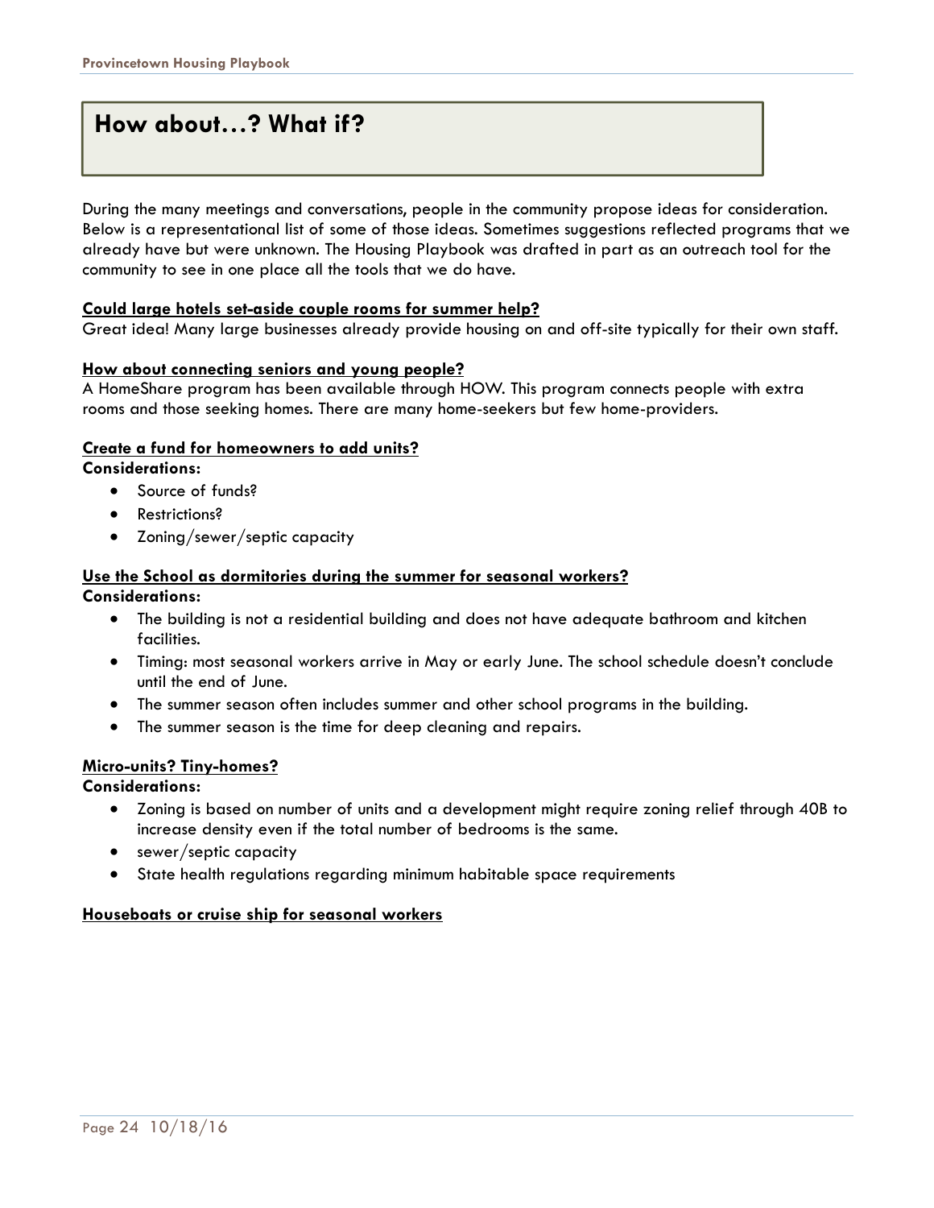## How about…? What if?

During the many meetings and conversations, people in the community propose ideas for consideration. Below is a representational list of some of those ideas. Sometimes suggestions reflected programs that we already have but were unknown. The Housing Playbook was drafted in part as an outreach tool for the community to see in one place all the tools that we do have.

**Could large hotels set-aside couple rooms for summer help?**

Great idea! Many large businesses already provide housing on and off-site typically for their own staff.

**How about connecting seniors and young people?**

A HomeShare program has been available through HOW. This program connects people with extra rooms and those seeking homes. There are many home-seekers but few home-providers.

**Create a fund for homeowners to add units?**

**Considerations:**

- Source of funds?
- Restrictions?
- Zoning/sewer/septic capacity

**Use the School as dormitories during the summer for seasonal workers?**

**Considerations:**

- The building is not a residential building and does not have adequate bathroom and kitchen facilities.
- Timing: most seasonal workers arrive in May or early June. The school schedule doesn't conclude until the end of June.
- The summer season often includes summer and other school programs in the building.
- The summer season is the time for deep cleaning and repairs.

**Micro-units? Tiny-homes?**

**Considerations:**

- Zoning is based on number of units and a development might require zoning relief through 40B to increase density even if the total number of bedrooms is the same.
- sewer/septic capacity
- State health regulations regarding minimum habitable space requirements

**Houseboats or cruise ship for seasonal workers**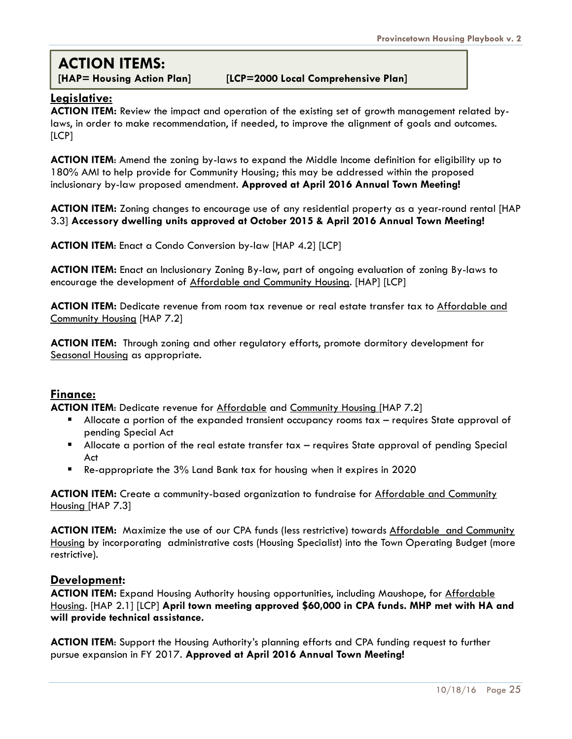# ACTION ITEMS:

**[HAP= Housing Action Plan] [LCP=2000 Local Comprehensive Plan]**

## Legislative:

**ACTION ITEM:** Review the impact and operation of the existing set of growth management related by-laws, in order to make recommendation, if needed, to improve the alignment of goals and outcomes. [LCP]

**ACTION ITEM**: Amend the zoning by-laws to expand the Middle Income definition for eligibility up to 180% AMI to help provide for Community Housing; this may be addressed within the proposed inclusionary by-law proposed amendment. **Approved at April 2016 Annual Town Meeting!**

**ACTION ITEM:** Zoning changes to encourage use of any residential property as a year-round rental [HAP 3.3] **Accessory dwelling units approved at October 2015 & April 2016 Annual Town Meeting!**

**ACTION ITEM**: Enact a Condo Conversion by-law [HAP 4.2] [LCP]

**ACTION ITEM:** Enact an Inclusionary Zoning By-law, part of ongoing evaluation of zoning By-laws to encourage the development of Affordable and Community Housing. [HAP] [LCP]

**ACTION ITEM:** Dedicate revenue from room tax revenue or real estate transfer tax to Affordable and Community Housing [HAP 7.2]

**ACTION ITEM:** Through zoning and other regulatory efforts, promote dormitory development for Seasonal Housing as appropriate.

## Finance:

**ACTION ITEM**: Dedicate revenue for Affordable and Community Housing [HAP 7.2]

- Allocate a portion of the expanded transient occupancy rooms tax – requires State approval of pending Special Act
- Allocate a portion of the real estate transfer tax – requires State approval of pending Special Act
- Re-appropriate the 3% Land Bank tax for housing when it expires in 2020

**ACTION ITEM:** Create a community-based organization to fundraise for Affordable and Community Housing [HAP 7.3]

**ACTION ITEM:** Maximize the use of our CPA funds (less restrictive) towards Affordable and Community Housing by incorporating administrative costs (Housing Specialist) into the Town Operating Budget (more restrictive).

## Development:

**ACTION ITEM:** Expand Housing Authority housing opportunities, including Maushope, for Affordable Housing. [HAP 2.1] [LCP] **April town meeting approved $60,000 in CPA funds. MHP met with HA and will provide technical assistance.**

**ACTION ITEM**: Support the Housing Authority's planning efforts and CPA funding request to further pursue expansion in FY 2017. **Approved at April 2016 Annual Town Meeting!**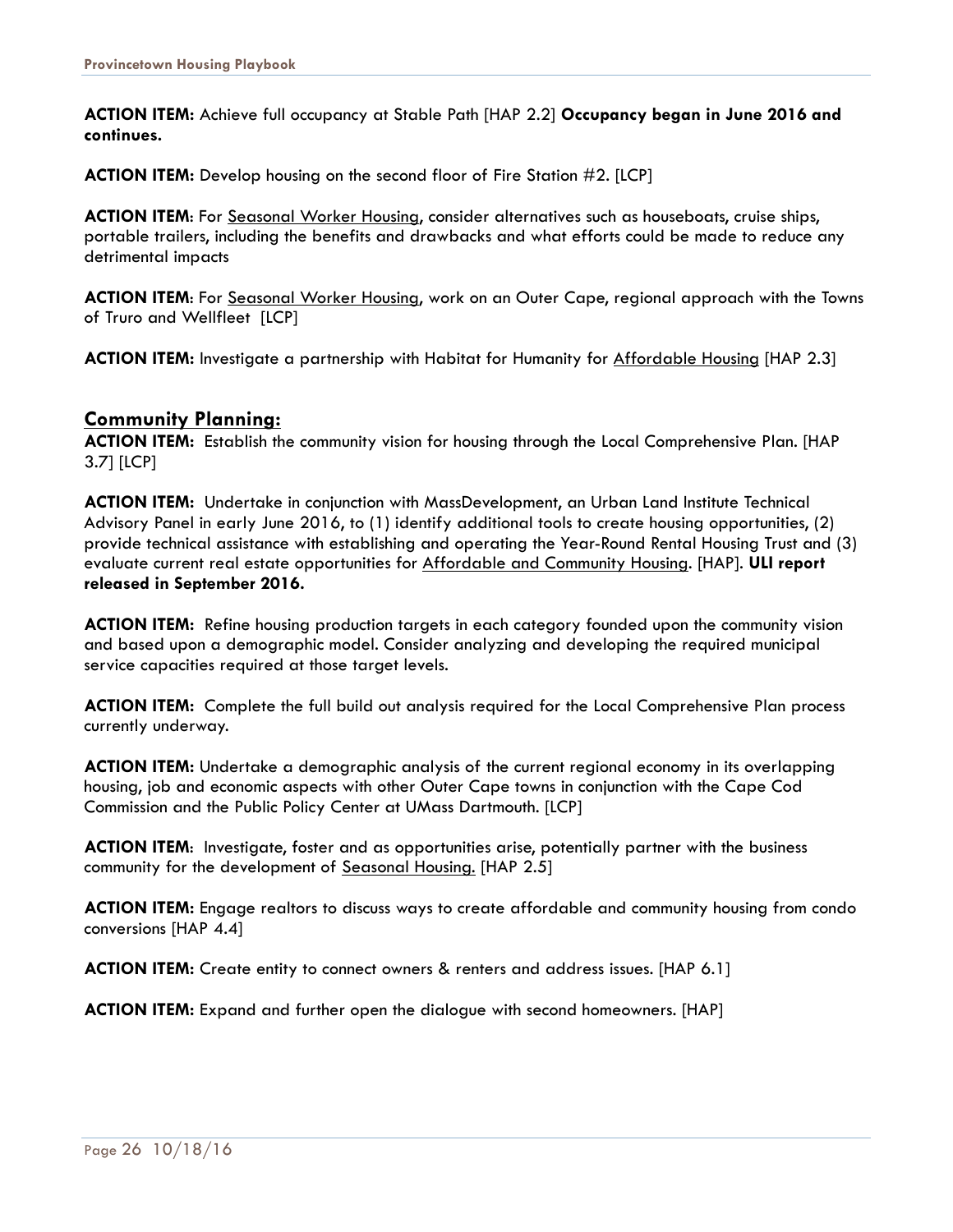**ACTION ITEM:** Achieve full occupancy at Stable Path [HAP 2.2] **Occupancy began in June 2016 and continues.**

**ACTION ITEM:** Develop housing on the second floor of Fire Station #2. [LCP]

**ACTION ITEM**: For Seasonal Worker Housing, consider alternatives such as houseboats, cruise ships, portable trailers, including the benefits and drawbacks and what efforts could be made to reduce any detrimental impacts

**ACTION ITEM**: For Seasonal Worker Housing, work on an Outer Cape, regional approach with the Towns of Truro and Wellfleet [LCP]

**ACTION ITEM:** Investigate a partnership with Habitat for Humanity for Affordable Housing [HAP 2.3]

## Community Planning:

**ACTION ITEM:** Establish the community vision for housing through the Local Comprehensive Plan. [HAP 3.7] [LCP]

**ACTION ITEM:** Undertake in conjunction with MassDevelopment, an Urban Land Institute Technical Advisory Panel in early June 2016, to (1) identify additional tools to create housing opportunities, (2) provide technical assistance with establishing and operating the Year-Round Rental Housing Trust and (3) evaluate current real estate opportunities for Affordable and Community Housing. [HAP]. **ULI report released in September 2016.**

**ACTION ITEM:** Refine housing production targets in each category founded upon the community vision and based upon a demographic model. Consider analyzing and developing the required municipal service capacities required at those target levels.

**ACTION ITEM:** Complete the full build out analysis required for the Local Comprehensive Plan process currently underway.

**ACTION ITEM:** Undertake a demographic analysis of the current regional economy in its overlapping housing, job and economic aspects with other Outer Cape towns in conjunction with the Cape Cod Commission and the Public Policy Center at UMass Dartmouth. [LCP]

**ACTION ITEM**: Investigate, foster and as opportunities arise, potentially partner with the business community for the development of Seasonal Housing. [HAP 2.5]

**ACTION ITEM:** Engage realtors to discuss ways to create affordable and community housing from condo conversions [HAP 4.4]

**ACTION ITEM:** Create entity to connect owners & renters and address issues. [HAP 6.1]

**ACTION ITEM:** Expand and further open the dialogue with second homeowners. [HAP]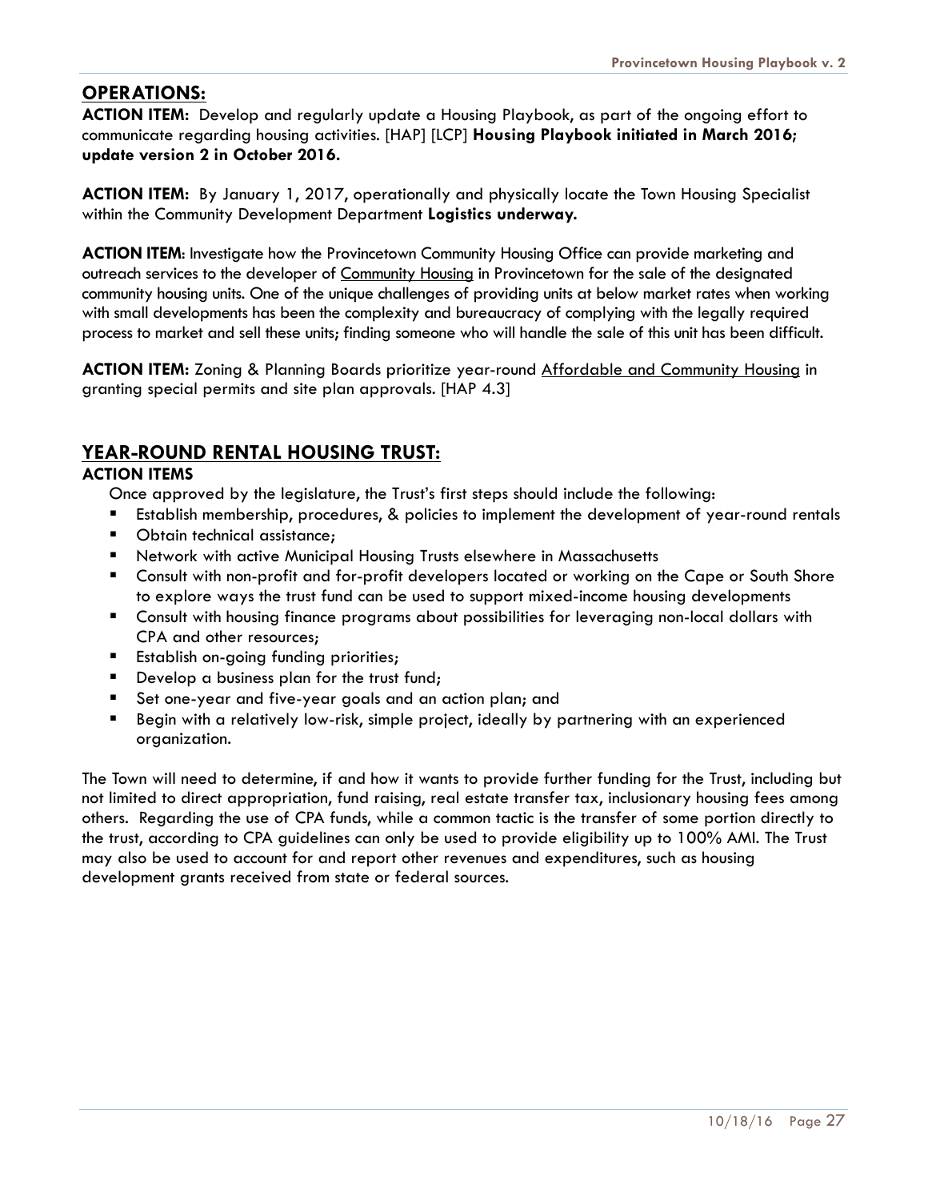## OPERATIONS:

**ACTION ITEM:** Develop and regularly update a Housing Playbook, as part of the ongoing effort to communicate regarding housing activities. [HAP] [LCP] **Housing Playbook initiated in March 2016; update version 2 in October 2016.**

**ACTION ITEM:** By January 1, 2017, operationally and physically locate the Town Housing Specialist within the Community Development Department **Logistics underway.**

**ACTION ITEM**: Investigate how the Provincetown Community Housing Office can provide marketing and outreach services to the developer of Community Housing in Provincetown for the sale of the designated community housing units. One of the unique challenges of providing units at below market rates when working with small developments has been the complexity and bureaucracy of complying with the legally required process to market and sell these units; finding someone who will handle the sale of this unit has been difficult.

**ACTION ITEM:** Zoning & Planning Boards prioritize year-round Affordable and Community Housing in granting special permits and site plan approvals. [HAP 4.3]

## YEAR-ROUND RENTAL HOUSING TRUST:

### ACTION ITEMS

Once approved by the legislature, the Trust's first steps should include the following:

- Establish membership, procedures, & policies to implement the development of year-round rentals
- Obtain technical assistance;
- Network with active Municipal Housing Trusts elsewhere in Massachusetts
- Consult with non-profit and for-profit developers located or working on the Cape or South Shore to explore ways the trust fund can be used to support mixed-income housing developments
- Consult with housing finance programs about possibilities for leveraging non-local dollars with CPA and other resources;
- Establish on-going funding priorities;
- Develop a business plan for the trust fund;
- Set one-year and five-year goals and an action plan; and
- Begin with a relatively low-risk, simple project, ideally by partnering with an experienced organization.

The Town will need to determine, if and how it wants to provide further funding for the Trust, including but not limited to direct appropriation, fund raising, real estate transfer tax, inclusionary housing fees among others. Regarding the use of CPA funds, while a common tactic is the transfer of some portion directly to the trust, according to CPA guidelines can only be used to provide eligibility up to 100% AMI. The Trust may also be used to account for and report other revenues and expenditures, such as housing development grants received from state or federal sources.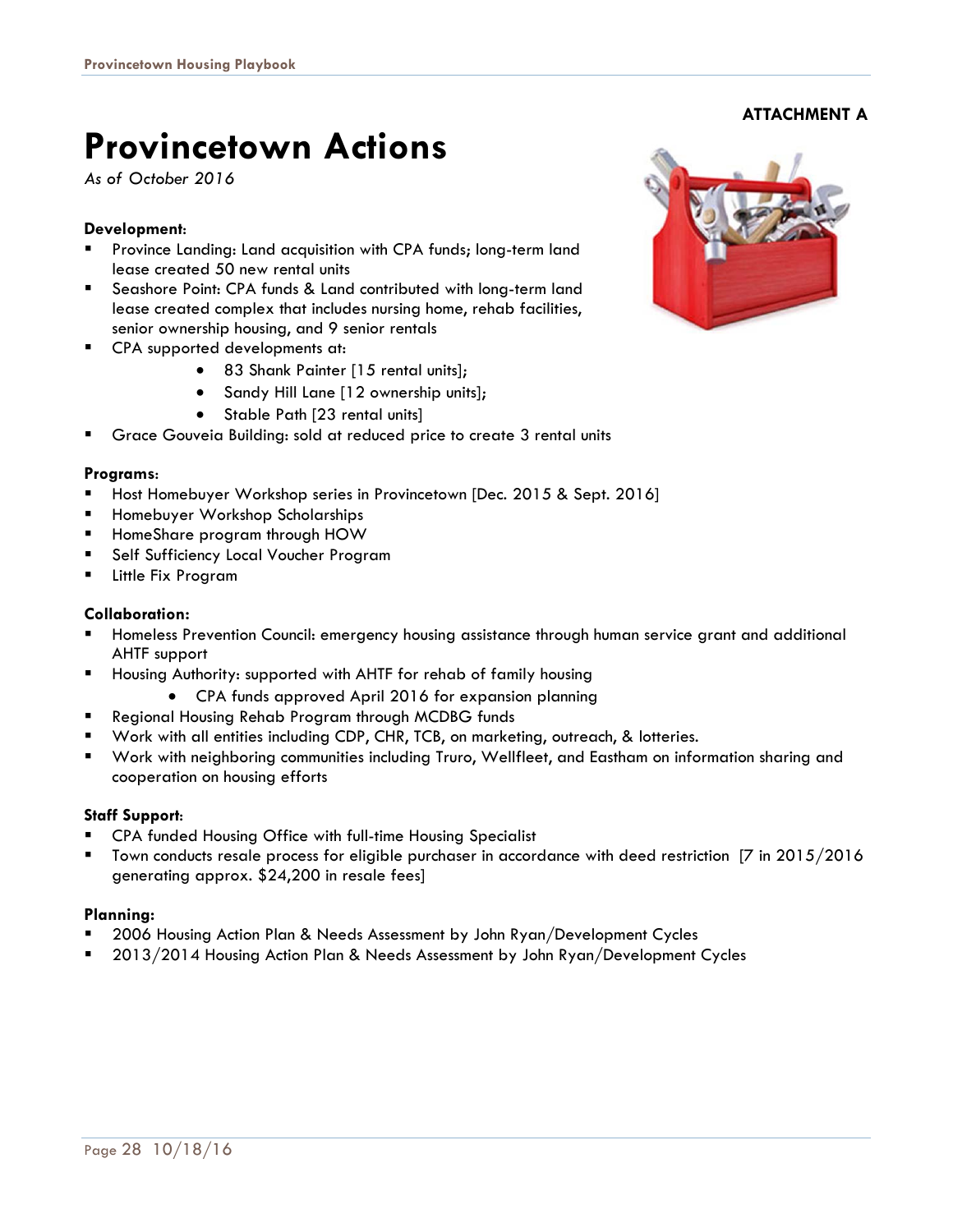**ATTACHMENT A**

# Provincetown Actions

*As of October 2016*

**Development:**

- Province Landing: Land acquisition with CPA funds; long-term land lease created 50 new rental units
- Seashore Point: CPA funds & Land contributed with long-term land lease created complex that includes nursing home, rehab facilities, senior ownership housing, and 9 senior rentals
- CPA supported developments at:
    - 83 Shank Painter [15 rental units];
    - Sandy Hill Lane [12 ownership units];
    - Stable Path [23 rental units]
- Grace Gouveia Building: sold at reduced price to create 3 rental units

**Programs:**

- Host Homebuyer Workshop series in Provincetown [Dec. 2015 & Sept. 2016]
- Homebuyer Workshop Scholarships
- HomeShare program through HOW
- Self Sufficiency Local Voucher Program
- Little Fix Program

**Collaboration:**

- Homeless Prevention Council: emergency housing assistance through human service grant and additional AHTF support
- Housing Authority: supported with AHTF for rehab of family housing
    - CPA funds approved April 2016 for expansion planning
- Regional Housing Rehab Program through MCDBG funds
- Work with all entities including CDP, CHR, TCB, on marketing, outreach, & lotteries.
- Work with neighboring communities including Truro, Wellfleet, and Eastham on information sharing and cooperation on housing efforts

**Staff Support:**

- CPA funded Housing Office with full-time Housing Specialist
- Town conducts resale process for eligible purchaser in accordance with deed restriction [7 in 2015/2016 generating approx. $24,200 in resale fees]

**Planning:**

- 2006 Housing Action Plan & Needs Assessment by John Ryan/Development Cycles
- 2013/2014 Housing Action Plan & Needs Assessment by John Ryan/Development Cycles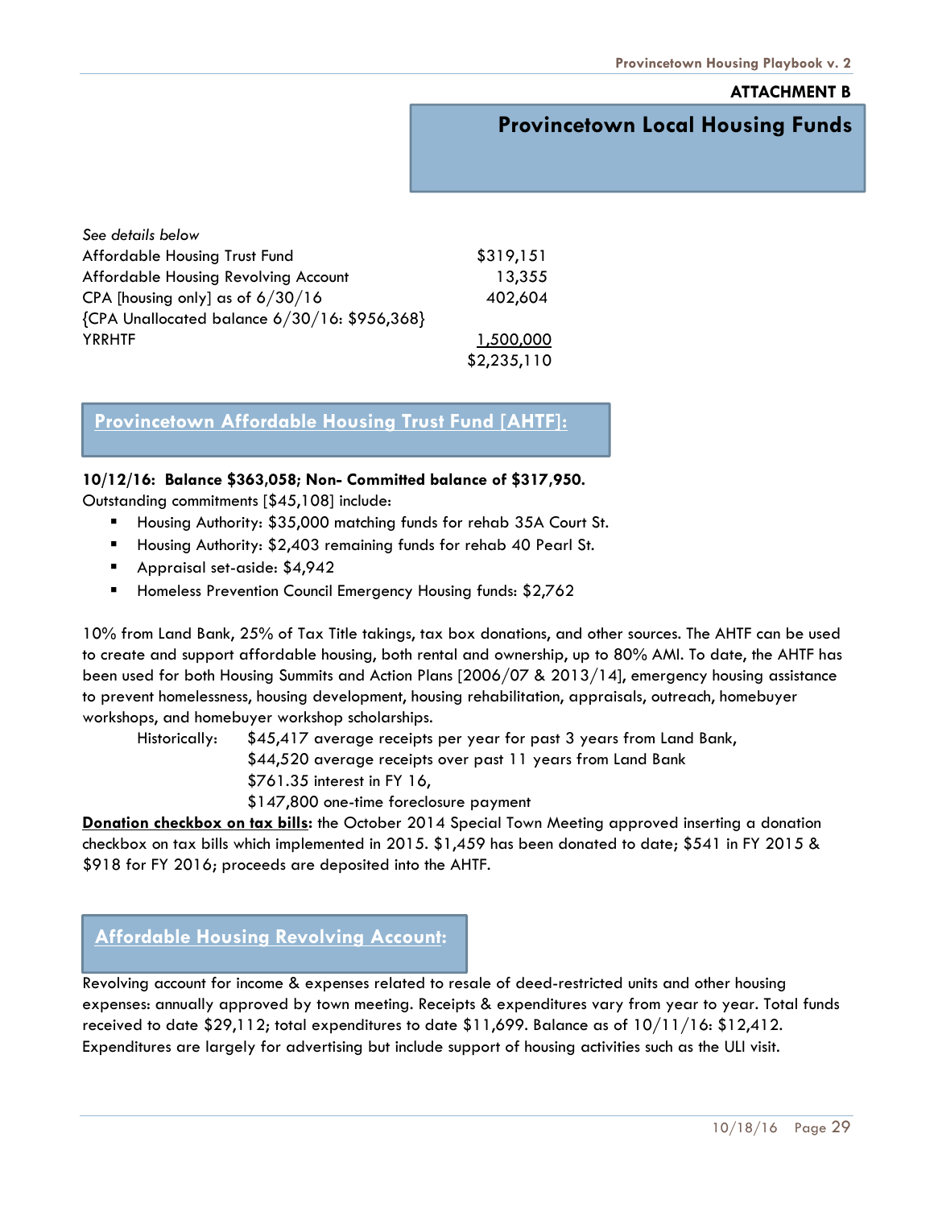**ATTACHMENT B**

# Provincetown Local Housing Funds

*See details below*

| | |
|---|---|
| Affordable Housing Trust Fund | $319,151 |
| Affordable Housing Revolving Account | 13,355 |
| CPA [housing only] as of 6/30/16 | 402,604 |
| {CPA Unallocated balance 6/30/16: $956,368} | |
| YRRHTF | 1,500,000 |
| | $2,235,110 |

## Provincetown Affordable Housing Trust Fund [AHTF]:

**10/12/16: Balance $363,058; Non- Committed balance of $317,950.**
Outstanding commitments [$45,108] include:

- Housing Authority: $35,000 matching funds for rehab 35A Court St.
- Housing Authority: $2,403 remaining funds for rehab 40 Pearl St.
- Appraisal set-aside: $4,942
- Homeless Prevention Council Emergency Housing funds: $2,762

10% from Land Bank, 25% of Tax Title takings, tax box donations, and other sources. The AHTF can be used to create and support affordable housing, both rental and ownership, up to 80% AMI. To date, the AHTF has been used for both Housing Summits and Action Plans [2006/07 & 2013/14], emergency housing assistance to prevent homelessness, housing development, housing rehabilitation, appraisals, outreach, homebuyer workshops, and homebuyer workshop scholarships.

Historically:
- $45,417 average receipts per year for past 3 years from Land Bank,
- $44,520 average receipts over past 11 years from Land Bank
- $761.35 interest in FY 16,
- $147,800 one-time foreclosure payment

**Donation checkbox on tax bills:** the October 2014 Special Town Meeting approved inserting a donation checkbox on tax bills which implemented in 2015. $1,459 has been donated to date; $541 in FY 2015 & $918 for FY 2016; proceeds are deposited into the AHTF.

## Affordable Housing Revolving Account:

Revolving account for income & expenses related to resale of deed-restricted units and other housing expenses: annually approved by town meeting. Receipts & expenditures vary from year to year. Total funds received to date $29,112; total expenditures to date $11,699. Balance as of 10/11/16: $12,412. Expenditures are largely for advertising but include support of housing activities such as the ULI visit.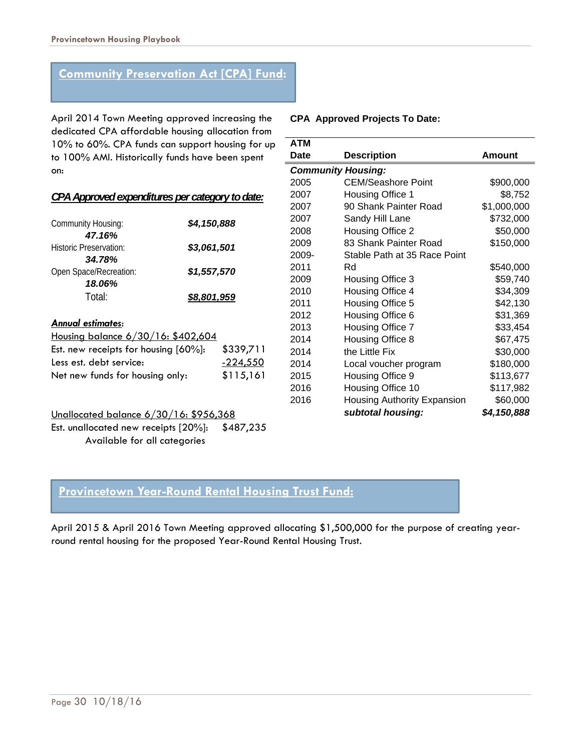## Community Preservation Act [CPA] Fund:

April 2014 Town Meeting approved increasing the dedicated CPA affordable housing allocation from 10% to 60%. CPA funds can support housing for up to 100% AMI. Historically funds have been spent on:

***CPA Approved expenditures per category to date:***

| Category | Amount |
|---|---|
| Community Housing: ***47.16%*** | ***$4,150,888*** |
| Historic Preservation: ***34.78%*** | ***$3,061,501*** |
| Open Space/Recreation: ***18.06%*** | ***$1,557,570*** |
| Total: | ***$8,801,959*** |

***Annual estimates*:**

Housing balance 6/30/16: $402,604

| | |
|---|---|
| Est. new receipts for housing [60%]: | $339,711 |
| Less est. debt service: | -224,550 |
| Net new funds for housing only: | $115,161 |

Unallocated balance 6/30/16: $956,368

Est. unallocated new receipts [20%]: $487,235
Available for all categories

**CPA Approved Projects To Date:**

| ATM Date | Description | Amount |
|---|---|---|
| ***Community Housing:*** | | |
| 2005 | CEM/Seashore Point | $900,000 |
| 2007 | Housing Office 1 | $8,752 |
| 2007 | 90 Shank Painter Road | $1,000,000 |
| 2007 | Sandy Hill Lane | $732,000 |
| 2008 | Housing Office 2 | $50,000 |
| 2009 | 83 Shank Painter Road | $150,000 |
| 2009-2011 | Stable Path at 35 Race Point Rd | $540,000 |
| 2009 | Housing Office 3 | $59,740 |
| 2010 | Housing Office 4 | $34,309 |
| 2011 | Housing Office 5 | $42,130 |
| 2012 | Housing Office 6 | $31,369 |
| 2013 | Housing Office 7 | $33,454 |
| 2014 | Housing Office 8 | $67,475 |
| 2014 | the Little Fix | $30,000 |
| 2014 | Local voucher program | $180,000 |
| 2015 | Housing Office 9 | $113,677 |
| 2016 | Housing Office 10 | $117,982 |
| 2016 | Housing Authority Expansion | $60,000 |
| | ***subtotal housing:*** | ***$4,150,888*** |

## Provincetown Year-Round Rental Housing Trust Fund:

April 2015 & April 2016 Town Meeting approved allocating $1,500,000 for the purpose of creating year-round rental housing for the proposed Year-Round Rental Housing Trust.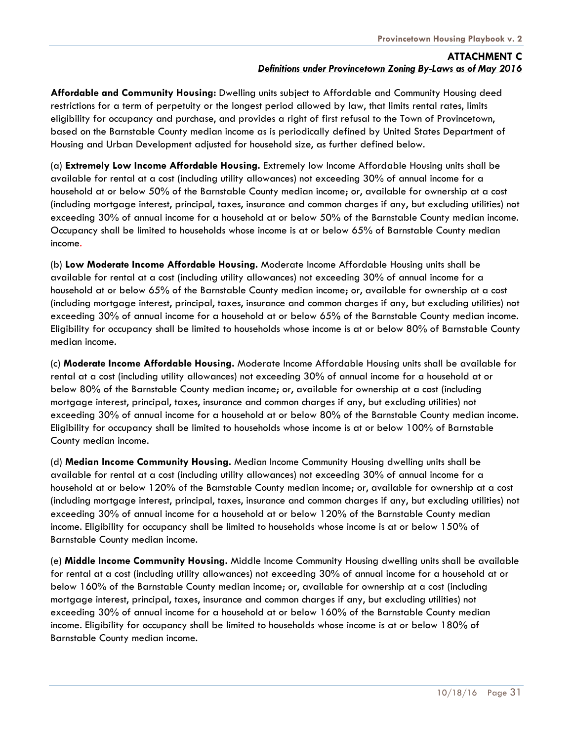## ATTACHMENT C
***Definitions under Provincetown Zoning By-Laws as of May 2016***

**Affordable and Community Housing:** Dwelling units subject to Affordable and Community Housing deed restrictions for a term of perpetuity or the longest period allowed by law, that limits rental rates, limits eligibility for occupancy and purchase, and provides a right of first refusal to the Town of Provincetown, based on the Barnstable County median income as is periodically defined by United States Department of Housing and Urban Development adjusted for household size, as further defined below.

(a) **Extremely Low Income Affordable Housing.** Extremely low Income Affordable Housing units shall be available for rental at a cost (including utility allowances) not exceeding 30% of annual income for a household at or below 50% of the Barnstable County median income; or, available for ownership at a cost (including mortgage interest, principal, taxes, insurance and common charges if any, but excluding utilities) not exceeding 30% of annual income for a household at or below 50% of the Barnstable County median income. Occupancy shall be limited to households whose income is at or below 65% of Barnstable County median income.

(b) **Low Moderate Income Affordable Housing.** Moderate Income Affordable Housing units shall be available for rental at a cost (including utility allowances) not exceeding 30% of annual income for a household at or below 65% of the Barnstable County median income; or, available for ownership at a cost (including mortgage interest, principal, taxes, insurance and common charges if any, but excluding utilities) not exceeding 30% of annual income for a household at or below 65% of the Barnstable County median income. Eligibility for occupancy shall be limited to households whose income is at or below 80% of Barnstable County median income.

(c) **Moderate Income Affordable Housing.** Moderate Income Affordable Housing units shall be available for rental at a cost (including utility allowances) not exceeding 30% of annual income for a household at or below 80% of the Barnstable County median income; or, available for ownership at a cost (including mortgage interest, principal, taxes, insurance and common charges if any, but excluding utilities) not exceeding 30% of annual income for a household at or below 80% of the Barnstable County median income. Eligibility for occupancy shall be limited to households whose income is at or below 100% of Barnstable County median income.

(d) **Median Income Community Housing.** Median Income Community Housing dwelling units shall be available for rental at a cost (including utility allowances) not exceeding 30% of annual income for a household at or below 120% of the Barnstable County median income; or, available for ownership at a cost (including mortgage interest, principal, taxes, insurance and common charges if any, but excluding utilities) not exceeding 30% of annual income for a household at or below 120% of the Barnstable County median income. Eligibility for occupancy shall be limited to households whose income is at or below 150% of Barnstable County median income.

(e) **Middle Income Community Housing.** Middle Income Community Housing dwelling units shall be available for rental at a cost (including utility allowances) not exceeding 30% of annual income for a household at or below 160% of the Barnstable County median income; or, available for ownership at a cost (including mortgage interest, principal, taxes, insurance and common charges if any, but excluding utilities) not exceeding 30% of annual income for a household at or below 160% of the Barnstable County median income. Eligibility for occupancy shall be limited to households whose income is at or below 180% of Barnstable County median income.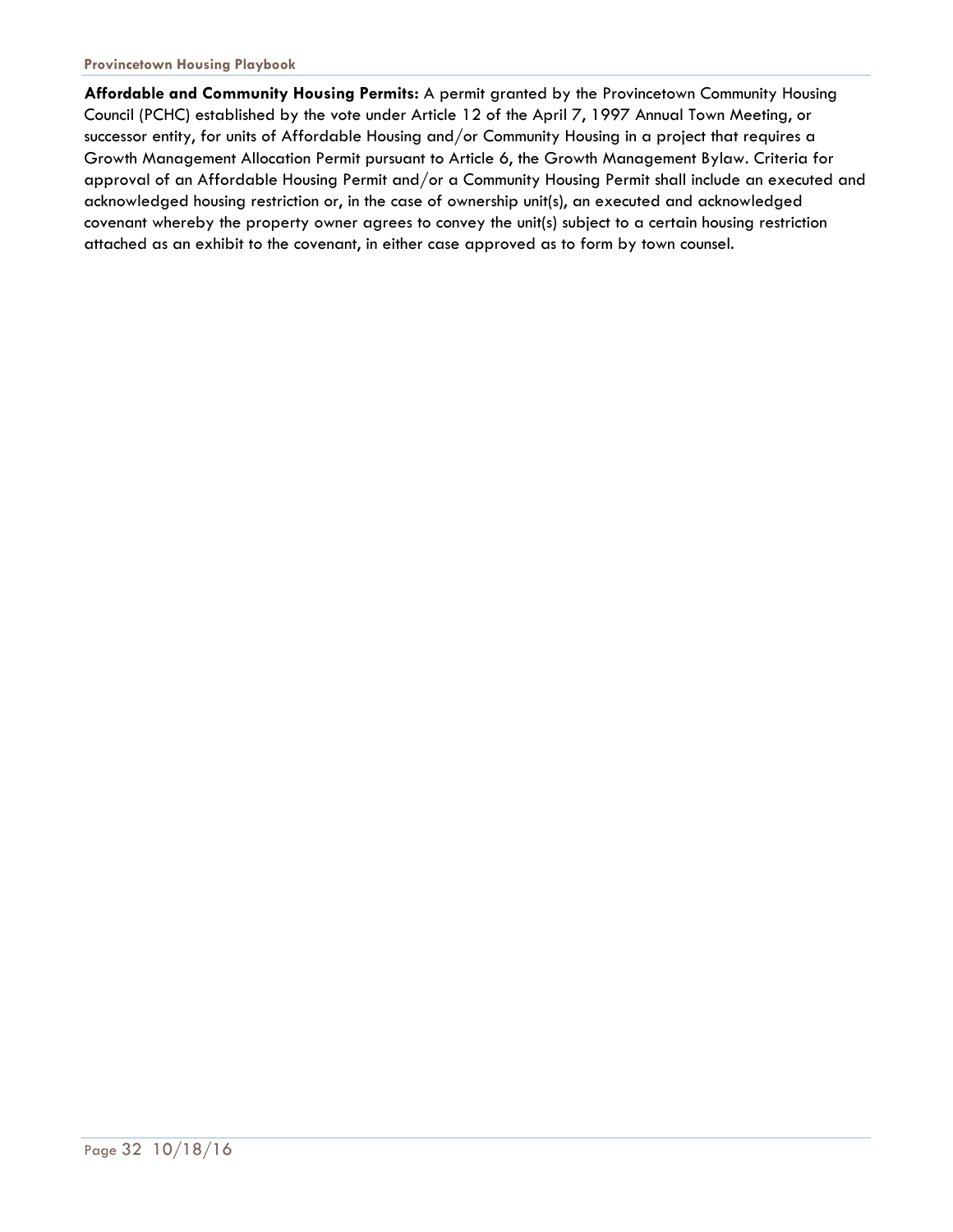**Affordable and Community Housing Permits:** A permit granted by the Provincetown Community Housing Council (PCHC) established by the vote under Article 12 of the April 7, 1997 Annual Town Meeting, or successor entity, for units of Affordable Housing and/or Community Housing in a project that requires a Growth Management Allocation Permit pursuant to Article 6, the Growth Management Bylaw. Criteria for approval of an Affordable Housing Permit and/or a Community Housing Permit shall include an executed and acknowledged housing restriction or, in the case of ownership unit(s), an executed and acknowledged covenant whereby the property owner agrees to convey the unit(s) subject to a certain housing restriction attached as an exhibit to the covenant, in either case approved as to form by town counsel.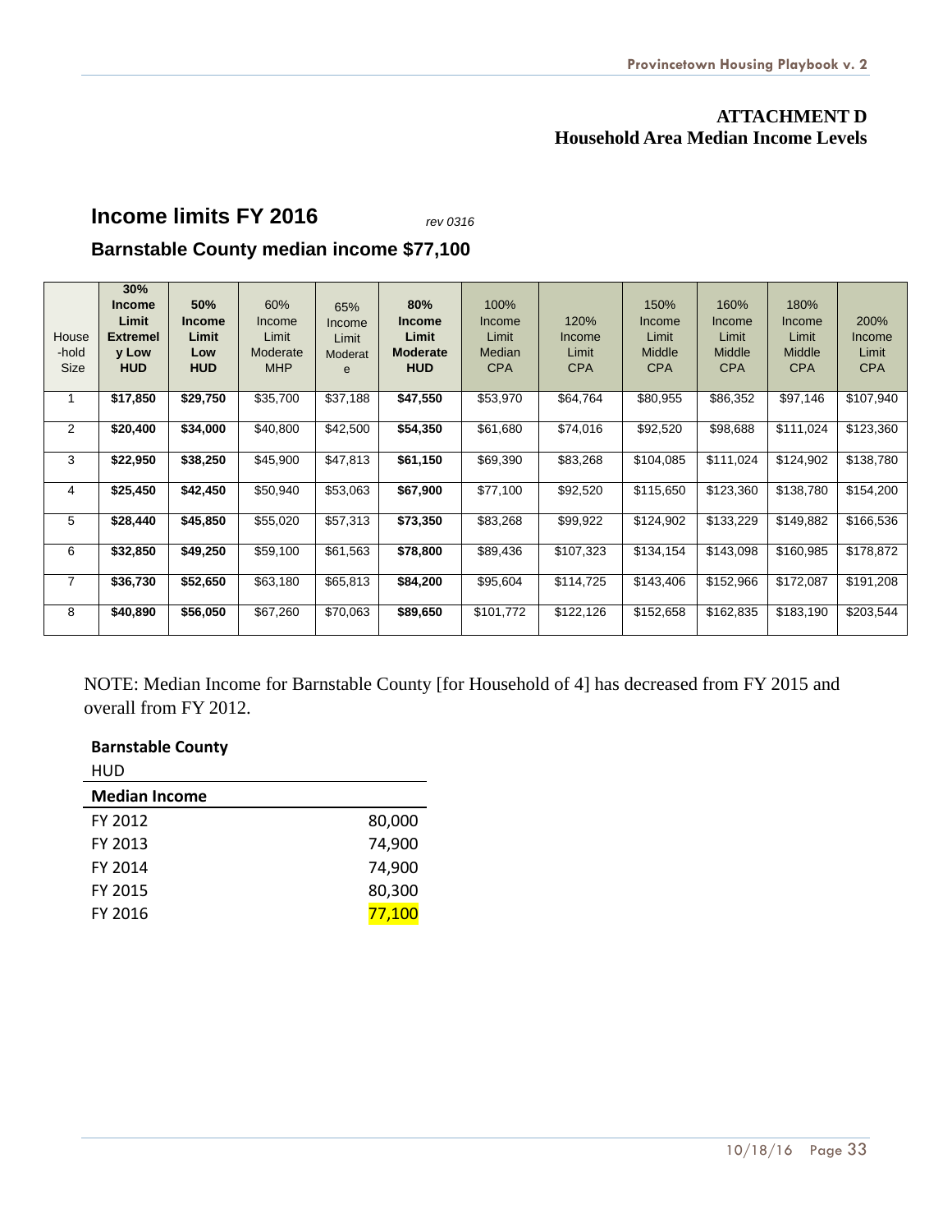**ATTACHMENT D**
**Household Area Median Income Levels**

## Income limits FY 2016

*rev 0316*

### Barnstable County median income $77,100

| House-hold Size | **30% Income Limit Extremely Low HUD** | **50% Income Limit Low HUD** | 60% Income Limit Moderate MHP | 65% Income Limit Moderate | **80% Income Limit Moderate HUD** | 100% Income Limit Median CPA | 120% Income Limit CPA | 150% Income Limit Middle CPA | 160% Income Limit Middle CPA | 180% Income Limit Middle CPA | 200% Income Limit CPA |
|---|---|---|---|---|---|---|---|---|---|---|---|
| 1 | **$17,850** | **$29,750** | $35,700 | $37,188 | **$47,550** | $53,970 | $64,764 | $80,955 | $86,352 | $97,146 | $107,940 |
| 2 | **$20,400** | **$34,000** | $40,800 | $42,500 | **$54,350** | $61,680 | $74,016 | $92,520 | $98,688 | $111,024 | $123,360 |
| 3 | **$22,950** | **$38,250** | $45,900 | $47,813 | **$61,150** | $69,390 | $83,268 | $104,085 | $111,024 | $124,902 | $138,780 |
| 4 | **$25,450** | **$42,450** | $50,940 | $53,063 | **$67,900** | $77,100 | $92,520 | $115,650 | $123,360 | $138,780 | $154,200 |
| 5 | **$28,440** | **$45,850** | $55,020 | $57,313 | **$73,350** | $83,268 | $99,922 | $124,902 | $133,229 | $149,882 | $166,536 |
| 6 | **$32,850** | **$49,250** | $59,100 | $61,563 | **$78,800** | $89,436 | $107,323 | $134,154 | $143,098 | $160,985 | $178,872 |
| 7 | **$36,730** | **$52,650** | $63,180 | $65,813 | **$84,200** | $95,604 | $114,725 | $143,406 | $152,966 | $172,087 | $191,208 |
| 8 | **$40,890** | **$56,050** | $67,260 | $70,063 | **$89,650** | $101,772 | $122,126 | $152,658 | $162,835 | $183,190 | $203,544 |

NOTE: Median Income for Barnstable County [for Household of 4] has decreased from FY 2015 and overall from FY 2012.

**Barnstable County**
HUD

| **Median Income** | |
|---|---|
| FY 2012 | 80,000 |
| FY 2013 | 74,900 |
| FY 2014 | 74,900 |
| FY 2015 | 80,300 |
| FY 2016 | 77,100 |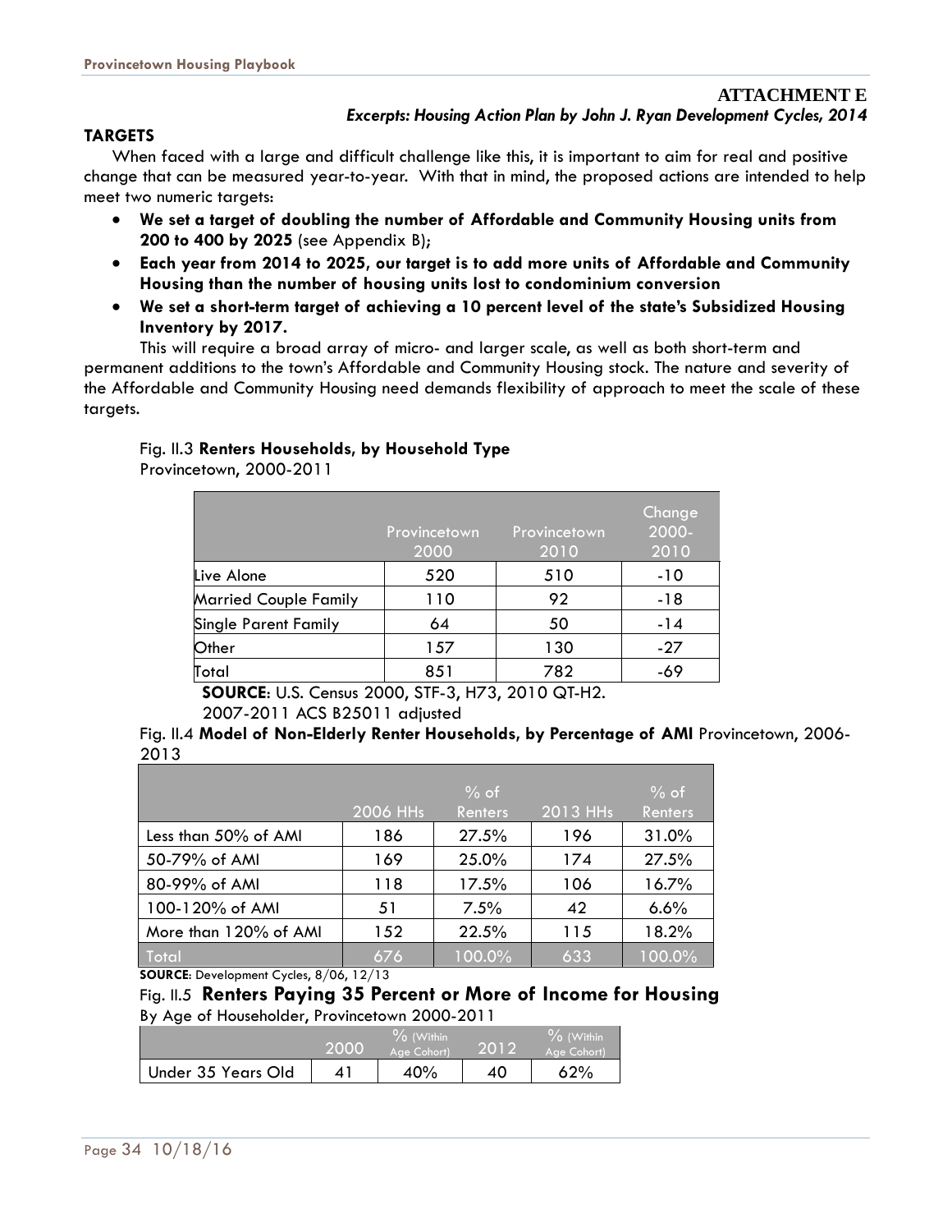## ATTACHMENT E

***Excerpts: Housing Action Plan by John J. Ryan Development Cycles, 2014***

### TARGETS

When faced with a large and difficult challenge like this, it is important to aim for real and positive change that can be measured year-to-year. With that in mind, the proposed actions are intended to help meet two numeric targets:

- **We set a target of doubling the number of Affordable and Community Housing units from 200 to 400 by 2025** (see Appendix B);
- **Each year from 2014 to 2025, our target is to add more units of Affordable and Community Housing than the number of housing units lost to condominium conversion**
- **We set a short-term target of achieving a 10 percent level of the state's Subsidized Housing Inventory by 2017.**

This will require a broad array of micro- and larger scale, as well as both short-term and permanent additions to the town's Affordable and Community Housing stock. The nature and severity of the Affordable and Community Housing need demands flexibility of approach to meet the scale of these targets.

Fig. II.3 **Renters Households, by Household Type**
Provincetown, 2000-2011

| | Provincetown 2000 | Provincetown 2010 | Change 2000-2010 |
|---|---|---|---|
| Live Alone | 520 | 510 | -10 |
| Married Couple Family | 110 | 92 | -18 |
| Single Parent Family | 64 | 50 | -14 |
| Other | 157 | 130 | -27 |
| Total | 851 | 782 | -69 |

**SOURCE**: U.S. Census 2000, STF-3, H73, 2010 QT-H2.
2007-2011 ACS B25011 adjusted

Fig. II.4 **Model of Non-Elderly Renter Households, by Percentage of AMI** Provincetown, 2006-2013

| | 2006 HHs | % of Renters | 2013 HHs | % of Renters |
|---|---|---|---|---|
| Less than 50% of AMI | 186 | 27.5% | 196 | 31.0% |
| 50-79% of AMI | 169 | 25.0% | 174 | 27.5% |
| 80-99% of AMI | 118 | 17.5% | 106 | 16.7% |
| 100-120% of AMI | 51 | 7.5% | 42 | 6.6% |
| More than 120% of AMI | 152 | 22.5% | 115 | 18.2% |
| Total | 676 | 100.0% | 633 | 100.0% |

**SOURCE**: Development Cycles, 8/06, 12/13

Fig. II.5 **Renters Paying 35 Percent or More of Income for Housing**
By Age of Householder, Provincetown 2000-2011

| | 2000 | % (Within Age Cohort) | 2012 | % (Within Age Cohort) |
|---|---|---|---|---|
| Under 35 Years Old | 41 | 40% | 40 | 62% |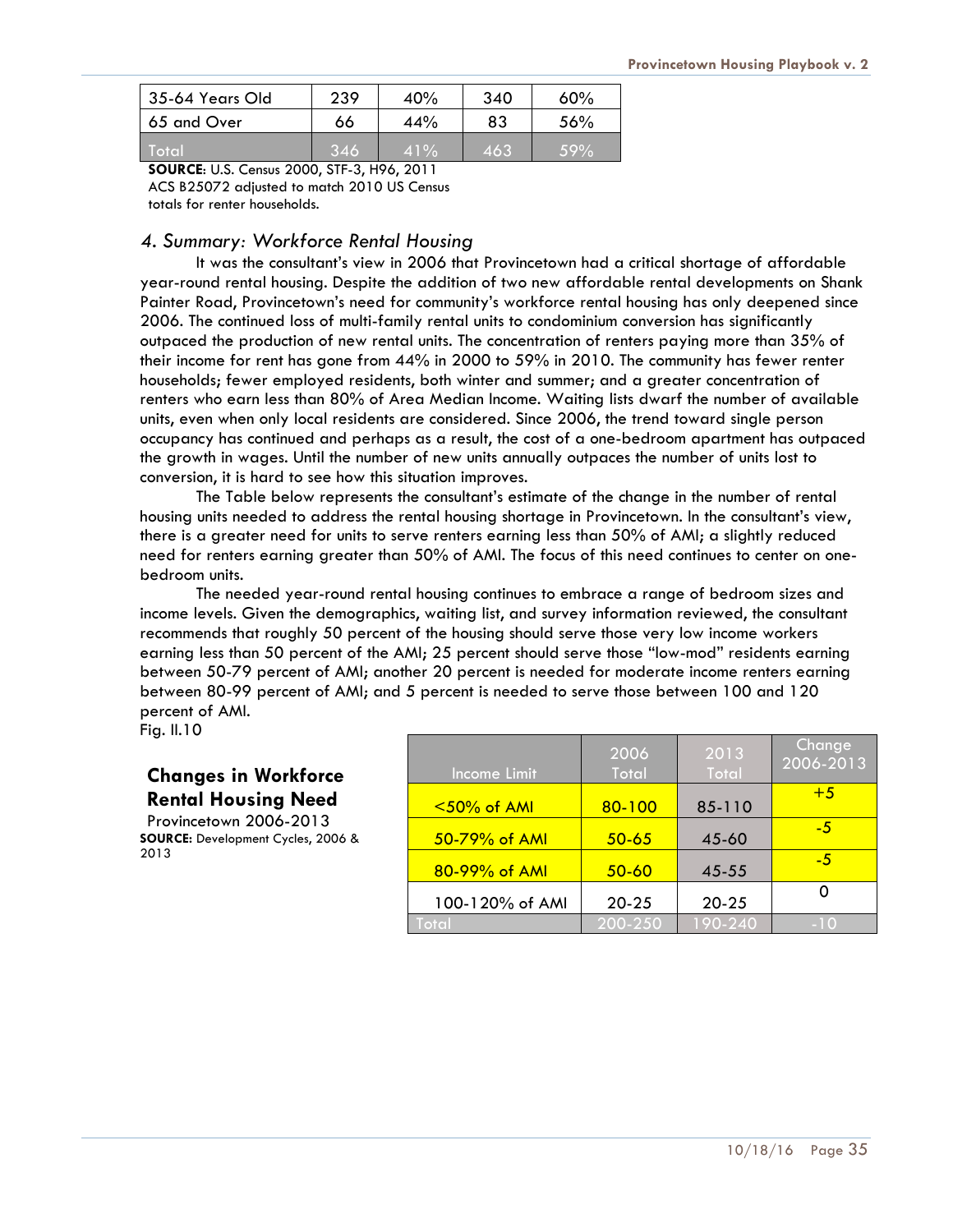| 35-64 Years Old | 239 | 40% | 340 | 60% |
|---|---|---|---|---|
| 65 and Over | 66 | 44% | 83 | 56% |
| Total | 346 | 41% | 463 | 59% |

**SOURCE**: U.S. Census 2000, STF-3, H96, 2011 ACS B25072 adjusted to match 2010 US Census totals for renter households.

### *4. Summary: Workforce Rental Housing*

It was the consultant's view in 2006 that Provincetown had a critical shortage of affordable year-round rental housing. Despite the addition of two new affordable rental developments on Shank Painter Road, Provincetown's need for community's workforce rental housing has only deepened since 2006. The continued loss of multi-family rental units to condominium conversion has significantly outpaced the production of new rental units. The concentration of renters paying more than 35% of their income for rent has gone from 44% in 2000 to 59% in 2010. The community has fewer renter households; fewer employed residents, both winter and summer; and a greater concentration of renters who earn less than 80% of Area Median Income. Waiting lists dwarf the number of available units, even when only local residents are considered. Since 2006, the trend toward single person occupancy has continued and perhaps as a result, the cost of a one-bedroom apartment has outpaced the growth in wages. Until the number of new units annually outpaces the number of units lost to conversion, it is hard to see how this situation improves.

The Table below represents the consultant's estimate of the change in the number of rental housing units needed to address the rental housing shortage in Provincetown. In the consultant's view, there is a greater need for units to serve renters earning less than 50% of AMI; a slightly reduced need for renters earning greater than 50% of AMI. The focus of this need continues to center on one-bedroom units.

The needed year-round rental housing continues to embrace a range of bedroom sizes and income levels. Given the demographics, waiting list, and survey information reviewed, the consultant recommends that roughly 50 percent of the housing should serve those very low income workers earning less than 50 percent of the AMI; 25 percent should serve those "low-mod" residents earning between 50-79 percent of AMI; another 20 percent is needed for moderate income renters earning between 80-99 percent of AMI; and 5 percent is needed to serve those between 100 and 120 percent of AMI.

Fig. II.10

**Changes in Workforce Rental Housing Need**
Provincetown 2006-2013
**SOURCE:** Development Cycles, 2006 & 2013

| Income Limit | 2006 Total | 2013 Total | Change 2006-2013 |
|---|---|---|---|
| <50% of AMI | 80-100 | 85-110 | +5 |
| 50-79% of AMI | 50-65 | 45-60 | -5 |
| 80-99% of AMI | 50-60 | 45-55 | -5 |
| 100-120% of AMI | 20-25 | 20-25 | 0 |
| Total | 200-250 | 190-240 | -10 |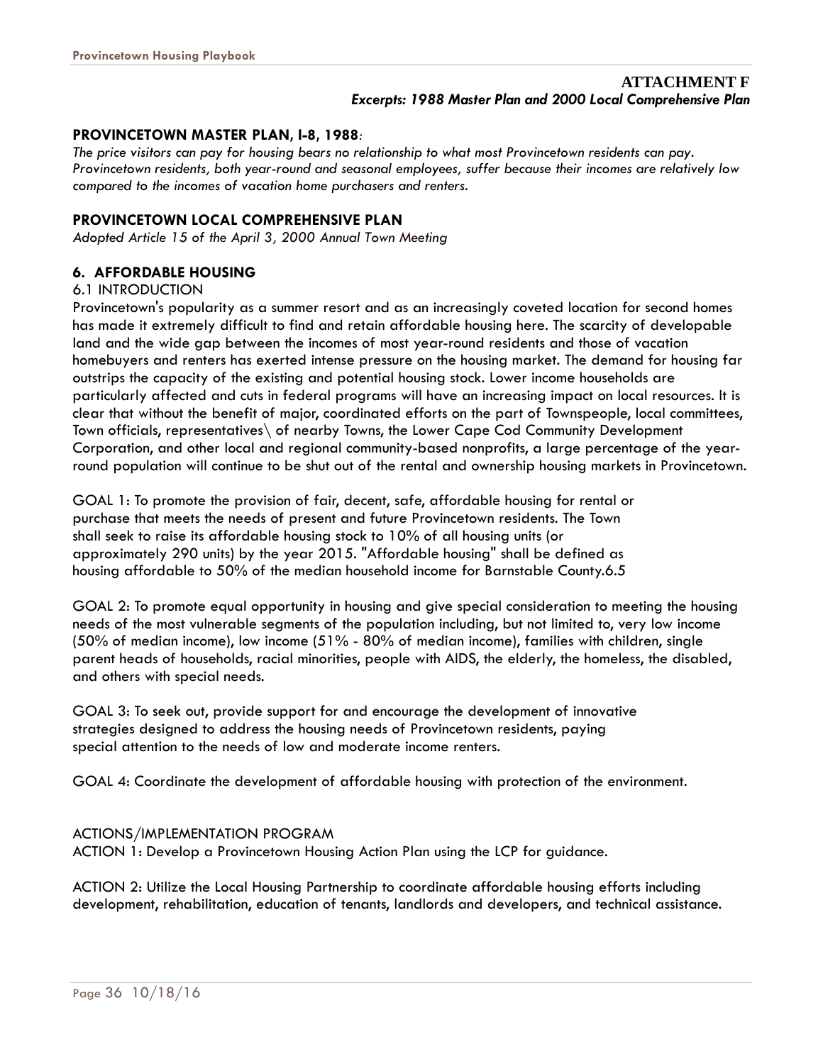# ATTACHMENT F
***Excerpts: 1988 Master Plan and 2000 Local Comprehensive Plan***

**PROVINCETOWN MASTER PLAN, I-8, 1988**:

*The price visitors can pay for housing bears no relationship to what most Provincetown residents can pay. Provincetown residents, both year-round and seasonal employees, suffer because their incomes are relatively low compared to the incomes of vacation home purchasers and renters.*

**PROVINCETOWN LOCAL COMPREHENSIVE PLAN**

*Adopted Article 15 of the April 3, 2000 Annual Town Meeting*

**6. AFFORDABLE HOUSING**

6.1 INTRODUCTION

Provincetown's popularity as a summer resort and as an increasingly coveted location for second homes has made it extremely difficult to find and retain affordable housing here. The scarcity of developable land and the wide gap between the incomes of most year-round residents and those of vacation homebuyers and renters has exerted intense pressure on the housing market. The demand for housing far outstrips the capacity of the existing and potential housing stock. Lower income households are particularly affected and cuts in federal programs will have an increasing impact on local resources. It is clear that without the benefit of major, coordinated efforts on the part of Townspeople, local committees, Town officials, representatives\ of nearby Towns, the Lower Cape Cod Community Development Corporation, and other local and regional community-based nonprofits, a large percentage of the year-round population will continue to be shut out of the rental and ownership housing markets in Provincetown.

GOAL 1: To promote the provision of fair, decent, safe, affordable housing for rental or purchase that meets the needs of present and future Provincetown residents. The Town shall seek to raise its affordable housing stock to 10% of all housing units (or approximately 290 units) by the year 2015. "Affordable housing" shall be defined as housing affordable to 50% of the median household income for Barnstable County.6.5

GOAL 2: To promote equal opportunity in housing and give special consideration to meeting the housing needs of the most vulnerable segments of the population including, but not limited to, very low income (50% of median income), low income (51% - 80% of median income), families with children, single parent heads of households, racial minorities, people with AIDS, the elderly, the homeless, the disabled, and others with special needs.

GOAL 3: To seek out, provide support for and encourage the development of innovative strategies designed to address the housing needs of Provincetown residents, paying special attention to the needs of low and moderate income renters.

GOAL 4: Coordinate the development of affordable housing with protection of the environment.

ACTIONS/IMPLEMENTATION PROGRAM

ACTION 1: Develop a Provincetown Housing Action Plan using the LCP for guidance.

ACTION 2: Utilize the Local Housing Partnership to coordinate affordable housing efforts including development, rehabilitation, education of tenants, landlords and developers, and technical assistance.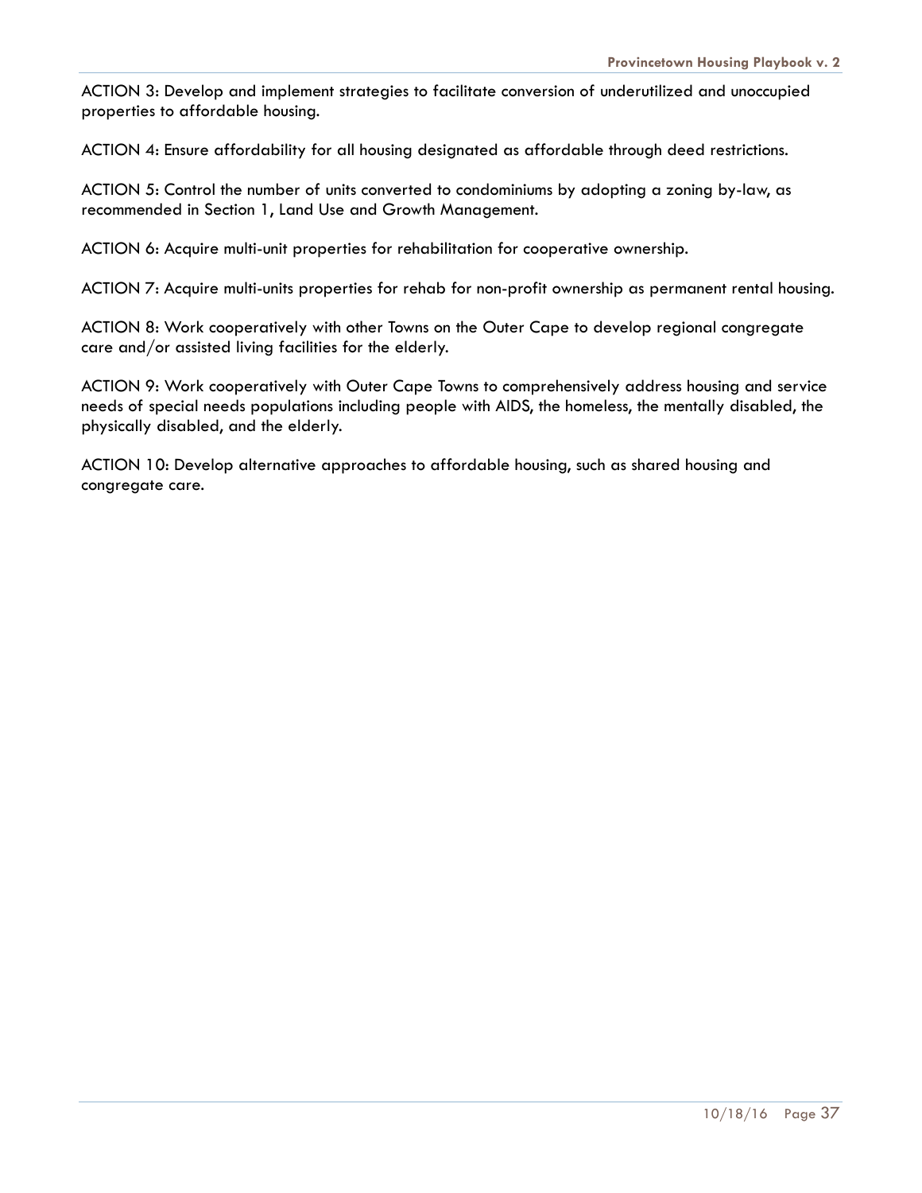ACTION 3: Develop and implement strategies to facilitate conversion of underutilized and unoccupied properties to affordable housing.

ACTION 4: Ensure affordability for all housing designated as affordable through deed restrictions.

ACTION 5: Control the number of units converted to condominiums by adopting a zoning by-law, as recommended in Section 1, Land Use and Growth Management.

ACTION 6: Acquire multi-unit properties for rehabilitation for cooperative ownership.

ACTION 7: Acquire multi-units properties for rehab for non-profit ownership as permanent rental housing.

ACTION 8: Work cooperatively with other Towns on the Outer Cape to develop regional congregate care and/or assisted living facilities for the elderly.

ACTION 9: Work cooperatively with Outer Cape Towns to comprehensively address housing and service needs of special needs populations including people with AIDS, the homeless, the mentally disabled, the physically disabled, and the elderly.

ACTION 10: Develop alternative approaches to affordable housing, such as shared housing and congregate care.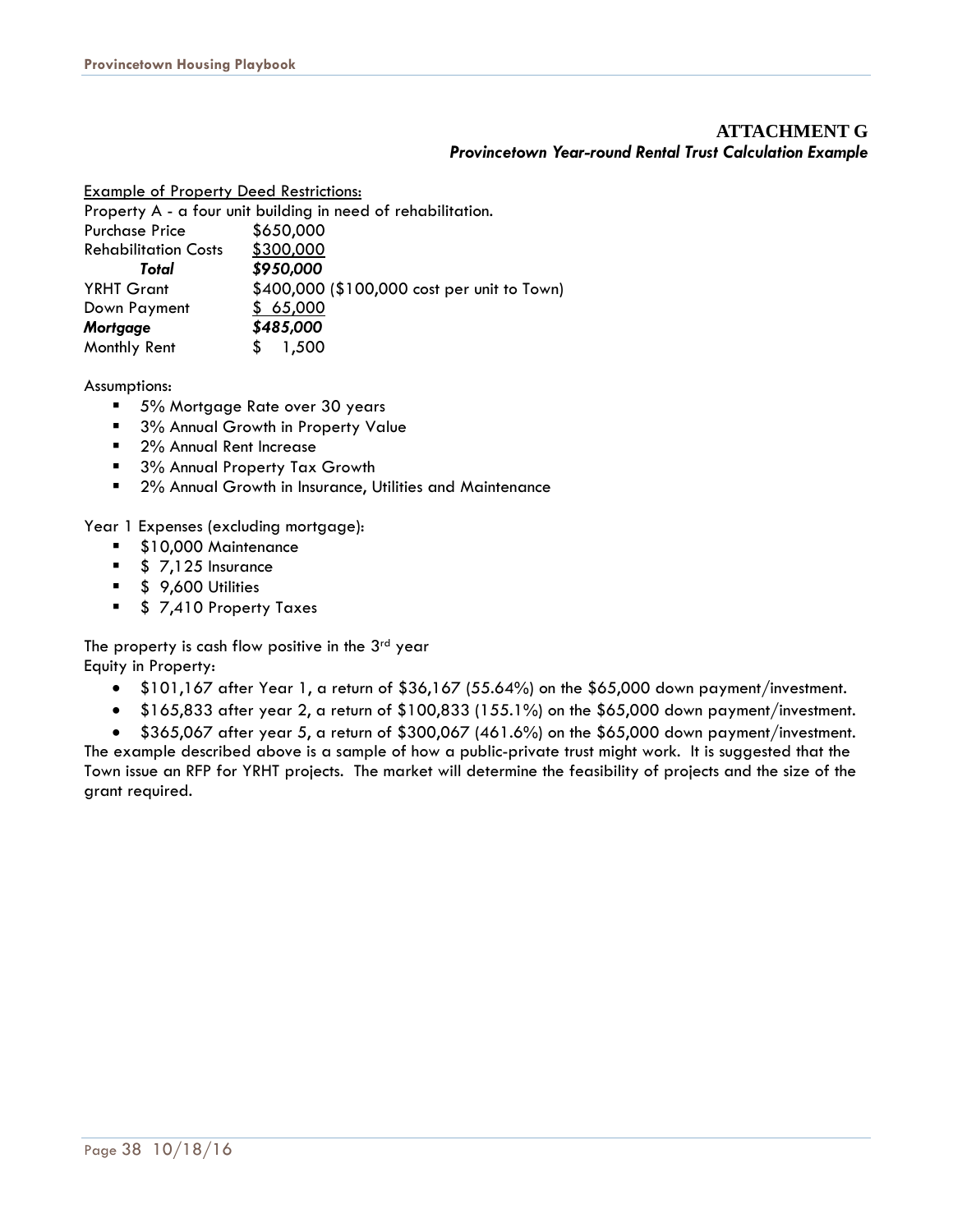## ATTACHMENT G

***Provincetown Year-round Rental Trust Calculation Example***

Example of Property Deed Restrictions:

Property A - a four unit building in need of rehabilitation.

| | |
|---|---|
| Purchase Price | $650,000 |
| Rehabilitation Costs | $300,000 |
| ***Total*** | ***$950,000*** |
| YRHT Grant | $400,000 ($100,000 cost per unit to Town) |
| Down Payment | $ 65,000 |
| ***Mortgage*** | ***$485,000*** |
| Monthly Rent | $ 1,500 |

Assumptions:

- 5% Mortgage Rate over 30 years
- 3% Annual Growth in Property Value
- 2% Annual Rent Increase
- 3% Annual Property Tax Growth
- 2% Annual Growth in Insurance, Utilities and Maintenance

Year 1 Expenses (excluding mortgage):

- $10,000 Maintenance
- $ 7,125 Insurance
- $ 9,600 Utilities
- $ 7,410 Property Taxes

The property is cash flow positive in the 3rd year

Equity in Property:

- $101,167 after Year 1, a return of $36,167 (55.64%) on the $65,000 down payment/investment.
- $165,833 after year 2, a return of $100,833 (155.1%) on the $65,000 down payment/investment.
- $365,067 after year 5, a return of $300,067 (461.6%) on the $65,000 down payment/investment.

The example described above is a sample of how a public-private trust might work. It is suggested that the Town issue an RFP for YRHT projects. The market will determine the feasibility of projects and the size of the grant required.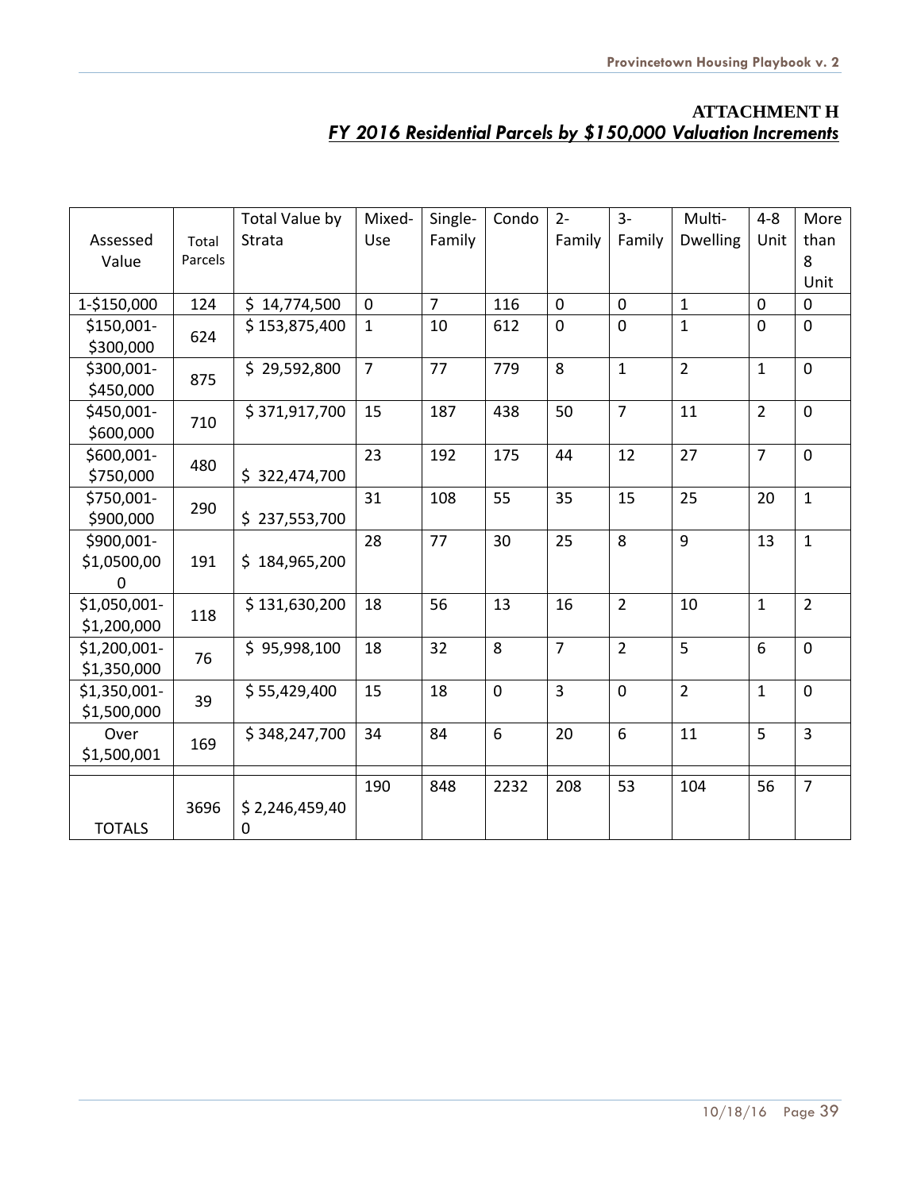## ATTACHMENT H

### *FY 2016 Residential Parcels by $150,000 Valuation Increments*

| Assessed Value | Total Parcels | Total Value by Strata | Mixed-Use | Single-Family | Condo | 2-Family | 3-Family | Multi-Dwelling | 4-8 Unit | More than 8 Unit |
|---|---|---|---|---|---|---|---|---|---|---|
| 1-$150,000 | 124 | $ 14,774,500 | 0 | 7 | 116 | 0 | 0 | 1 | 0 | 0 |
| $150,001-$300,000 | 624 | $ 153,875,400 | 1 | 10 | 612 | 0 | 0 | 1 | 0 | 0 |
| $300,001-$450,000 | 875 | $ 29,592,800 | 7 | 77 | 779 | 8 | 1 | 2 | 1 | 0 |
| $450,001-$600,000 | 710 | $ 371,917,700 | 15 | 187 | 438 | 50 | 7 | 11 | 2 | 0 |
| $600,001-$750,000 | 480 | $ 322,474,700 | 23 | 192 | 175 | 44 | 12 | 27 | 7 | 0 |
| $750,001-$900,000 | 290 | $ 237,553,700 | 31 | 108 | 55 | 35 | 15 | 25 | 20 | 1 |
| $900,001-$1,0500,000 | 191 | $ 184,965,200 | 28 | 77 | 30 | 25 | 8 | 9 | 13 | 1 |
| $1,050,001-$1,200,000 | 118 | $ 131,630,200 | 18 | 56 | 13 | 16 | 2 | 10 | 1 | 2 |
| $1,200,001-$1,350,000 | 76 | $ 95,998,100 | 18 | 32 | 8 | 7 | 2 | 5 | 6 | 0 |
| $1,350,001-$1,500,000 | 39 | $ 55,429,400 | 15 | 18 | 0 | 3 | 0 | 2 | 1 | 0 |
| Over $1,500,001 | 169 | $ 348,247,700 | 34 | 84 | 6 | 20 | 6 | 11 | 5 | 3 |
| TOTALS | 3696 | $ 2,246,459,400 | 190 | 848 | 2232 | 208 | 53 | 104 | 56 | 7 |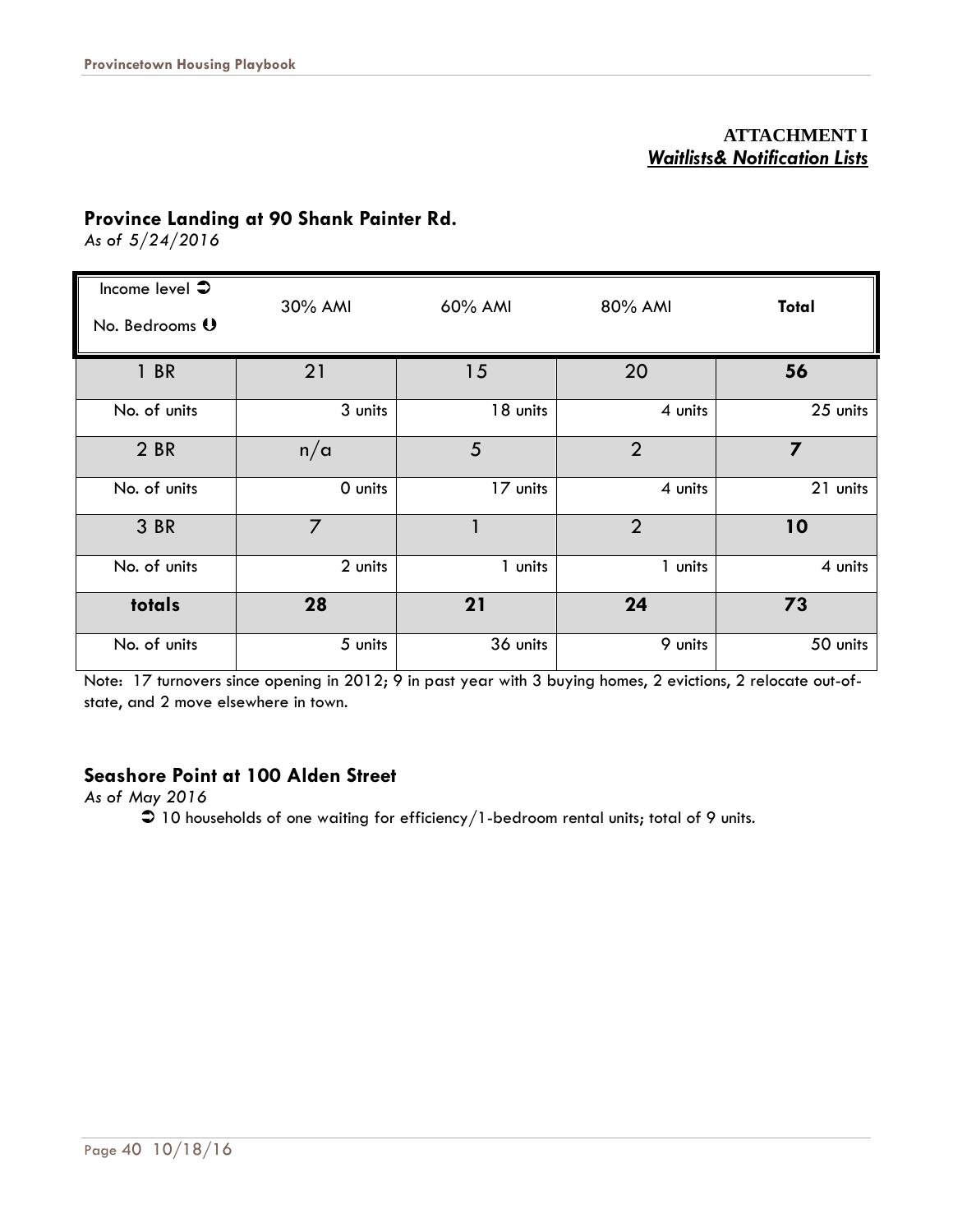**ATTACHMENT I**
***Waitlists& Notification Lists***

## Province Landing at 90 Shank Painter Rd.

*As of 5/24/2016*

| Income level ➲<br>No. Bedrooms ⇓ | 30% AMI | 60% AMI | 80% AMI | **Total** |
|---|---|---|---|---|
| 1 BR | 21 | 15 | 20 | **56** |
| No. of units | 3 units | 18 units | 4 units | 25 units |
| 2 BR | n/a | 5 | 2 | **7** |
| No. of units | 0 units | 17 units | 4 units | 21 units |
| 3 BR | 7 | 1 | 2 | **10** |
| No. of units | 2 units | 1 units | 1 units | 4 units |
| **totals** | **28** | **21** | **24** | **73** |
| No. of units | 5 units | 36 units | 9 units | 50 units |

Note: 17 turnovers since opening in 2012; 9 in past year with 3 buying homes, 2 evictions, 2 relocate out-of-state, and 2 move elsewhere in town.

## Seashore Point at 100 Alden Street

*As of May 2016*

➲ 10 households of one waiting for efficiency/1-bedroom rental units; total of 9 units.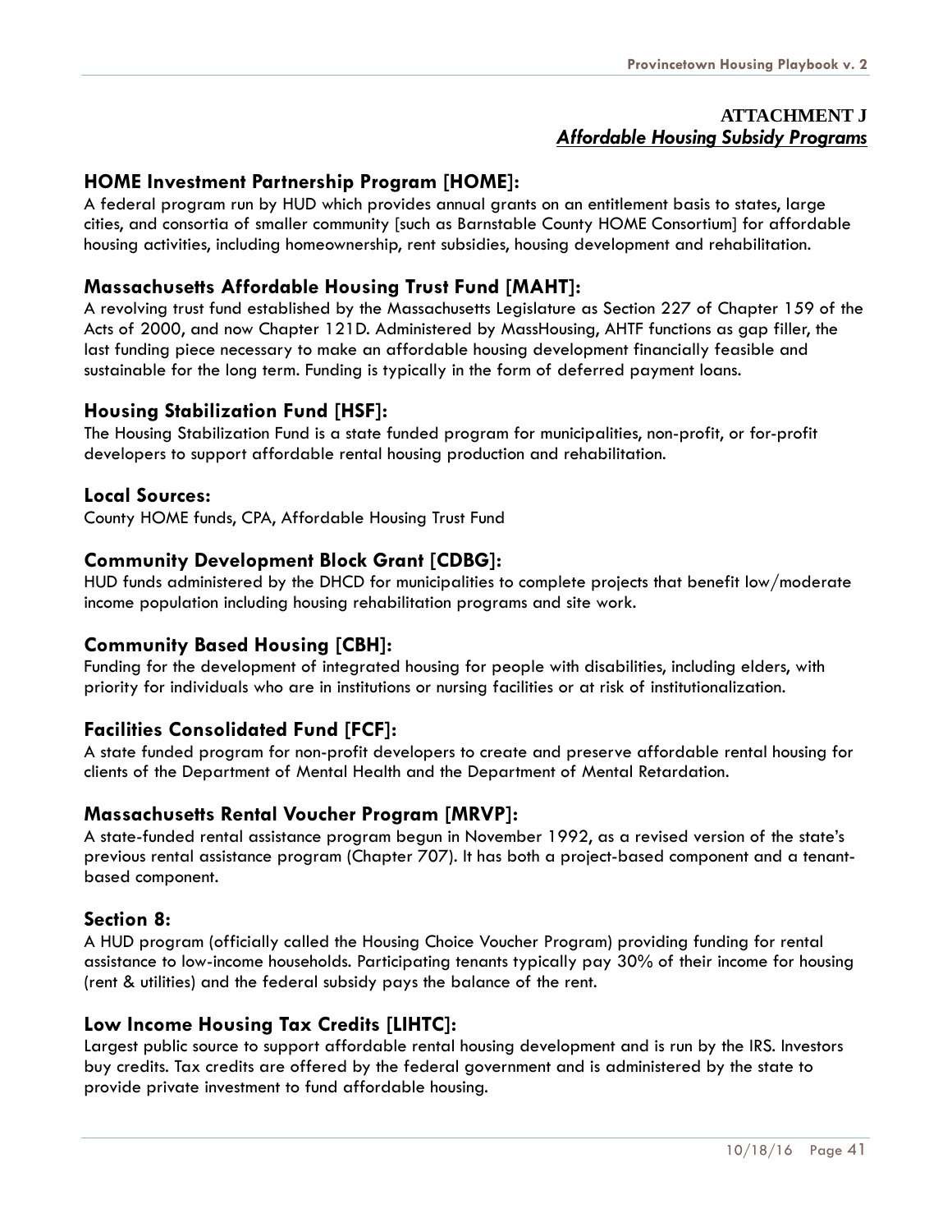**ATTACHMENT J**
***Affordable Housing Subsidy Programs***

### HOME Investment Partnership Program [HOME]:

A federal program run by HUD which provides annual grants on an entitlement basis to states, large cities, and consortia of smaller community [such as Barnstable County HOME Consortium] for affordable housing activities, including homeownership, rent subsidies, housing development and rehabilitation.

### Massachusetts Affordable Housing Trust Fund [MAHT]:

A revolving trust fund established by the Massachusetts Legislature as Section 227 of Chapter 159 of the Acts of 2000, and now Chapter 121D. Administered by MassHousing, AHTF functions as gap filler, the last funding piece necessary to make an affordable housing development financially feasible and sustainable for the long term. Funding is typically in the form of deferred payment loans.

### Housing Stabilization Fund [HSF]:

The Housing Stabilization Fund is a state funded program for municipalities, non-profit, or for-profit developers to support affordable rental housing production and rehabilitation.

### Local Sources:

County HOME funds, CPA, Affordable Housing Trust Fund

### Community Development Block Grant [CDBG]:

HUD funds administered by the DHCD for municipalities to complete projects that benefit low/moderate income population including housing rehabilitation programs and site work.

### Community Based Housing [CBH]:

Funding for the development of integrated housing for people with disabilities, including elders, with priority for individuals who are in institutions or nursing facilities or at risk of institutionalization.

### Facilities Consolidated Fund [FCF]:

A state funded program for non-profit developers to create and preserve affordable rental housing for clients of the Department of Mental Health and the Department of Mental Retardation.

### Massachusetts Rental Voucher Program [MRVP]:

A state-funded rental assistance program begun in November 1992, as a revised version of the state's previous rental assistance program (Chapter 707). It has both a project-based component and a tenant-based component.

### Section 8:

A HUD program (officially called the Housing Choice Voucher Program) providing funding for rental assistance to low-income households. Participating tenants typically pay 30% of their income for housing (rent & utilities) and the federal subsidy pays the balance of the rent.

### Low Income Housing Tax Credits [LIHTC]:

Largest public source to support affordable rental housing development and is run by the IRS. Investors buy credits. Tax credits are offered by the federal government and is administered by the state to provide private investment to fund affordable housing.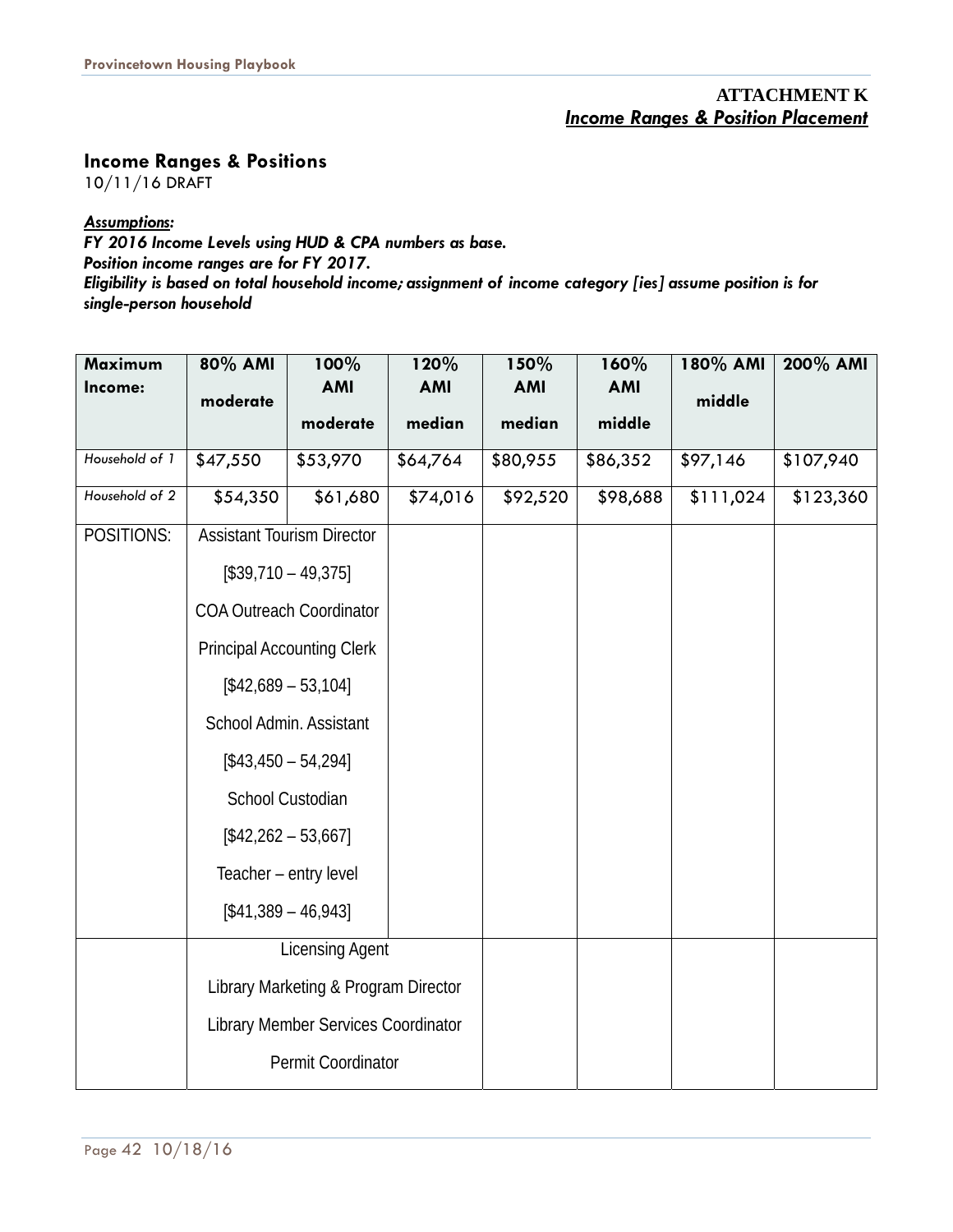**ATTACHMENT K**
***Income Ranges & Position Placement***

## Income Ranges & Positions

10/11/16 DRAFT

***Assumptions:***
***FY 2016 Income Levels using HUD & CPA numbers as base.***
***Position income ranges are for FY 2017.***
***Eligibility is based on total household income; assignment of income category [ies] assume position is for single-person household***

| Maximum Income: | 80% AMI moderate | 100% AMI moderate | 120% AMI median | 150% AMI median | 160% AMI middle | 180% AMI middle | 200% AMI |
|---|---|---|---|---|---|---|---|
| *Household of 1* | $47,550 | $53,970 | $64,764 | $80,955 | $86,352 | $97,146 | $107,940 |
| *Household of 2* | $54,350 | $61,680 | $74,016 | $92,520 | $98,688 | $111,024 | $123,360 |
| POSITIONS: | Assistant Tourism Director [$39,710 – 49,375]<br>COA Outreach Coordinator<br>Principal Accounting Clerk [$42,689 – 53,104]<br>School Admin. Assistant [$43,450 – 54,294]<br>School Custodian [$42,262 – 53,667]<br>Teacher – entry level [$41,389 – 46,943] | | | | | | |
| | Licensing Agent<br>Library Marketing & Program Director<br>Library Member Services Coordinator<br>Permit Coordinator | | | | | | |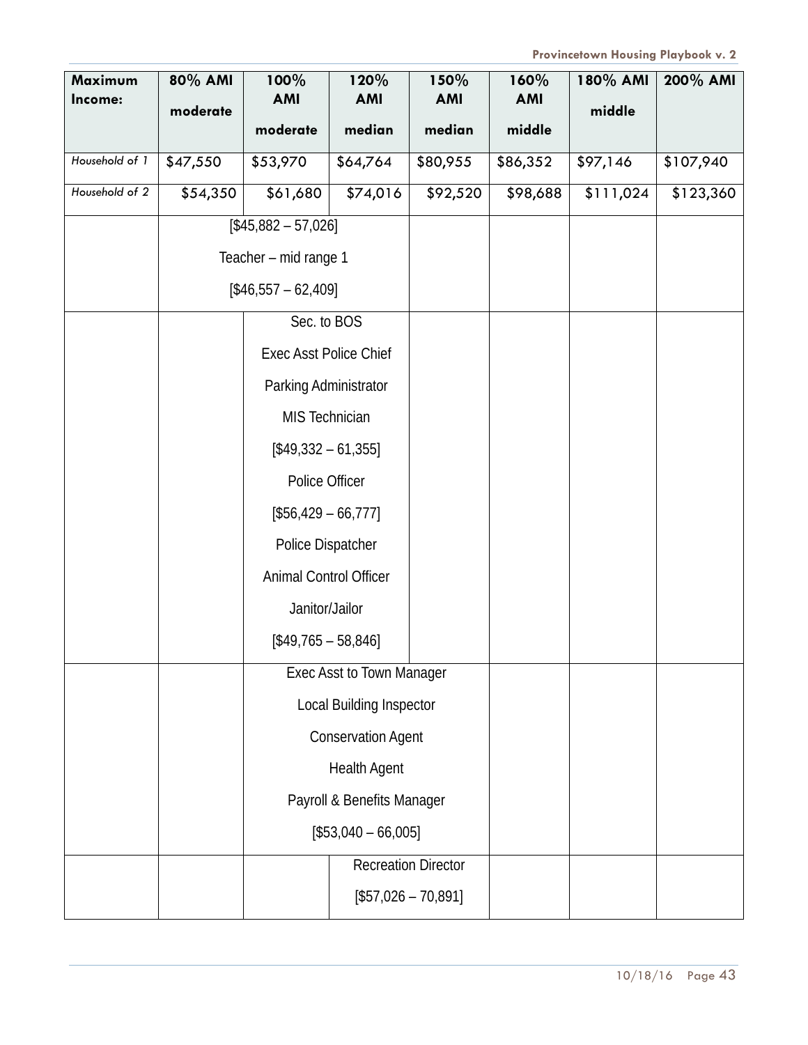| Maximum Income: | 80% AMI moderate | 100% AMI moderate | 120% AMI median | 150% AMI median | 160% AMI middle | 180% AMI middle | 200% AMI |
|---|---|---|---|---|---|---|---|
| *Household of 1* | $47,550 | $53,970 | $64,764 | $80,955 | $86,352 | $97,146 | $107,940 |
| *Household of 2* | $54,350 | $61,680 | $74,016 | $92,520 | $98,688 | $111,024 | $123,360 |
| | [$45,882 – 57,026] Teacher – mid range 1 [$46,557 – 62,409] | | | | | | |
| | | Sec. to BOS Exec Asst Police Chief Parking Administrator MIS Technician [$49,332 – 61,355] Police Officer [$56,429 – 66,777] Police Dispatcher Animal Control Officer Janitor/Jailor [$49,765 – 58,846] | | | | | |
| | | Exec Asst to Town Manager Local Building Inspector Conservation Agent Health Agent Payroll & Benefits Manager [$53,040 – 66,005] | | | | | |
| | | | Recreation Director [$57,026 – 70,891] | | | | |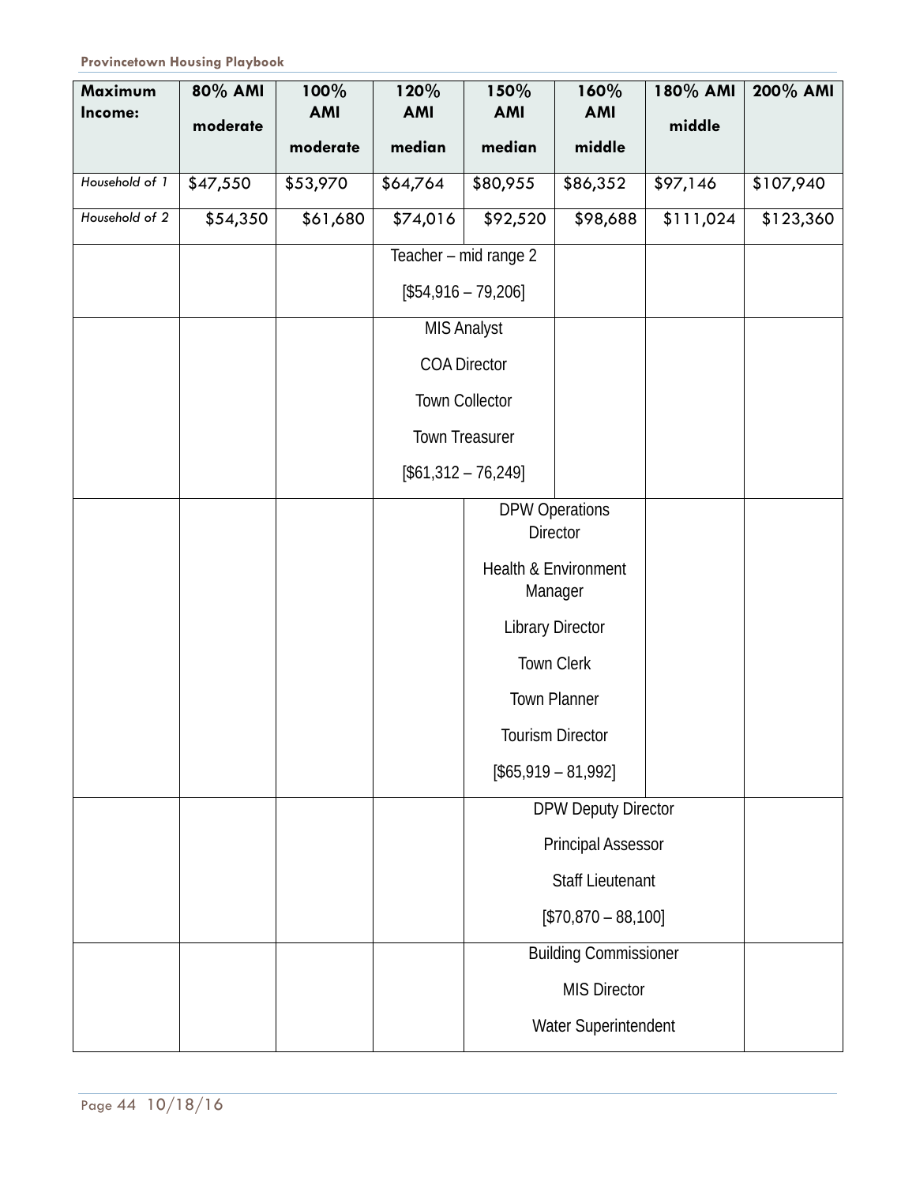| Maximum Income: | 80% AMI moderate | 100% AMI moderate | 120% AMI median | 150% AMI median | 160% AMI middle | 180% AMI middle | 200% AMI |
|---|---|---|---|---|---|---|---|
| *Household of 1* | $47,550 | $53,970 | $64,764 | $80,955 | $86,352 | $97,146 | $107,940 |
| *Household of 2* | $54,350 | $61,680 | $74,016 | $92,520 | $98,688 | $111,024 | $123,360 |
| | | | Teacher – mid range 2 [$54,916 – 79,206] | | | | |
| | | | MIS Analyst<br>COA Director<br>Town Collector<br>Town Treasurer<br>[$61,312 – 76,249] | | | | |
| | | | | DPW Operations Director<br>Health & Environment Manager<br>Library Director<br>Town Clerk<br>Town Planner<br>Tourism Director<br>[$65,919 – 81,992] | | | |
| | | | | DPW Deputy Director<br>Principal Assessor<br>Staff Lieutenant<br>[$70,870 – 88,100] | | | |
| | | | | Building Commissioner<br>MIS Director<br>Water Superintendent | | | |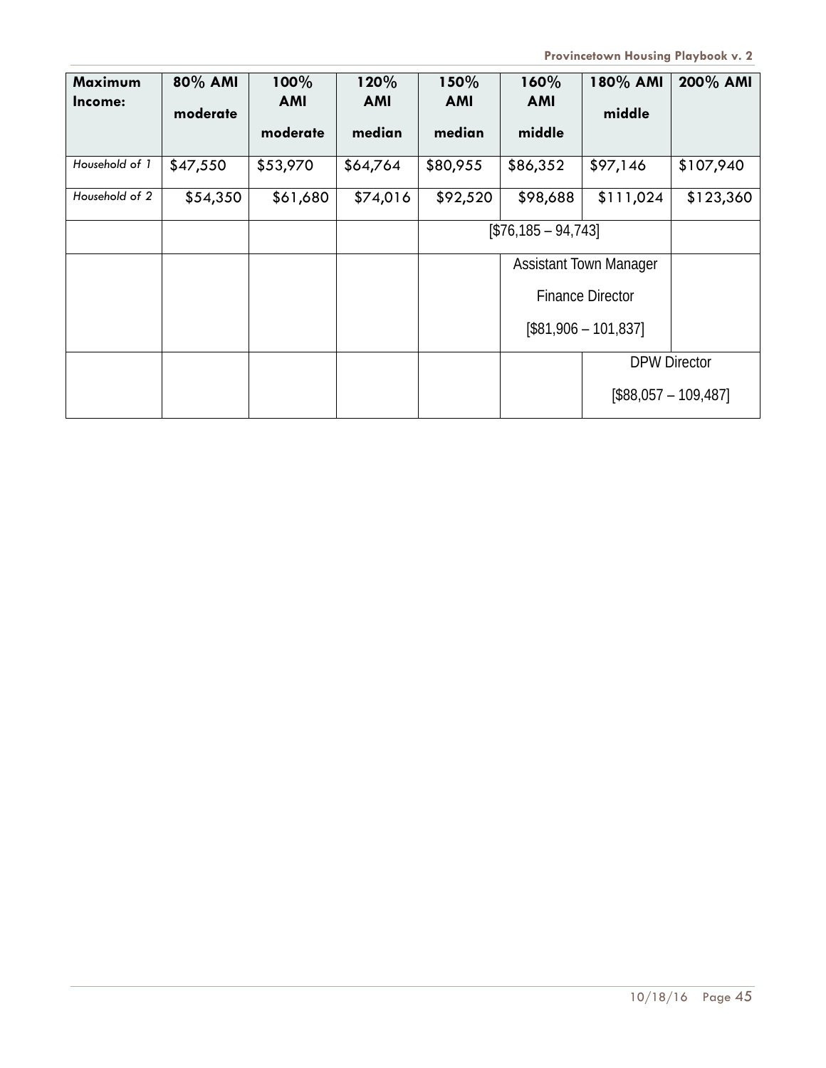| Maximum Income: | 80% AMI moderate | 100% AMI moderate | 120% AMI median | 150% AMI median | 160% AMI middle | 180% AMI middle | 200% AMI |
|---|---|---|---|---|---|---|---|
| *Household of 1* | $47,550 | $53,970 | $64,764 | $80,955 | $86,352 | $97,146 | $107,940 |
| *Household of 2* | $54,350 | $61,680 | $74,016 | $92,520 | $98,688 | $111,024 | $123,360 |
| | | | | [$76,185 – 94,743] | | | |
| | | | | | Assistant Town Manager Finance Director [$81,906 – 101,837] | | |
| | | | | | | DPW Director [$88,057 – 109,487] | |